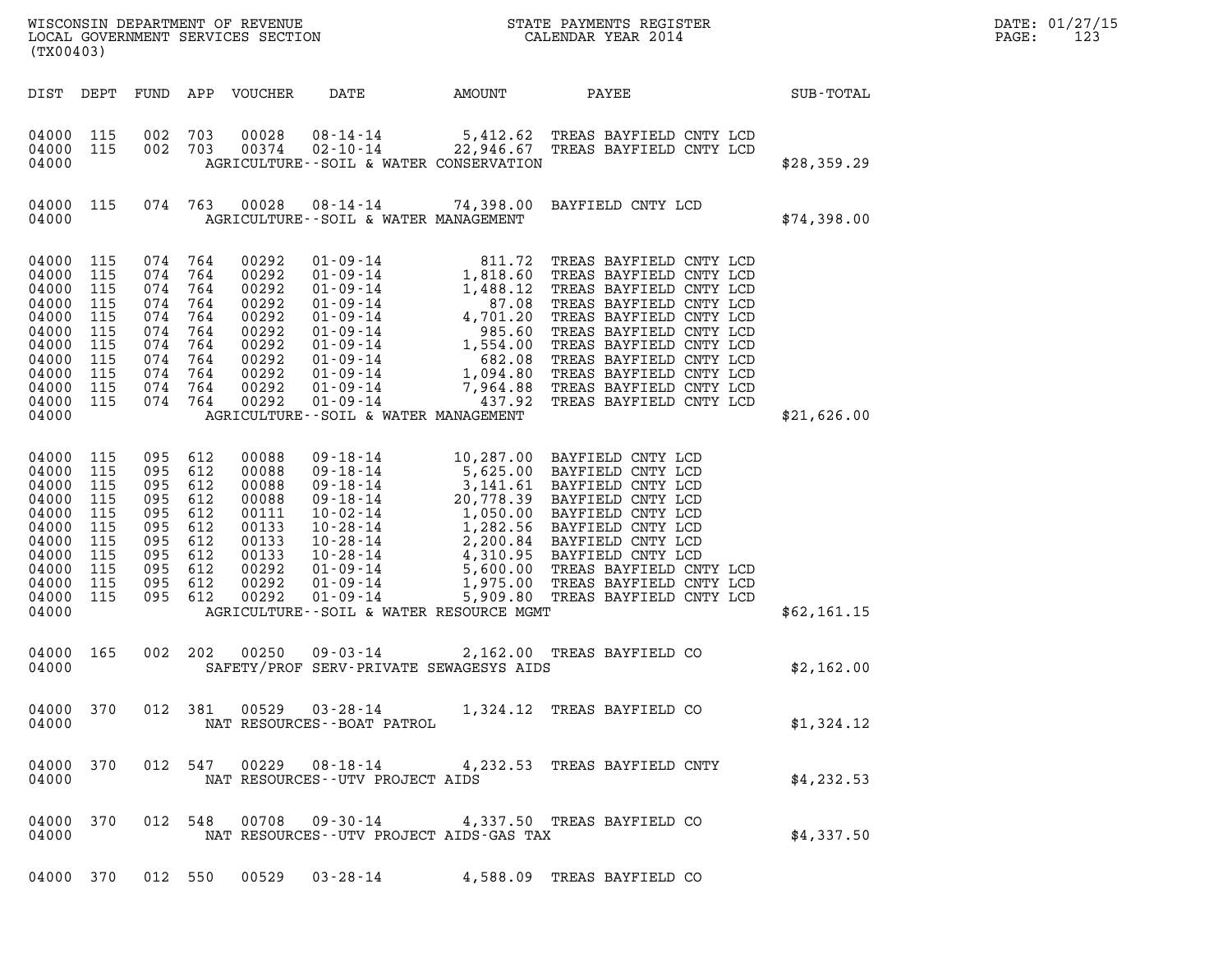WISCONSIN DEPARTMENT OF REVENUE
LOCAL GOVERNMENT SERVICES SECTION
(TX00403)

STATE PAYMENTS REGISTER
CALENDAR YEAR 2014

DATE: 01/27/15
PAGE: 123

| DIST | DEPT | FUND | APP | VOUCHER | DATE | AMOUNT | PAYEE | SUB-TOTAL |
|---|---|---|---|---|---|---|---|---|
| 04000 | 115 | 002 | 703 | 00028 | 08-14-14 | 5,412.62 | TREAS BAYFIELD CNTY LCD | |
| 04000 | 115 | 002 | 703 | 00374 | 02-10-14 | 22,946.67 | TREAS BAYFIELD CNTY LCD | |
| 04000 | | | | | AGRICULTURE--SOIL & WATER CONSERVATION | | | $28,359.29 |
| 04000 | 115 | 074 | 763 | 00028 | 08-14-14 | 74,398.00 | BAYFIELD CNTY LCD | |
| 04000 | | | | | AGRICULTURE--SOIL & WATER MANAGEMENT | | | $74,398.00 |
| 04000 | 115 | 074 | 764 | 00292 | 01-09-14 | 811.72 | TREAS BAYFIELD CNTY LCD | |
| 04000 | 115 | 074 | 764 | 00292 | 01-09-14 | 1,818.60 | TREAS BAYFIELD CNTY LCD | |
| 04000 | 115 | 074 | 764 | 00292 | 01-09-14 | 1,488.12 | TREAS BAYFIELD CNTY LCD | |
| 04000 | 115 | 074 | 764 | 00292 | 01-09-14 | 87.08 | TREAS BAYFIELD CNTY LCD | |
| 04000 | 115 | 074 | 764 | 00292 | 01-09-14 | 4,701.20 | TREAS BAYFIELD CNTY LCD | |
| 04000 | 115 | 074 | 764 | 00292 | 01-09-14 | 985.60 | TREAS BAYFIELD CNTY LCD | |
| 04000 | 115 | 074 | 764 | 00292 | 01-09-14 | 1,554.00 | TREAS BAYFIELD CNTY LCD | |
| 04000 | 115 | 074 | 764 | 00292 | 01-09-14 | 682.08 | TREAS BAYFIELD CNTY LCD | |
| 04000 | 115 | 074 | 764 | 00292 | 01-09-14 | 1,094.80 | TREAS BAYFIELD CNTY LCD | |
| 04000 | 115 | 074 | 764 | 00292 | 01-09-14 | 7,964.88 | TREAS BAYFIELD CNTY LCD | |
| 04000 | 115 | 074 | 764 | 00292 | 01-09-14 | 437.92 | TREAS BAYFIELD CNTY LCD | |
| 04000 | | | | | AGRICULTURE--SOIL & WATER MANAGEMENT | | | $21,626.00 |
| 04000 | 115 | 095 | 612 | 00088 | 09-18-14 | 10,287.00 | BAYFIELD CNTY LCD | |
| 04000 | 115 | 095 | 612 | 00088 | 09-18-14 | 5,625.00 | BAYFIELD CNTY LCD | |
| 04000 | 115 | 095 | 612 | 00088 | 09-18-14 | 3,141.61 | BAYFIELD CNTY LCD | |
| 04000 | 115 | 095 | 612 | 00088 | 09-18-14 | 20,778.39 | BAYFIELD CNTY LCD | |
| 04000 | 115 | 095 | 612 | 00111 | 10-02-14 | 1,050.00 | BAYFIELD CNTY LCD | |
| 04000 | 115 | 095 | 612 | 00133 | 10-28-14 | 1,282.56 | BAYFIELD CNTY LCD | |
| 04000 | 115 | 095 | 612 | 00133 | 10-28-14 | 2,200.84 | BAYFIELD CNTY LCD | |
| 04000 | 115 | 095 | 612 | 00133 | 10-28-14 | 4,310.95 | BAYFIELD CNTY LCD | |
| 04000 | 115 | 095 | 612 | 00292 | 01-09-14 | 5,600.00 | TREAS BAYFIELD CNTY LCD | |
| 04000 | 115 | 095 | 612 | 00292 | 01-09-14 | 1,975.00 | TREAS BAYFIELD CNTY LCD | |
| 04000 | 115 | 095 | 612 | 00292 | 01-09-14 | 5,909.80 | TREAS BAYFIELD CNTY LCD | |
| 04000 | | | | | AGRICULTURE--SOIL & WATER RESOURCE MGMT | | | $62,161.15 |
| 04000 | 165 | 002 | 202 | 00250 | 09-03-14 | 2,162.00 | TREAS BAYFIELD CO | |
| 04000 | | | | | SAFETY/PROF SERV-PRIVATE SEWAGESYS AIDS | | | $2,162.00 |
| 04000 | 370 | 012 | 381 | 00529 | 03-28-14 | 1,324.12 | TREAS BAYFIELD CO | |
| 04000 | | | | | NAT RESOURCES--BOAT PATROL | | | $1,324.12 |
| 04000 | 370 | 012 | 547 | 00229 | 08-18-14 | 4,232.53 | TREAS BAYFIELD CNTY | |
| 04000 | | | | | NAT RESOURCES--UTV PROJECT AIDS | | | $4,232.53 |
| 04000 | 370 | 012 | 548 | 00708 | 09-30-14 | 4,337.50 | TREAS BAYFIELD CO | |
| 04000 | | | | | NAT RESOURCES--UTV PROJECT AIDS-GAS TAX | | | $4,337.50 |
| 04000 | 370 | 012 | 550 | 00529 | 03-28-14 | 4,588.09 | TREAS BAYFIELD CO | |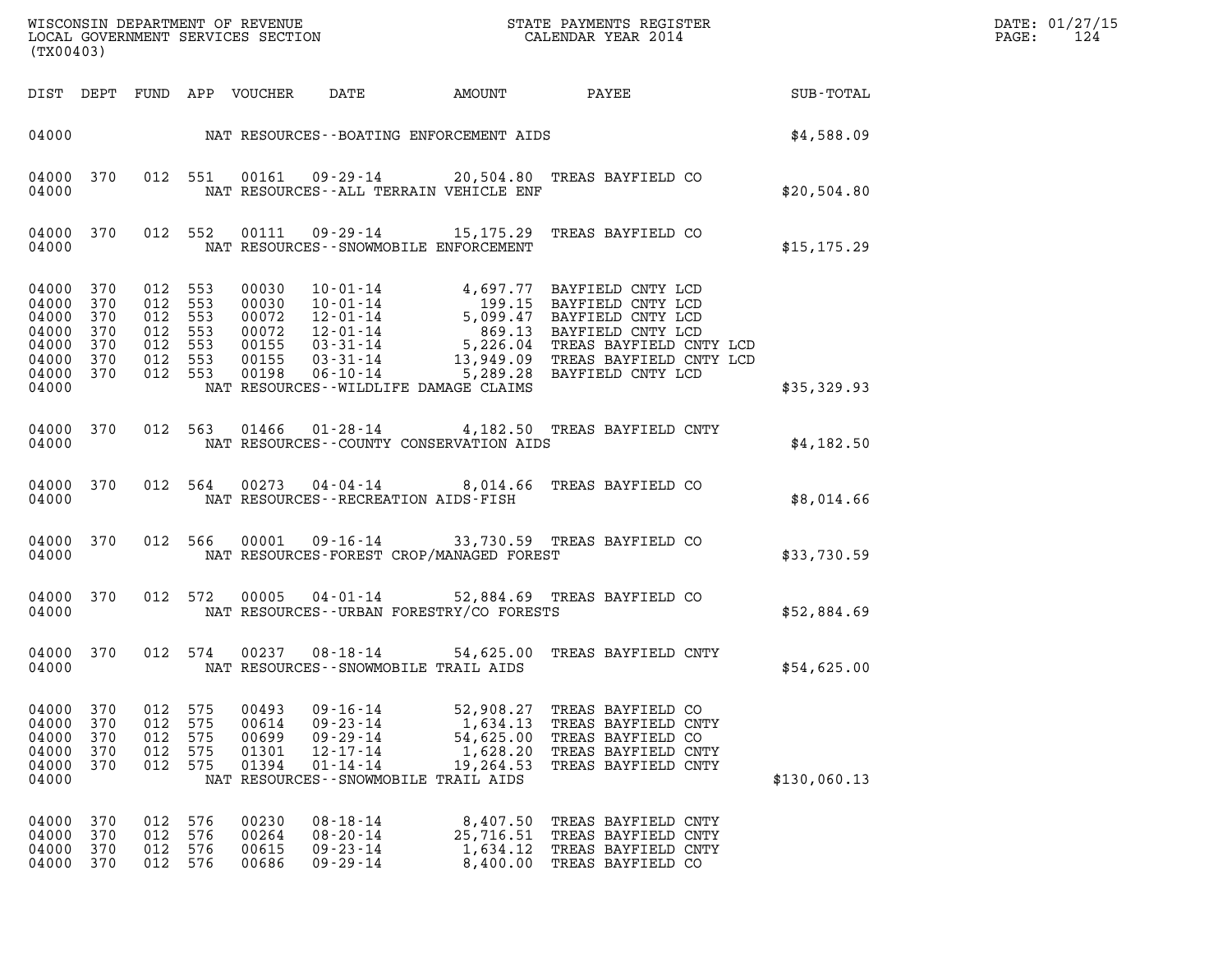| DIST | DEPT | FUND | APP | VOUCHER | DATE | AMOUNT | PAYEE | SUB-TOTAL |
|---|---|---|---|---|---|---|---|---|
| 04000 | | | | | | NAT RESOURCES--BOATING ENFORCEMENT AIDS | | $4,588.09 |
| 04000 | 370 | 012 | 551 | 00161 | 09-29-14 | 20,504.80 | TREAS BAYFIELD CO | |
| 04000 | | | | | | NAT RESOURCES--ALL TERRAIN VEHICLE ENF | | $20,504.80 |
| 04000 | 370 | 012 | 552 | 00111 | 09-29-14 | 15,175.29 | TREAS BAYFIELD CO | |
| 04000 | | | | | | NAT RESOURCES--SNOWMOBILE ENFORCEMENT | | $15,175.29 |
| 04000 | 370 | 012 | 553 | 00030 | 10-01-14 | 4,697.77 | BAYFIELD CNTY LCD | |
| 04000 | 370 | 012 | 553 | 00030 | 10-01-14 | 199.15 | BAYFIELD CNTY LCD | |
| 04000 | 370 | 012 | 553 | 00072 | 12-01-14 | 5,099.47 | BAYFIELD CNTY LCD | |
| 04000 | 370 | 012 | 553 | 00072 | 12-01-14 | 869.13 | BAYFIELD CNTY LCD | |
| 04000 | 370 | 012 | 553 | 00155 | 03-31-14 | 5,226.04 | TREAS BAYFIELD CNTY LCD | |
| 04000 | 370 | 012 | 553 | 00155 | 03-31-14 | 13,949.09 | TREAS BAYFIELD CNTY LCD | |
| 04000 | 370 | 012 | 553 | 00198 | 06-10-14 | 5,289.28 | BAYFIELD CNTY LCD | |
| 04000 | | | | | | NAT RESOURCES--WILDLIFE DAMAGE CLAIMS | | $35,329.93 |
| 04000 | 370 | 012 | 563 | 01466 | 01-28-14 | 4,182.50 | TREAS BAYFIELD CNTY | |
| 04000 | | | | | | NAT RESOURCES--COUNTY CONSERVATION AIDS | | $4,182.50 |
| 04000 | 370 | 012 | 564 | 00273 | 04-04-14 | 8,014.66 | TREAS BAYFIELD CO | |
| 04000 | | | | | | NAT RESOURCES--RECREATION AIDS-FISH | | $8,014.66 |
| 04000 | 370 | 012 | 566 | 00001 | 09-16-14 | 33,730.59 | TREAS BAYFIELD CO | |
| 04000 | | | | | | NAT RESOURCES-FOREST CROP/MANAGED FOREST | | $33,730.59 |
| 04000 | 370 | 012 | 572 | 00005 | 04-01-14 | 52,884.69 | TREAS BAYFIELD CO | |
| 04000 | | | | | | NAT RESOURCES--URBAN FORESTRY/CO FORESTS | | $52,884.69 |
| 04000 | 370 | 012 | 574 | 00237 | 08-18-14 | 54,625.00 | TREAS BAYFIELD CNTY | |
| 04000 | | | | | | NAT RESOURCES--SNOWMOBILE TRAIL AIDS | | $54,625.00 |
| 04000 | 370 | 012 | 575 | 00493 | 09-16-14 | 52,908.27 | TREAS BAYFIELD CO | |
| 04000 | 370 | 012 | 575 | 00614 | 09-23-14 | 1,634.13 | TREAS BAYFIELD CNTY | |
| 04000 | 370 | 012 | 575 | 00699 | 09-29-14 | 54,625.00 | TREAS BAYFIELD CO | |
| 04000 | 370 | 012 | 575 | 01301 | 12-17-14 | 1,628.20 | TREAS BAYFIELD CNTY | |
| 04000 | 370 | 012 | 575 | 01394 | 01-14-14 | 19,264.53 | TREAS BAYFIELD CNTY | |
| 04000 | | | | | | NAT RESOURCES--SNOWMOBILE TRAIL AIDS | | $130,060.13 |
| 04000 | 370 | 012 | 576 | 00230 | 08-18-14 | 8,407.50 | TREAS BAYFIELD CNTY | |
| 04000 | 370 | 012 | 576 | 00264 | 08-20-14 | 25,716.51 | TREAS BAYFIELD CNTY | |
| 04000 | 370 | 012 | 576 | 00615 | 09-23-14 | 1,634.12 | TREAS BAYFIELD CNTY | |
| 04000 | 370 | 012 | 576 | 00686 | 09-29-14 | 8,400.00 | TREAS BAYFIELD CO | |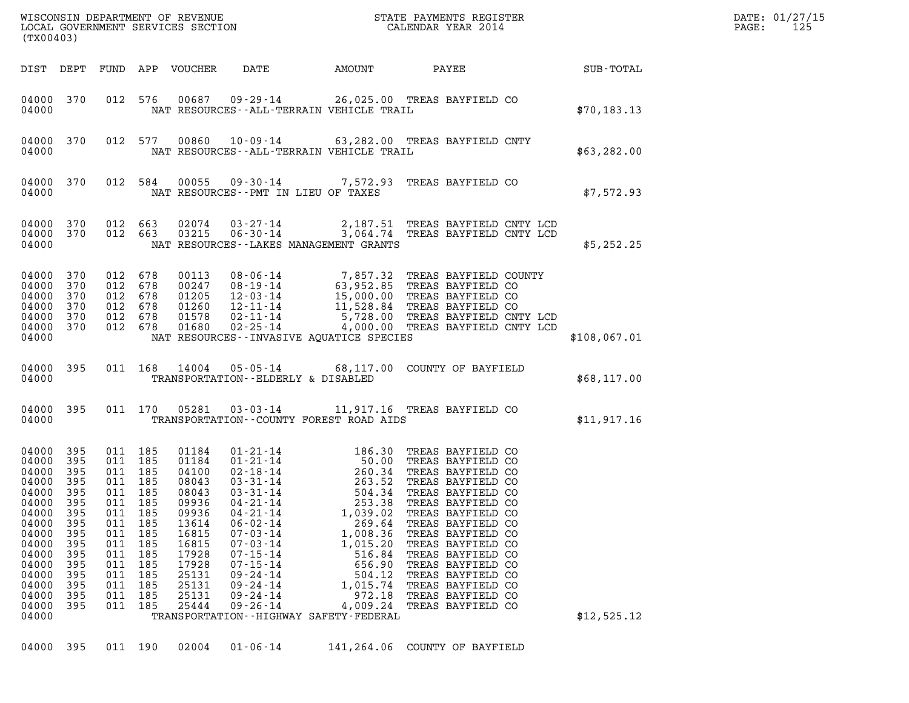| DIST | DEPT | FUND | APP | VOUCHER | DATE | AMOUNT | PAYEE | SUB-TOTAL |
|---|---|---|---|---|---|---|---|---|
| 04000 | 370 | 012 | 576 | 00687 | 09-29-14 | 26,025.00 | TREAS BAYFIELD CO | |
| 04000 | | | | | NAT RESOURCES--ALL-TERRAIN VEHICLE TRAIL | | | $70,183.13 |
| 04000 | 370 | 012 | 577 | 00860 | 10-09-14 | 63,282.00 | TREAS BAYFIELD CNTY | |
| 04000 | | | | | NAT RESOURCES--ALL-TERRAIN VEHICLE TRAIL | | | $63,282.00 |
| 04000 | 370 | 012 | 584 | 00055 | 09-30-14 | 7,572.93 | TREAS BAYFIELD CO | |
| 04000 | | | | | NAT RESOURCES--PMT IN LIEU OF TAXES | | | $7,572.93 |
| 04000 | 370 | 012 | 663 | 02074 | 03-27-14 | 2,187.51 | TREAS BAYFIELD CNTY LCD | |
| 04000 | 370 | 012 | 663 | 03215 | 06-30-14 | 3,064.74 | TREAS BAYFIELD CNTY LCD | |
| 04000 | | | | | NAT RESOURCES--LAKES MANAGEMENT GRANTS | | | $5,252.25 |
| 04000 | 370 | 012 | 678 | 00113 | 08-06-14 | 7,857.32 | TREAS BAYFIELD COUNTY | |
| 04000 | 370 | 012 | 678 | 00247 | 08-19-14 | 63,952.85 | TREAS BAYFIELD CO | |
| 04000 | 370 | 012 | 678 | 01205 | 12-03-14 | 15,000.00 | TREAS BAYFIELD CO | |
| 04000 | 370 | 012 | 678 | 01260 | 12-11-14 | 11,528.84 | TREAS BAYFIELD CO | |
| 04000 | 370 | 012 | 678 | 01578 | 02-11-14 | 5,728.00 | TREAS BAYFIELD CNTY LCD | |
| 04000 | 370 | 012 | 678 | 01680 | 02-25-14 | 4,000.00 | TREAS BAYFIELD CNTY LCD | |
| 04000 | | | | | NAT RESOURCES--INVASIVE AQUATICE SPECIES | | | $108,067.01 |
| 04000 | 395 | 011 | 168 | 14004 | 05-05-14 | 68,117.00 | COUNTY OF BAYFIELD | |
| 04000 | | | | | TRANSPORTATION--ELDERLY & DISABLED | | | $68,117.00 |
| 04000 | 395 | 011 | 170 | 05281 | 03-03-14 | 11,917.16 | TREAS BAYFIELD CO | |
| 04000 | | | | | TRANSPORTATION--COUNTY FOREST ROAD AIDS | | | $11,917.16 |
| 04000 | 395 | 011 | 185 | 01184 | 01-21-14 | 186.30 | TREAS BAYFIELD CO | |
| 04000 | 395 | 011 | 185 | 01184 | 01-21-14 | 50.00 | TREAS BAYFIELD CO | |
| 04000 | 395 | 011 | 185 | 04100 | 02-18-14 | 260.34 | TREAS BAYFIELD CO | |
| 04000 | 395 | 011 | 185 | 08043 | 03-31-14 | 263.52 | TREAS BAYFIELD CO | |
| 04000 | 395 | 011 | 185 | 08043 | 03-31-14 | 504.34 | TREAS BAYFIELD CO | |
| 04000 | 395 | 011 | 185 | 09936 | 04-21-14 | 253.38 | TREAS BAYFIELD CO | |
| 04000 | 395 | 011 | 185 | 09936 | 04-21-14 | 1,039.02 | TREAS BAYFIELD CO | |
| 04000 | 395 | 011 | 185 | 13614 | 06-02-14 | 269.64 | TREAS BAYFIELD CO | |
| 04000 | 395 | 011 | 185 | 16815 | 07-03-14 | 1,008.36 | TREAS BAYFIELD CO | |
| 04000 | 395 | 011 | 185 | 16815 | 07-03-14 | 1,015.20 | TREAS BAYFIELD CO | |
| 04000 | 395 | 011 | 185 | 17928 | 07-15-14 | 516.84 | TREAS BAYFIELD CO | |
| 04000 | 395 | 011 | 185 | 17928 | 07-15-14 | 656.90 | TREAS BAYFIELD CO | |
| 04000 | 395 | 011 | 185 | 25131 | 09-24-14 | 504.12 | TREAS BAYFIELD CO | |
| 04000 | 395 | 011 | 185 | 25131 | 09-24-14 | 1,015.74 | TREAS BAYFIELD CO | |
| 04000 | 395 | 011 | 185 | 25131 | 09-24-14 | 972.18 | TREAS BAYFIELD CO | |
| 04000 | 395 | 011 | 185 | 25444 | 09-26-14 | 4,009.24 | TREAS BAYFIELD CO | |
| 04000 | | | | | TRANSPORTATION--HIGHWAY SAFETY-FEDERAL | | | $12,525.12 |
| 04000 | 395 | 011 | 190 | 02004 | 01-06-14 | 141,264.06 | COUNTY OF BAYFIELD | |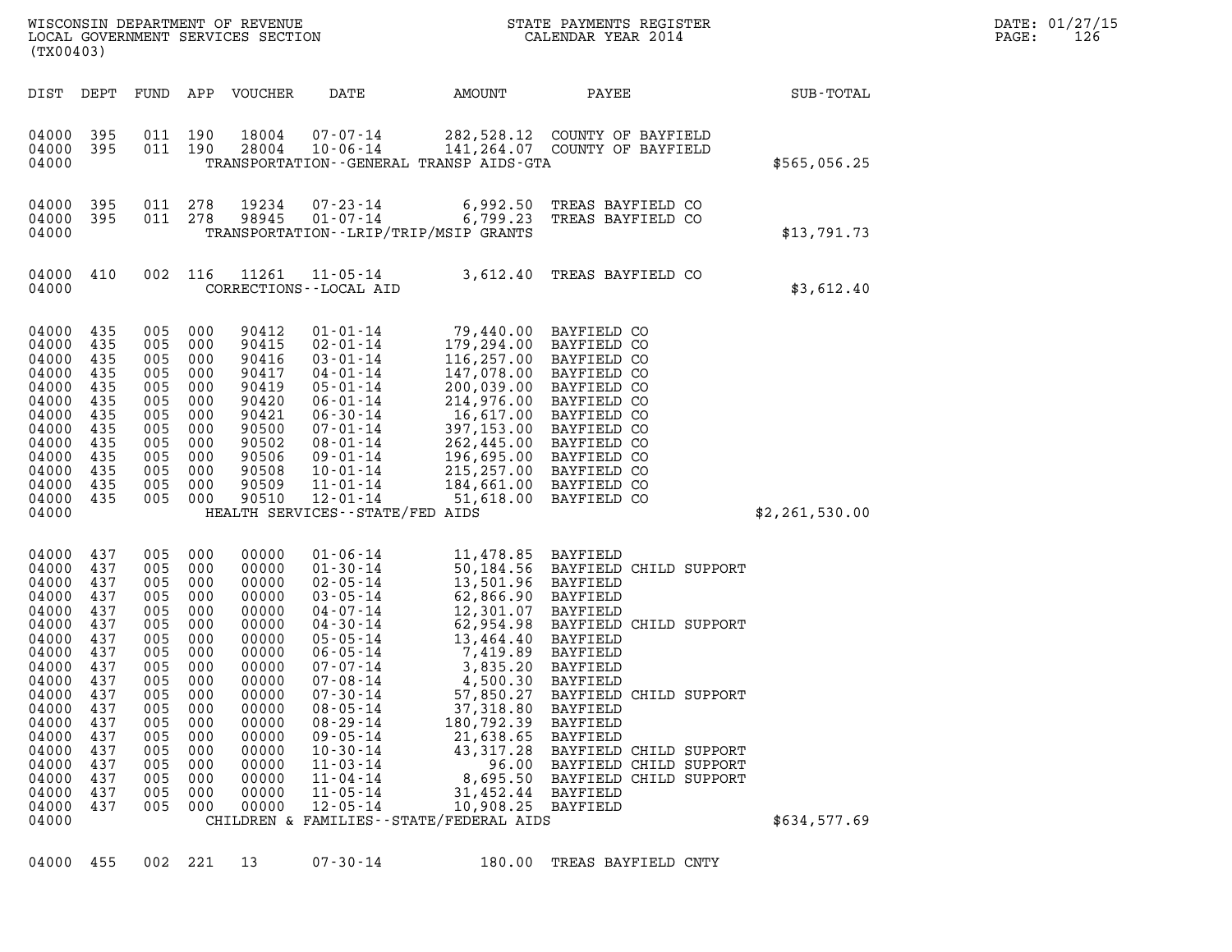WISCONSIN DEPARTMENT OF REVENUE
LOCAL GOVERNMENT SERVICES SECTION
(TX00403)

STATE PAYMENTS REGISTER
CALENDAR YEAR 2014

| DIST | DEPT | FUND | APP | VOUCHER | DATE | AMOUNT | PAYEE | SUB-TOTAL |
|---|---|---|---|---|---|---|---|---|
| 04000 | 395 | 011 | 190 | 18004 | 07-07-14 | 282,528.12 | COUNTY OF BAYFIELD | |
| 04000 | 395 | 011 | 190 | 28004 | 10-06-14 | 141,264.07 | COUNTY OF BAYFIELD | |
| 04000 | | | | | TRANSPORTATION--GENERAL TRANSP AIDS-GTA | | | $565,056.25 |
| 04000 | 395 | 011 | 278 | 19234 | 07-23-14 | 6,992.50 | TREAS BAYFIELD CO | |
| 04000 | 395 | 011 | 278 | 98945 | 01-07-14 | 6,799.23 | TREAS BAYFIELD CO | |
| 04000 | | | | | TRANSPORTATION--LRIP/TRIP/MSIP GRANTS | | | $13,791.73 |
| 04000 | 410 | 002 | 116 | 11261 | 11-05-14 | 3,612.40 | TREAS BAYFIELD CO | |
| 04000 | | | | | CORRECTIONS--LOCAL AID | | | $3,612.40 |
| 04000 | 435 | 005 | 000 | 90412 | 01-01-14 | 79,440.00 | BAYFIELD CO | |
| 04000 | 435 | 005 | 000 | 90415 | 02-01-14 | 179,294.00 | BAYFIELD CO | |
| 04000 | 435 | 005 | 000 | 90416 | 03-01-14 | 116,257.00 | BAYFIELD CO | |
| 04000 | 435 | 005 | 000 | 90417 | 04-01-14 | 147,078.00 | BAYFIELD CO | |
| 04000 | 435 | 005 | 000 | 90419 | 05-01-14 | 200,039.00 | BAYFIELD CO | |
| 04000 | 435 | 005 | 000 | 90420 | 06-01-14 | 214,976.00 | BAYFIELD CO | |
| 04000 | 435 | 005 | 000 | 90421 | 06-30-14 | 16,617.00 | BAYFIELD CO | |
| 04000 | 435 | 005 | 000 | 90500 | 07-01-14 | 397,153.00 | BAYFIELD CO | |
| 04000 | 435 | 005 | 000 | 90502 | 08-01-14 | 262,445.00 | BAYFIELD CO | |
| 04000 | 435 | 005 | 000 | 90506 | 09-01-14 | 196,695.00 | BAYFIELD CO | |
| 04000 | 435 | 005 | 000 | 90508 | 10-01-14 | 215,257.00 | BAYFIELD CO | |
| 04000 | 435 | 005 | 000 | 90509 | 11-01-14 | 184,661.00 | BAYFIELD CO | |
| 04000 | 435 | 005 | 000 | 90510 | 12-01-14 | 51,618.00 | BAYFIELD CO | |
| 04000 | | | | | HEALTH SERVICES--STATE/FED AIDS | | | $2,261,530.00 |
| 04000 | 437 | 005 | 000 | 00000 | 01-06-14 | 11,478.85 | BAYFIELD | |
| 04000 | 437 | 005 | 000 | 00000 | 01-30-14 | 50,184.56 | BAYFIELD CHILD SUPPORT | |
| 04000 | 437 | 005 | 000 | 00000 | 02-05-14 | 13,501.96 | BAYFIELD | |
| 04000 | 437 | 005 | 000 | 00000 | 03-05-14 | 62,866.90 | BAYFIELD | |
| 04000 | 437 | 005 | 000 | 00000 | 04-07-14 | 12,301.07 | BAYFIELD | |
| 04000 | 437 | 005 | 000 | 00000 | 04-30-14 | 62,954.98 | BAYFIELD CHILD SUPPORT | |
| 04000 | 437 | 005 | 000 | 00000 | 05-05-14 | 13,464.40 | BAYFIELD | |
| 04000 | 437 | 005 | 000 | 00000 | 06-05-14 | 7,419.89 | BAYFIELD | |
| 04000 | 437 | 005 | 000 | 00000 | 07-07-14 | 3,835.20 | BAYFIELD | |
| 04000 | 437 | 005 | 000 | 00000 | 07-08-14 | 4,500.30 | BAYFIELD | |
| 04000 | 437 | 005 | 000 | 00000 | 07-30-14 | 57,850.27 | BAYFIELD CHILD SUPPORT | |
| 04000 | 437 | 005 | 000 | 00000 | 08-05-14 | 37,318.80 | BAYFIELD | |
| 04000 | 437 | 005 | 000 | 00000 | 08-29-14 | 180,792.39 | BAYFIELD | |
| 04000 | 437 | 005 | 000 | 00000 | 09-05-14 | 21,638.65 | BAYFIELD | |
| 04000 | 437 | 005 | 000 | 00000 | 10-30-14 | 43,317.28 | BAYFIELD CHILD SUPPORT | |
| 04000 | 437 | 005 | 000 | 00000 | 11-03-14 | 96.00 | BAYFIELD CHILD SUPPORT | |
| 04000 | 437 | 005 | 000 | 00000 | 11-04-14 | 8,695.50 | BAYFIELD CHILD SUPPORT | |
| 04000 | 437 | 005 | 000 | 00000 | 11-05-14 | 31,452.44 | BAYFIELD | |
| 04000 | 437 | 005 | 000 | 00000 | 12-05-14 | 10,908.25 | BAYFIELD | |
| 04000 | | | | | CHILDREN & FAMILIES--STATE/FEDERAL AIDS | | | $634,577.69 |
| 04000 | 455 | 002 | 221 | 13 | 07-30-14 | 180.00 | TREAS BAYFIELD CNTY | |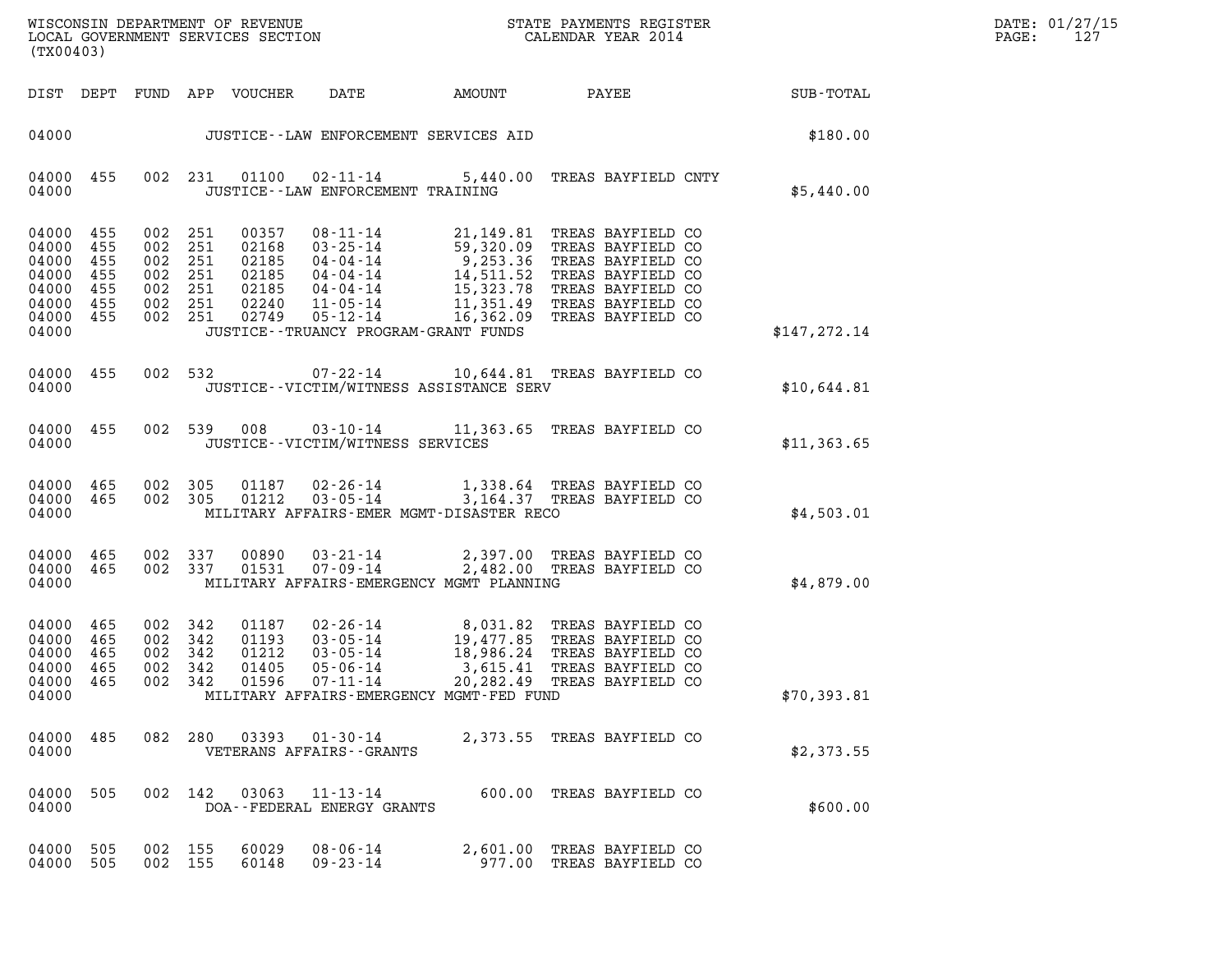| DIST | DEPT | FUND | APP | VOUCHER | DATE | AMOUNT | PAYEE | SUB-TOTAL |
|---|---|---|---|---|---|---|---|---|
| 04000 | | | | | JUSTICE--LAW ENFORCEMENT SERVICES AID | | | $180.00 |
| 04000 | 455 | 002 | 231 | 01100 | 02-11-14 | 5,440.00 | TREAS BAYFIELD CNTY | |
| 04000 | | | | | JUSTICE--LAW ENFORCEMENT TRAINING | | | $5,440.00 |
| 04000 | 455 | 002 | 251 | 00357 | 08-11-14 | 21,149.81 | TREAS BAYFIELD CO | |
| 04000 | 455 | 002 | 251 | 02168 | 03-25-14 | 59,320.09 | TREAS BAYFIELD CO | |
| 04000 | 455 | 002 | 251 | 02185 | 04-04-14 | 9,253.36 | TREAS BAYFIELD CO | |
| 04000 | 455 | 002 | 251 | 02185 | 04-04-14 | 14,511.52 | TREAS BAYFIELD CO | |
| 04000 | 455 | 002 | 251 | 02185 | 04-04-14 | 15,323.78 | TREAS BAYFIELD CO | |
| 04000 | 455 | 002 | 251 | 02240 | 11-05-14 | 11,351.49 | TREAS BAYFIELD CO | |
| 04000 | 455 | 002 | 251 | 02749 | 05-12-14 | 16,362.09 | TREAS BAYFIELD CO | |
| 04000 | | | | | JUSTICE--TRUANCY PROGRAM-GRANT FUNDS | | | $147,272.14 |
| 04000 | 455 | 002 | 532 | | 07-22-14 | 10,644.81 | TREAS BAYFIELD CO | |
| 04000 | | | | | JUSTICE--VICTIM/WITNESS ASSISTANCE SERV | | | $10,644.81 |
| 04000 | 455 | 002 | 539 | 008 | 03-10-14 | 11,363.65 | TREAS BAYFIELD CO | |
| 04000 | | | | | JUSTICE--VICTIM/WITNESS SERVICES | | | $11,363.65 |
| 04000 | 465 | 002 | 305 | 01187 | 02-26-14 | 1,338.64 | TREAS BAYFIELD CO | |
| 04000 | 465 | 002 | 305 | 01212 | 03-05-14 | 3,164.37 | TREAS BAYFIELD CO | |
| 04000 | | | | | MILITARY AFFAIRS-EMER MGMT-DISASTER RECO | | | $4,503.01 |
| 04000 | 465 | 002 | 337 | 00890 | 03-21-14 | 2,397.00 | TREAS BAYFIELD CO | |
| 04000 | 465 | 002 | 337 | 01531 | 07-09-14 | 2,482.00 | TREAS BAYFIELD CO | |
| 04000 | | | | | MILITARY AFFAIRS-EMERGENCY MGMT PLANNING | | | $4,879.00 |
| 04000 | 465 | 002 | 342 | 01187 | 02-26-14 | 8,031.82 | TREAS BAYFIELD CO | |
| 04000 | 465 | 002 | 342 | 01193 | 03-05-14 | 19,477.85 | TREAS BAYFIELD CO | |
| 04000 | 465 | 002 | 342 | 01212 | 03-05-14 | 18,986.24 | TREAS BAYFIELD CO | |
| 04000 | 465 | 002 | 342 | 01405 | 05-06-14 | 3,615.41 | TREAS BAYFIELD CO | |
| 04000 | 465 | 002 | 342 | 01596 | 07-11-14 | 20,282.49 | TREAS BAYFIELD CO | |
| 04000 | | | | | MILITARY AFFAIRS-EMERGENCY MGMT-FED FUND | | | $70,393.81 |
| 04000 | 485 | 082 | 280 | 03393 | 01-30-14 | 2,373.55 | TREAS BAYFIELD CO | |
| 04000 | | | | | VETERANS AFFAIRS--GRANTS | | | $2,373.55 |
| 04000 | 505 | 002 | 142 | 03063 | 11-13-14 | 600.00 | TREAS BAYFIELD CO | |
| 04000 | | | | | DOA--FEDERAL ENERGY GRANTS | | | $600.00 |
| 04000 | 505 | 002 | 155 | 60029 | 08-06-14 | 2,601.00 | TREAS BAYFIELD CO | |
| 04000 | 505 | 002 | 155 | 60148 | 09-23-14 | 977.00 | TREAS BAYFIELD CO | |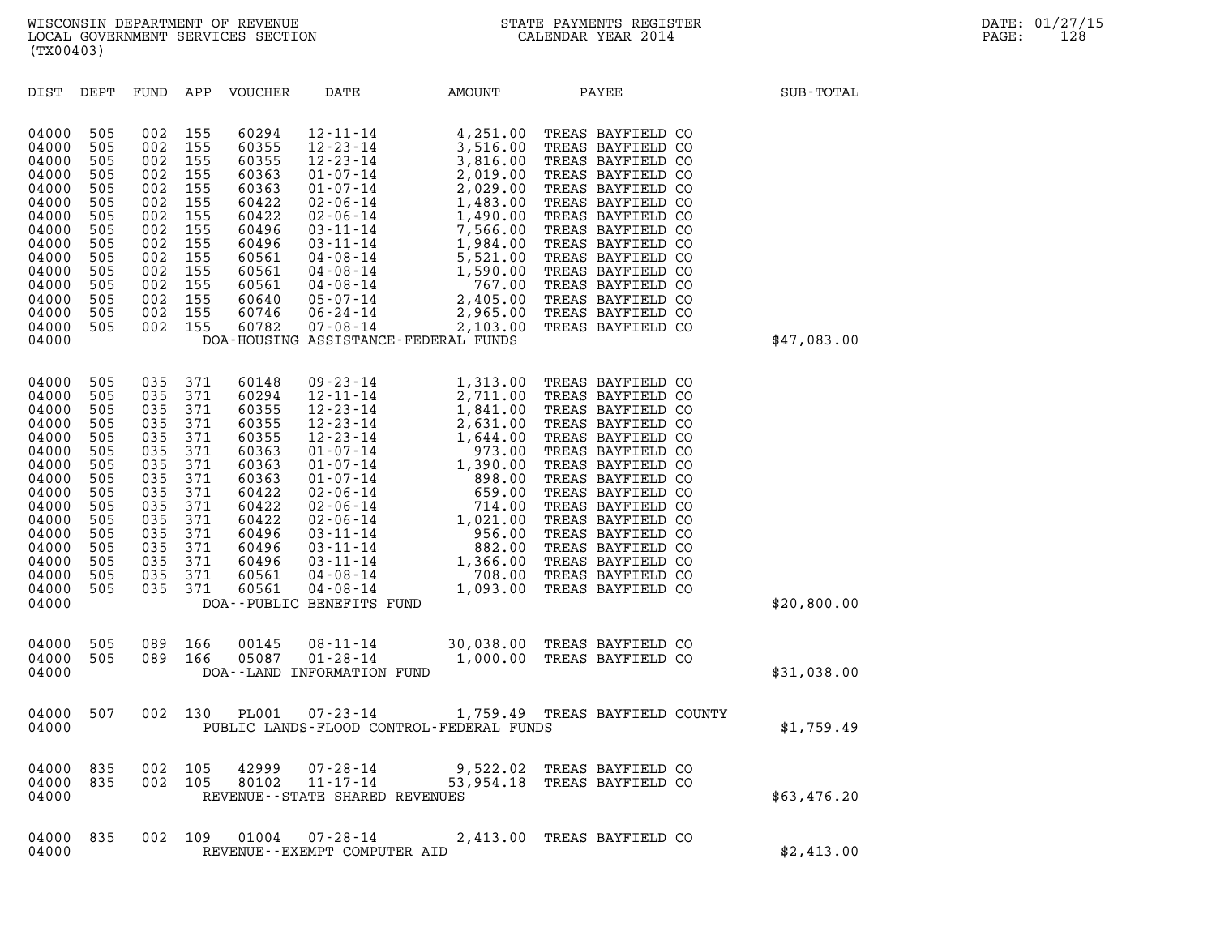WISCONSIN DEPARTMENT OF REVENUE
LOCAL GOVERNMENT SERVICES SECTION
(TX00403)

STATE PAYMENTS REGISTER
CALENDAR YEAR 2014

DATE: 01/27/15
PAGE: 128

| DIST | DEPT | FUND | APP | VOUCHER | DATE | AMOUNT | PAYEE | SUB-TOTAL |
|---|---|---|---|---|---|---|---|---|
| 04000 | 505 | 002 | 155 | 60294 | 12-11-14 | 4,251.00 | TREAS BAYFIELD CO | |
| 04000 | 505 | 002 | 155 | 60355 | 12-23-14 | 3,516.00 | TREAS BAYFIELD CO | |
| 04000 | 505 | 002 | 155 | 60355 | 12-23-14 | 3,816.00 | TREAS BAYFIELD CO | |
| 04000 | 505 | 002 | 155 | 60363 | 01-07-14 | 2,019.00 | TREAS BAYFIELD CO | |
| 04000 | 505 | 002 | 155 | 60363 | 01-07-14 | 2,029.00 | TREAS BAYFIELD CO | |
| 04000 | 505 | 002 | 155 | 60422 | 02-06-14 | 1,483.00 | TREAS BAYFIELD CO | |
| 04000 | 505 | 002 | 155 | 60422 | 02-06-14 | 1,490.00 | TREAS BAYFIELD CO | |
| 04000 | 505 | 002 | 155 | 60496 | 03-11-14 | 7,566.00 | TREAS BAYFIELD CO | |
| 04000 | 505 | 002 | 155 | 60496 | 03-11-14 | 1,984.00 | TREAS BAYFIELD CO | |
| 04000 | 505 | 002 | 155 | 60561 | 04-08-14 | 5,521.00 | TREAS BAYFIELD CO | |
| 04000 | 505 | 002 | 155 | 60561 | 04-08-14 | 1,590.00 | TREAS BAYFIELD CO | |
| 04000 | 505 | 002 | 155 | 60561 | 04-08-14 | 767.00 | TREAS BAYFIELD CO | |
| 04000 | 505 | 002 | 155 | 60640 | 05-07-14 | 2,405.00 | TREAS BAYFIELD CO | |
| 04000 | 505 | 002 | 155 | 60746 | 06-24-14 | 2,965.00 | TREAS BAYFIELD CO | |
| 04000 | 505 | 002 | 155 | 60782 | 07-08-14 | 2,103.00 | TREAS BAYFIELD CO | |
| 04000 | | | | | DOA-HOUSING ASSISTANCE-FEDERAL FUNDS | | | $47,083.00 |
| 04000 | 505 | 035 | 371 | 60148 | 09-23-14 | 1,313.00 | TREAS BAYFIELD CO | |
| 04000 | 505 | 035 | 371 | 60294 | 12-11-14 | 2,711.00 | TREAS BAYFIELD CO | |
| 04000 | 505 | 035 | 371 | 60355 | 12-23-14 | 1,841.00 | TREAS BAYFIELD CO | |
| 04000 | 505 | 035 | 371 | 60355 | 12-23-14 | 2,631.00 | TREAS BAYFIELD CO | |
| 04000 | 505 | 035 | 371 | 60355 | 12-23-14 | 1,644.00 | TREAS BAYFIELD CO | |
| 04000 | 505 | 035 | 371 | 60363 | 01-07-14 | 973.00 | TREAS BAYFIELD CO | |
| 04000 | 505 | 035 | 371 | 60363 | 01-07-14 | 1,390.00 | TREAS BAYFIELD CO | |
| 04000 | 505 | 035 | 371 | 60363 | 01-07-14 | 898.00 | TREAS BAYFIELD CO | |
| 04000 | 505 | 035 | 371 | 60422 | 02-06-14 | 659.00 | TREAS BAYFIELD CO | |
| 04000 | 505 | 035 | 371 | 60422 | 02-06-14 | 714.00 | TREAS BAYFIELD CO | |
| 04000 | 505 | 035 | 371 | 60422 | 02-06-14 | 1,021.00 | TREAS BAYFIELD CO | |
| 04000 | 505 | 035 | 371 | 60496 | 03-11-14 | 956.00 | TREAS BAYFIELD CO | |
| 04000 | 505 | 035 | 371 | 60496 | 03-11-14 | 882.00 | TREAS BAYFIELD CO | |
| 04000 | 505 | 035 | 371 | 60496 | 03-11-14 | 1,366.00 | TREAS BAYFIELD CO | |
| 04000 | 505 | 035 | 371 | 60561 | 04-08-14 | 708.00 | TREAS BAYFIELD CO | |
| 04000 | 505 | 035 | 371 | 60561 | 04-08-14 | 1,093.00 | TREAS BAYFIELD CO | |
| 04000 | | | | | DOA--PUBLIC BENEFITS FUND | | | $20,800.00 |
| 04000 | 505 | 089 | 166 | 00145 | 08-11-14 | 30,038.00 | TREAS BAYFIELD CO | |
| 04000 | 505 | 089 | 166 | 05087 | 01-28-14 | 1,000.00 | TREAS BAYFIELD CO | |
| 04000 | | | | | DOA--LAND INFORMATION FUND | | | $31,038.00 |
| 04000 | 507 | 002 | 130 | PL001 | 07-23-14 | 1,759.49 | TREAS BAYFIELD COUNTY | |
| 04000 | | | | | PUBLIC LANDS-FLOOD CONTROL-FEDERAL FUNDS | | | $1,759.49 |
| 04000 | 835 | 002 | 105 | 42999 | 07-28-14 | 9,522.02 | TREAS BAYFIELD CO | |
| 04000 | 835 | 002 | 105 | 80102 | 11-17-14 | 53,954.18 | TREAS BAYFIELD CO | |
| 04000 | | | | | REVENUE--STATE SHARED REVENUES | | | $63,476.20 |
| 04000 | 835 | 002 | 109 | 01004 | 07-28-14 | 2,413.00 | TREAS BAYFIELD CO | |
| 04000 | | | | | REVENUE--EXEMPT COMPUTER AID | | | $2,413.00 |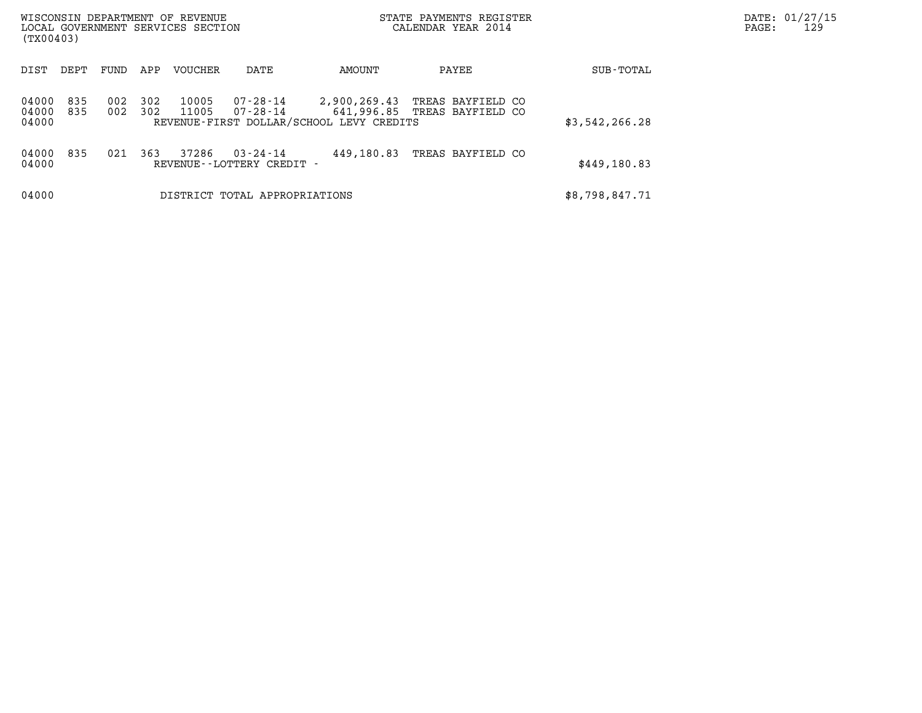| DIST | DEPT | FUND | APP | VOUCHER | DATE | AMOUNT | PAYEE | SUB-TOTAL |
|---|---|---|---|---|---|---|---|---|
| 04000 | 835 | 002 | 302 | 10005 | 07-28-14 | 2,900,269.43 | TREAS BAYFIELD CO | |
| 04000 | 835 | 002 | 302 | 11005 | 07-28-14 | 641,996.85 | TREAS BAYFIELD CO | |
| 04000 | | | | REVENUE-FIRST DOLLAR/SCHOOL LEVY CREDITS | | | | $3,542,266.28 |
| 04000 | 835 | 021 | 363 | 37286 | 03-24-14 | 449,180.83 | TREAS BAYFIELD CO | |
| 04000 | | | | REVENUE--LOTTERY CREDIT - | | | | $449,180.83 |
| 04000 | | | | DISTRICT TOTAL APPROPRIATIONS | | | | $8,798,847.71 |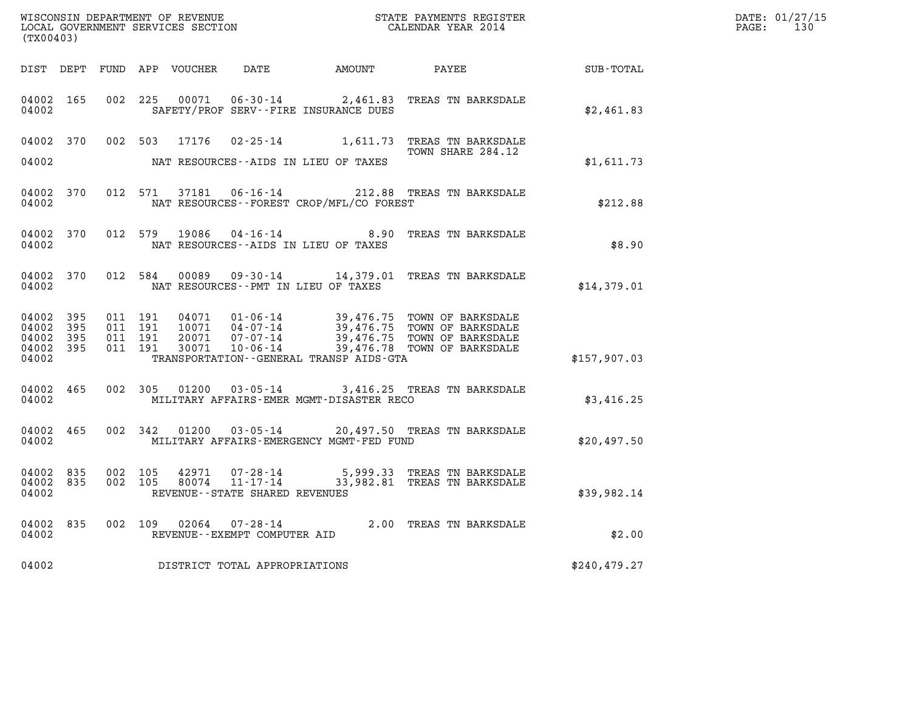WISCONSIN DEPARTMENT OF REVENUE
LOCAL GOVERNMENT SERVICES SECTION
(TX00403)

STATE PAYMENTS REGISTER
CALENDAR YEAR 2014

DATE: 01/27/15
PAGE: 130

| DIST | DEPT | FUND | APP | VOUCHER | DATE | AMOUNT | PAYEE | SUB-TOTAL |
|---|---|---|---|---|---|---|---|---|
| 04002 | 165 | 002 | 225 | 00071 | 06-30-14 | 2,461.83 | TREAS TN BARKSDALE | |
| 04002 | | | | | SAFETY/PROF SERV--FIRE INSURANCE DUES | | | $2,461.83 |
| 04002 | 370 | 002 | 503 | 17176 | 02-25-14 | 1,611.73 | TREAS TN BARKSDALE TOWN SHARE 284.12 | |
| 04002 | | | | | NAT RESOURCES--AIDS IN LIEU OF TAXES | | | $1,611.73 |
| 04002 | 370 | 012 | 571 | 37181 | 06-16-14 | 212.88 | TREAS TN BARKSDALE | |
| 04002 | | | | | NAT RESOURCES--FOREST CROP/MFL/CO FOREST | | | $212.88 |
| 04002 | 370 | 012 | 579 | 19086 | 04-16-14 | 8.90 | TREAS TN BARKSDALE | |
| 04002 | | | | | NAT RESOURCES--AIDS IN LIEU OF TAXES | | | $8.90 |
| 04002 | 370 | 012 | 584 | 00089 | 09-30-14 | 14,379.01 | TREAS TN BARKSDALE | |
| 04002 | | | | | NAT RESOURCES--PMT IN LIEU OF TAXES | | | $14,379.01 |
| 04002 | 395 | 011 | 191 | 04071 | 01-06-14 | 39,476.75 | TOWN OF BARKSDALE | |
| 04002 | 395 | 011 | 191 | 10071 | 04-07-14 | 39,476.75 | TOWN OF BARKSDALE | |
| 04002 | 395 | 011 | 191 | 20071 | 07-07-14 | 39,476.75 | TOWN OF BARKSDALE | |
| 04002 | 395 | 011 | 191 | 30071 | 10-06-14 | 39,476.78 | TOWN OF BARKSDALE | |
| 04002 | | | | | TRANSPORTATION--GENERAL TRANSP AIDS-GTA | | | $157,907.03 |
| 04002 | 465 | 002 | 305 | 01200 | 03-05-14 | 3,416.25 | TREAS TN BARKSDALE | |
| 04002 | | | | | MILITARY AFFAIRS-EMER MGMT-DISASTER RECO | | | $3,416.25 |
| 04002 | 465 | 002 | 342 | 01200 | 03-05-14 | 20,497.50 | TREAS TN BARKSDALE | |
| 04002 | | | | | MILITARY AFFAIRS-EMERGENCY MGMT-FED FUND | | | $20,497.50 |
| 04002 | 835 | 002 | 105 | 42971 | 07-28-14 | 5,999.33 | TREAS TN BARKSDALE | |
| 04002 | 835 | 002 | 105 | 80074 | 11-17-14 | 33,982.81 | TREAS TN BARKSDALE | |
| 04002 | | | | | REVENUE--STATE SHARED REVENUES | | | $39,982.14 |
| 04002 | 835 | 002 | 109 | 02064 | 07-28-14 | 2.00 | TREAS TN BARKSDALE | |
| 04002 | | | | | REVENUE--EXEMPT COMPUTER AID | | | $2.00 |
| 04002 | | | | | DISTRICT TOTAL APPROPRIATIONS | | | $240,479.27 |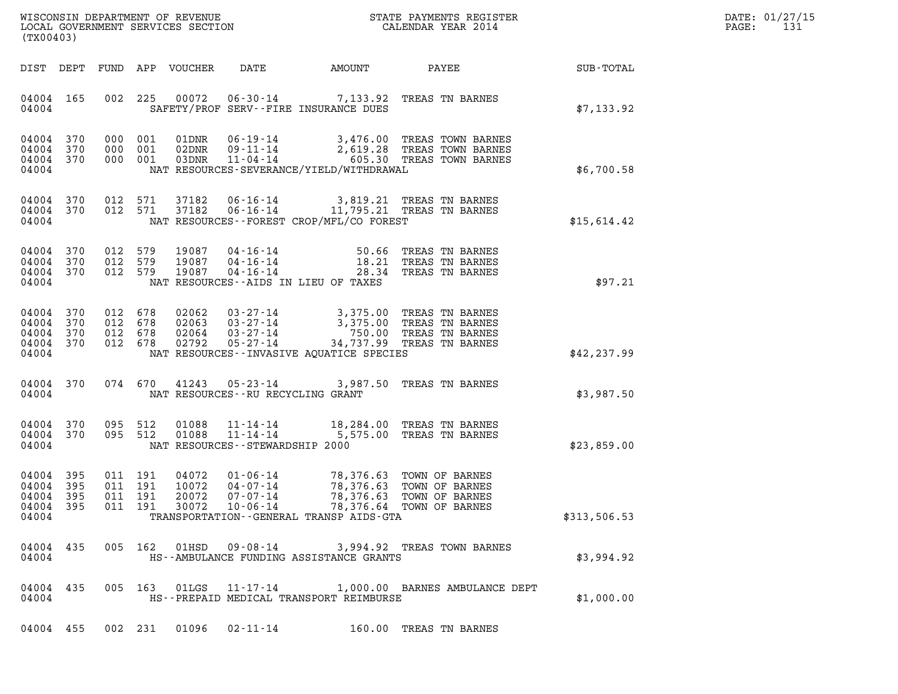WISCONSIN DEPARTMENT OF REVENUE
LOCAL GOVERNMENT SERVICES SECTION
(TX00403)

STATE PAYMENTS REGISTER
CALENDAR YEAR 2014

DATE: 01/27/15
PAGE: 131

| DIST | DEPT | FUND | APP | VOUCHER | DATE | AMOUNT | PAYEE | SUB-TOTAL |
|---|---|---|---|---|---|---|---|---|
| 04004 | 165 | 002 | 225 | 00072 | 06-30-14 | 7,133.92 | TREAS TN BARNES | |
| 04004 | | | | | SAFETY/PROF SERV--FIRE INSURANCE DUES | | | $7,133.92 |
| 04004 | 370 | 000 | 001 | 01DNR | 06-19-14 | 3,476.00 | TREAS TOWN BARNES | |
| 04004 | 370 | 000 | 001 | 02DNR | 09-11-14 | 2,619.28 | TREAS TOWN BARNES | |
| 04004 | 370 | 000 | 001 | 03DNR | 11-04-14 | 605.30 | TREAS TOWN BARNES | |
| 04004 | | | | | NAT RESOURCES-SEVERANCE/YIELD/WITHDRAWAL | | | $6,700.58 |
| 04004 | 370 | 012 | 571 | 37182 | 06-16-14 | 3,819.21 | TREAS TN BARNES | |
| 04004 | 370 | 012 | 571 | 37182 | 06-16-14 | 11,795.21 | TREAS TN BARNES | |
| 04004 | | | | | NAT RESOURCES--FOREST CROP/MFL/CO FOREST | | | $15,614.42 |
| 04004 | 370 | 012 | 579 | 19087 | 04-16-14 | 50.66 | TREAS TN BARNES | |
| 04004 | 370 | 012 | 579 | 19087 | 04-16-14 | 18.21 | TREAS TN BARNES | |
| 04004 | 370 | 012 | 579 | 19087 | 04-16-14 | 28.34 | TREAS TN BARNES | |
| 04004 | | | | | NAT RESOURCES--AIDS IN LIEU OF TAXES | | | $97.21 |
| 04004 | 370 | 012 | 678 | 02062 | 03-27-14 | 3,375.00 | TREAS TN BARNES | |
| 04004 | 370 | 012 | 678 | 02063 | 03-27-14 | 3,375.00 | TREAS TN BARNES | |
| 04004 | 370 | 012 | 678 | 02064 | 03-27-14 | 750.00 | TREAS TN BARNES | |
| 04004 | 370 | 012 | 678 | 02792 | 05-27-14 | 34,737.99 | TREAS TN BARNES | |
| 04004 | | | | | NAT RESOURCES--INVASIVE AQUATICE SPECIES | | | $42,237.99 |
| 04004 | 370 | 074 | 670 | 41243 | 05-23-14 | 3,987.50 | TREAS TN BARNES | |
| 04004 | | | | | NAT RESOURCES--RU RECYCLING GRANT | | | $3,987.50 |
| 04004 | 370 | 095 | 512 | 01088 | 11-14-14 | 18,284.00 | TREAS TN BARNES | |
| 04004 | 370 | 095 | 512 | 01088 | 11-14-14 | 5,575.00 | TREAS TN BARNES | |
| 04004 | | | | | NAT RESOURCES--STEWARDSHIP 2000 | | | $23,859.00 |
| 04004 | 395 | 011 | 191 | 04072 | 01-06-14 | 78,376.63 | TOWN OF BARNES | |
| 04004 | 395 | 011 | 191 | 10072 | 04-07-14 | 78,376.63 | TOWN OF BARNES | |
| 04004 | 395 | 011 | 191 | 20072 | 07-07-14 | 78,376.63 | TOWN OF BARNES | |
| 04004 | 395 | 011 | 191 | 30072 | 10-06-14 | 78,376.64 | TOWN OF BARNES | |
| 04004 | | | | | TRANSPORTATION--GENERAL TRANSP AIDS-GTA | | | $313,506.53 |
| 04004 | 435 | 005 | 162 | 01HSD | 09-08-14 | 3,994.92 | TREAS TOWN BARNES | |
| 04004 | | | | | HS--AMBULANCE FUNDING ASSISTANCE GRANTS | | | $3,994.92 |
| 04004 | 435 | 005 | 163 | 01LGS | 11-17-14 | 1,000.00 | BARNES AMBULANCE DEPT | |
| 04004 | | | | | HS--PREPAID MEDICAL TRANSPORT REIMBURSE | | | $1,000.00 |
| 04004 | 455 | 002 | 231 | 01096 | 02-11-14 | 160.00 | TREAS TN BARNES | |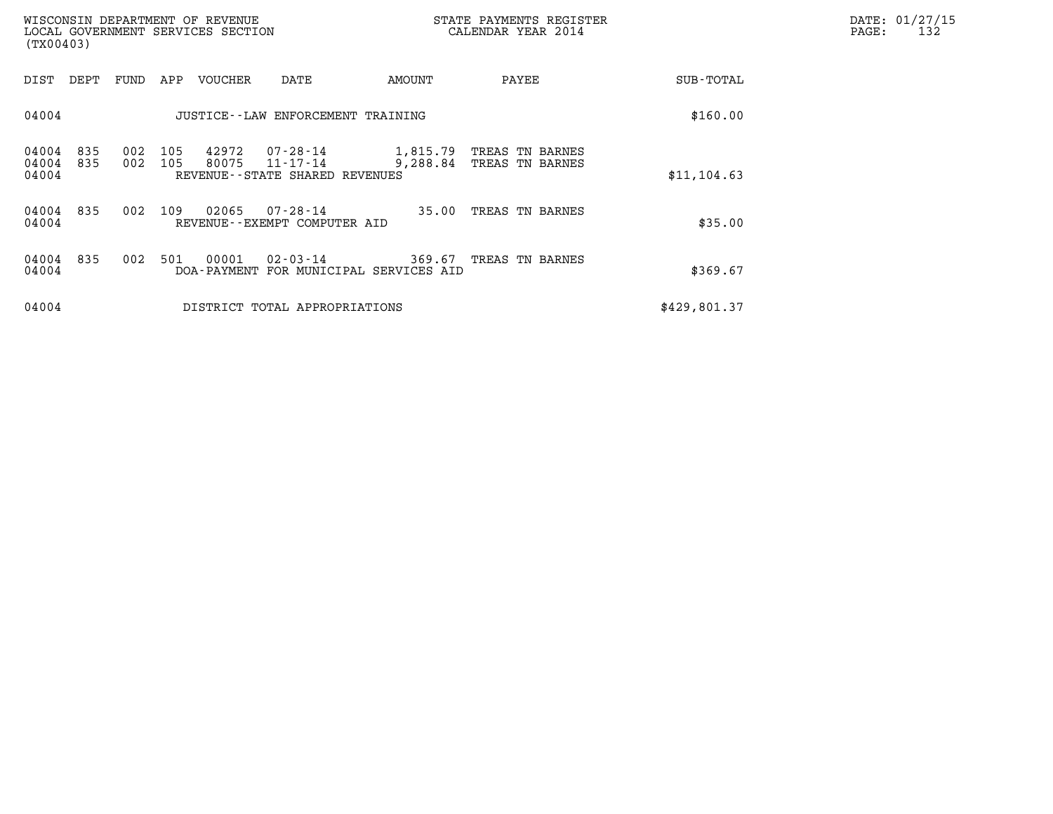| DIST | DEPT | FUND | APP | VOUCHER | DATE | AMOUNT | PAYEE | SUB-TOTAL |
|---|---|---|---|---|---|---|---|---|
| 04004 | | | | JUSTICE--LAW ENFORCEMENT TRAINING | | | | $160.00 |
| 04004 | 835 | 002 | 105 | 42972 | 07-28-14 | 1,815.79 | TREAS TN BARNES | |
| 04004 | 835 | 002 | 105 | 80075 | 11-17-14 | 9,288.84 | TREAS TN BARNES | |
| 04004 | | | | REVENUE--STATE SHARED REVENUES | | | | $11,104.63 |
| 04004 | 835 | 002 | 109 | 02065 | 07-28-14 | 35.00 | TREAS TN BARNES | |
| 04004 | | | | REVENUE--EXEMPT COMPUTER AID | | | | $35.00 |
| 04004 | 835 | 002 | 501 | 00001 | 02-03-14 | 369.67 | TREAS TN BARNES | |
| 04004 | | | | DOA-PAYMENT FOR MUNICIPAL SERVICES AID | | | | $369.67 |
| 04004 | | | | DISTRICT TOTAL APPROPRIATIONS | | | | $429,801.37 |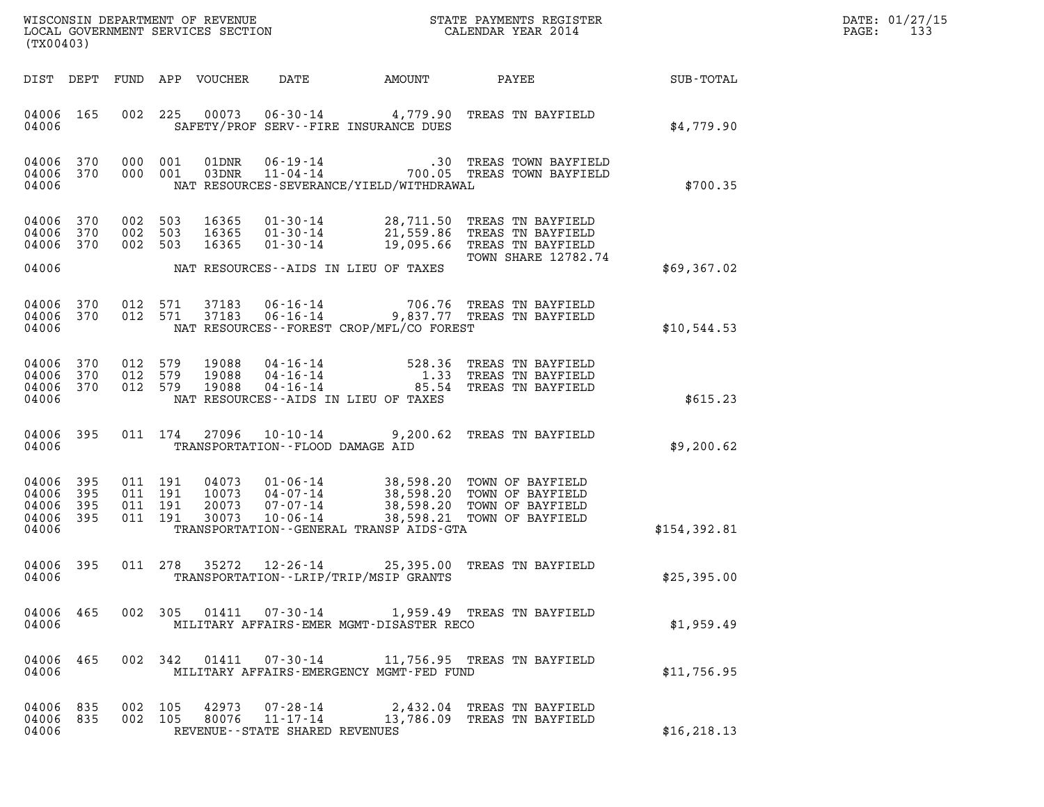WISCONSIN DEPARTMENT OF REVENUE
LOCAL GOVERNMENT SERVICES SECTION
(TX00403)

STATE PAYMENTS REGISTER
CALENDAR YEAR 2014

DATE: 01/27/15
PAGE: 133

| DIST | DEPT | FUND | APP | VOUCHER | DATE | AMOUNT | PAYEE | SUB-TOTAL |
|---|---|---|---|---|---|---|---|---|
| 04006 | 165 | 002 | 225 | 00073 | 06-30-14 | 4,779.90 | TREAS TN BAYFIELD | |
| 04006 | | | | | SAFETY/PROF SERV--FIRE INSURANCE DUES | | | $4,779.90 |
| 04006 | 370 | 000 | 001 | 01DNR | 06-19-14 | .30 | TREAS TOWN BAYFIELD | |
| 04006 | 370 | 000 | 001 | 03DNR | 11-04-14 | 700.05 | TREAS TOWN BAYFIELD | |
| 04006 | | | | | NAT RESOURCES-SEVERANCE/YIELD/WITHDRAWAL | | | $700.35 |
| 04006 | 370 | 002 | 503 | 16365 | 01-30-14 | 28,711.50 | TREAS TN BAYFIELD | |
| 04006 | 370 | 002 | 503 | 16365 | 01-30-14 | 21,559.86 | TREAS TN BAYFIELD | |
| 04006 | 370 | 002 | 503 | 16365 | 01-30-14 | 19,095.66 | TREAS TN BAYFIELD TOWN SHARE 12782.74 | |
| 04006 | | | | | NAT RESOURCES--AIDS IN LIEU OF TAXES | | | $69,367.02 |
| 04006 | 370 | 012 | 571 | 37183 | 06-16-14 | 706.76 | TREAS TN BAYFIELD | |
| 04006 | 370 | 012 | 571 | 37183 | 06-16-14 | 9,837.77 | TREAS TN BAYFIELD | |
| 04006 | | | | | NAT RESOURCES--FOREST CROP/MFL/CO FOREST | | | $10,544.53 |
| 04006 | 370 | 012 | 579 | 19088 | 04-16-14 | 528.36 | TREAS TN BAYFIELD | |
| 04006 | 370 | 012 | 579 | 19088 | 04-16-14 | 1.33 | TREAS TN BAYFIELD | |
| 04006 | 370 | 012 | 579 | 19088 | 04-16-14 | 85.54 | TREAS TN BAYFIELD | |
| 04006 | | | | | NAT RESOURCES--AIDS IN LIEU OF TAXES | | | $615.23 |
| 04006 | 395 | 011 | 174 | 27096 | 10-10-14 | 9,200.62 | TREAS TN BAYFIELD | |
| 04006 | | | | | TRANSPORTATION--FLOOD DAMAGE AID | | | $9,200.62 |
| 04006 | 395 | 011 | 191 | 04073 | 01-06-14 | 38,598.20 | TOWN OF BAYFIELD | |
| 04006 | 395 | 011 | 191 | 10073 | 04-07-14 | 38,598.20 | TOWN OF BAYFIELD | |
| 04006 | 395 | 011 | 191 | 20073 | 07-07-14 | 38,598.20 | TOWN OF BAYFIELD | |
| 04006 | 395 | 011 | 191 | 30073 | 10-06-14 | 38,598.21 | TOWN OF BAYFIELD | |
| 04006 | | | | | TRANSPORTATION--GENERAL TRANSP AIDS-GTA | | | $154,392.81 |
| 04006 | 395 | 011 | 278 | 35272 | 12-26-14 | 25,395.00 | TREAS TN BAYFIELD | |
| 04006 | | | | | TRANSPORTATION--LRIP/TRIP/MSIP GRANTS | | | $25,395.00 |
| 04006 | 465 | 002 | 305 | 01411 | 07-30-14 | 1,959.49 | TREAS TN BAYFIELD | |
| 04006 | | | | | MILITARY AFFAIRS-EMER MGMT-DISASTER RECO | | | $1,959.49 |
| 04006 | 465 | 002 | 342 | 01411 | 07-30-14 | 11,756.95 | TREAS TN BAYFIELD | |
| 04006 | | | | | MILITARY AFFAIRS-EMERGENCY MGMT-FED FUND | | | $11,756.95 |
| 04006 | 835 | 002 | 105 | 42973 | 07-28-14 | 2,432.04 | TREAS TN BAYFIELD | |
| 04006 | 835 | 002 | 105 | 80076 | 11-17-14 | 13,786.09 | TREAS TN BAYFIELD | |
| 04006 | | | | | REVENUE--STATE SHARED REVENUES | | | $16,218.13 |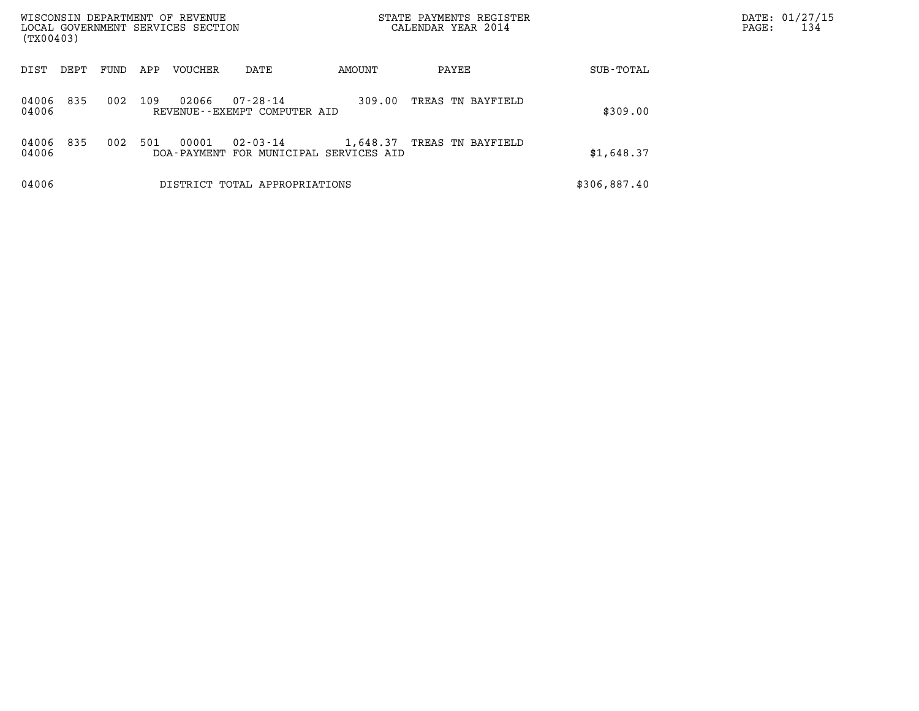| DIST | DEPT | FUND | APP | VOUCHER | DATE | AMOUNT | PAYEE | SUB-TOTAL |
|---|---|---|---|---|---|---|---|---|
| 04006 | 835 | 002 | 109 | 02066 | 07-28-14 | 309.00 | TREAS TN BAYFIELD | |
| 04006 | | | | REVENUE--EXEMPT COMPUTER AID | | | | $309.00 |
| 04006 | 835 | 002 | 501 | 00001 | 02-03-14 | 1,648.37 | TREAS TN BAYFIELD | |
| 04006 | | | | DOA-PAYMENT FOR MUNICIPAL SERVICES AID | | | | $1,648.37 |
| 04006 | | | | DISTRICT TOTAL APPROPRIATIONS | | | | $306,887.40 |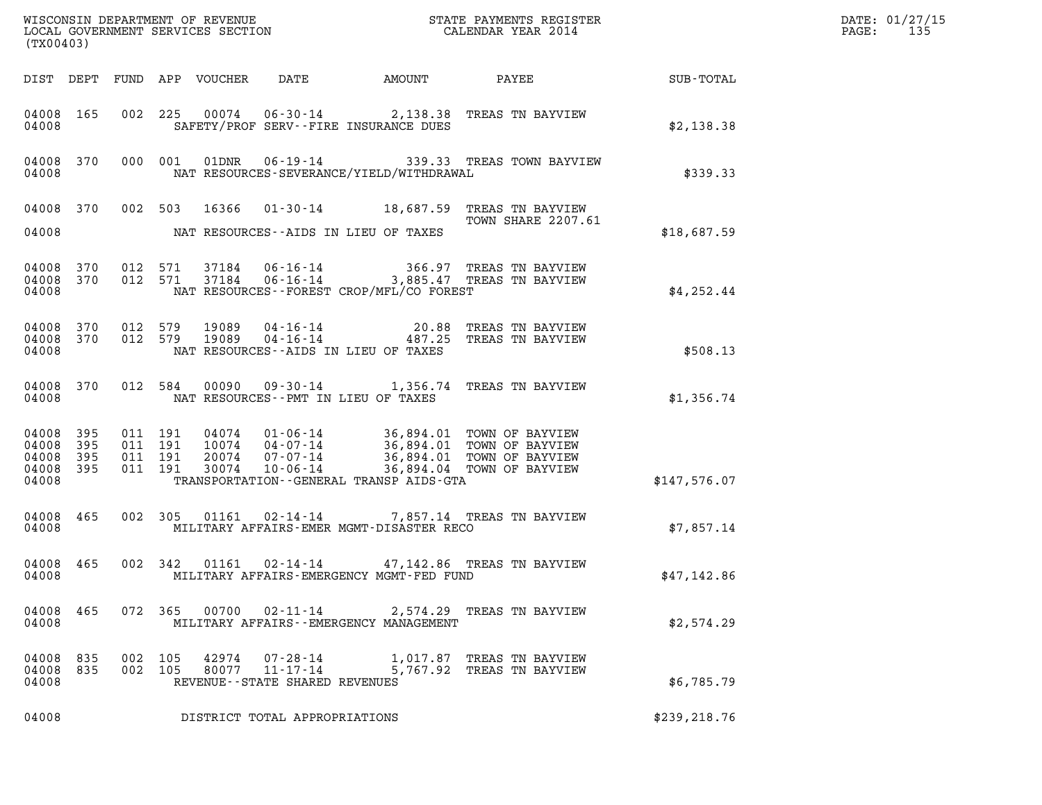WISCONSIN DEPARTMENT OF REVENUE
LOCAL GOVERNMENT SERVICES SECTION
(TX00403)

STATE PAYMENTS REGISTER
CALENDAR YEAR 2014

DATE: 01/27/15
PAGE: 135

| DIST | DEPT | FUND | APP | VOUCHER | DATE | AMOUNT | PAYEE | SUB-TOTAL |
|---|---|---|---|---|---|---|---|---|
| 04008 | 165 | 002 | 225 | 00074 | 06-30-14 | 2,138.38 | TREAS TN BAYVIEW | |
| 04008 | | | | | SAFETY/PROF SERV--FIRE INSURANCE DUES | | | $2,138.38 |
| 04008 | 370 | 000 | 001 | 01DNR | 06-19-14 | 339.33 | TREAS TOWN BAYVIEW | |
| 04008 | | | | | NAT RESOURCES-SEVERANCE/YIELD/WITHDRAWAL | | | $339.33 |
| 04008 | 370 | 002 | 503 | 16366 | 01-30-14 | 18,687.59 | TREAS TN BAYVIEW TOWN SHARE 2207.61 | |
| 04008 | | | | | NAT RESOURCES--AIDS IN LIEU OF TAXES | | | $18,687.59 |
| 04008 | 370 | 012 | 571 | 37184 | 06-16-14 | 366.97 | TREAS TN BAYVIEW | |
| 04008 | 370 | 012 | 571 | 37184 | 06-16-14 | 3,885.47 | TREAS TN BAYVIEW | |
| 04008 | | | | | NAT RESOURCES--FOREST CROP/MFL/CO FOREST | | | $4,252.44 |
| 04008 | 370 | 012 | 579 | 19089 | 04-16-14 | 20.88 | TREAS TN BAYVIEW | |
| 04008 | 370 | 012 | 579 | 19089 | 04-16-14 | 487.25 | TREAS TN BAYVIEW | |
| 04008 | | | | | NAT RESOURCES--AIDS IN LIEU OF TAXES | | | $508.13 |
| 04008 | 370 | 012 | 584 | 00090 | 09-30-14 | 1,356.74 | TREAS TN BAYVIEW | |
| 04008 | | | | | NAT RESOURCES--PMT IN LIEU OF TAXES | | | $1,356.74 |
| 04008 | 395 | 011 | 191 | 04074 | 01-06-14 | 36,894.01 | TOWN OF BAYVIEW | |
| 04008 | 395 | 011 | 191 | 10074 | 04-07-14 | 36,894.01 | TOWN OF BAYVIEW | |
| 04008 | 395 | 011 | 191 | 20074 | 07-07-14 | 36,894.01 | TOWN OF BAYVIEW | |
| 04008 | 395 | 011 | 191 | 30074 | 10-06-14 | 36,894.04 | TOWN OF BAYVIEW | |
| 04008 | | | | | TRANSPORTATION--GENERAL TRANSP AIDS-GTA | | | $147,576.07 |
| 04008 | 465 | 002 | 305 | 01161 | 02-14-14 | 7,857.14 | TREAS TN BAYVIEW | |
| 04008 | | | | | MILITARY AFFAIRS-EMER MGMT-DISASTER RECO | | | $7,857.14 |
| 04008 | 465 | 002 | 342 | 01161 | 02-14-14 | 47,142.86 | TREAS TN BAYVIEW | |
| 04008 | | | | | MILITARY AFFAIRS-EMERGENCY MGMT-FED FUND | | | $47,142.86 |
| 04008 | 465 | 072 | 365 | 00700 | 02-11-14 | 2,574.29 | TREAS TN BAYVIEW | |
| 04008 | | | | | MILITARY AFFAIRS--EMERGENCY MANAGEMENT | | | $2,574.29 |
| 04008 | 835 | 002 | 105 | 42974 | 07-28-14 | 1,017.87 | TREAS TN BAYVIEW | |
| 04008 | 835 | 002 | 105 | 80077 | 11-17-14 | 5,767.92 | TREAS TN BAYVIEW | |
| 04008 | | | | | REVENUE--STATE SHARED REVENUES | | | $6,785.79 |
| 04008 | | | | | DISTRICT TOTAL APPROPRIATIONS | | | $239,218.76 |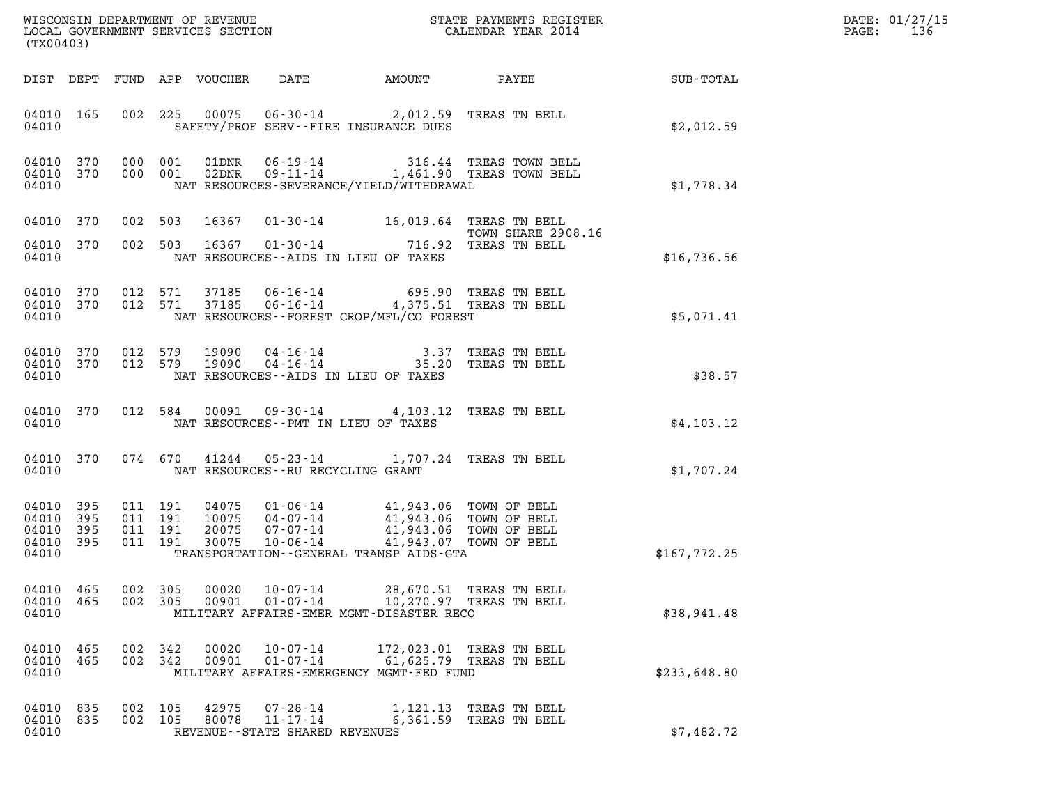WISCONSIN DEPARTMENT OF REVENUE
LOCAL GOVERNMENT SERVICES SECTION
(TX00403)

STATE PAYMENTS REGISTER
CALENDAR YEAR 2014

DATE: 01/27/15
PAGE: 136

| DIST | DEPT | FUND | APP | VOUCHER | DATE | AMOUNT | PAYEE | SUB-TOTAL |
|---|---|---|---|---|---|---|---|---|
| 04010 | 165 | 002 | 225 | 00075 | 06-30-14 | 2,012.59 | TREAS TN BELL | |
| 04010 | | | | | SAFETY/PROF SERV--FIRE INSURANCE DUES | | | $2,012.59 |
| 04010 | 370 | 000 | 001 | 01DNR | 06-19-14 | 316.44 | TREAS TOWN BELL | |
| 04010 | 370 | 000 | 001 | 02DNR | 09-11-14 | 1,461.90 | TREAS TOWN BELL | |
| 04010 | | | | | NAT RESOURCES-SEVERANCE/YIELD/WITHDRAWAL | | | $1,778.34 |
| 04010 | 370 | 002 | 503 | 16367 | 01-30-14 | 16,019.64 | TREAS TN BELL TOWN SHARE 2908.16 | |
| 04010 | 370 | 002 | 503 | 16367 | 01-30-14 | 716.92 | TREAS TN BELL | |
| 04010 | | | | | NAT RESOURCES--AIDS IN LIEU OF TAXES | | | $16,736.56 |
| 04010 | 370 | 012 | 571 | 37185 | 06-16-14 | 695.90 | TREAS TN BELL | |
| 04010 | 370 | 012 | 571 | 37185 | 06-16-14 | 4,375.51 | TREAS TN BELL | |
| 04010 | | | | | NAT RESOURCES--FOREST CROP/MFL/CO FOREST | | | $5,071.41 |
| 04010 | 370 | 012 | 579 | 19090 | 04-16-14 | 3.37 | TREAS TN BELL | |
| 04010 | 370 | 012 | 579 | 19090 | 04-16-14 | 35.20 | TREAS TN BELL | |
| 04010 | | | | | NAT RESOURCES--AIDS IN LIEU OF TAXES | | | $38.57 |
| 04010 | 370 | 012 | 584 | 00091 | 09-30-14 | 4,103.12 | TREAS TN BELL | |
| 04010 | | | | | NAT RESOURCES--PMT IN LIEU OF TAXES | | | $4,103.12 |
| 04010 | 370 | 074 | 670 | 41244 | 05-23-14 | 1,707.24 | TREAS TN BELL | |
| 04010 | | | | | NAT RESOURCES--RU RECYCLING GRANT | | | $1,707.24 |
| 04010 | 395 | 011 | 191 | 04075 | 01-06-14 | 41,943.06 | TOWN OF BELL | |
| 04010 | 395 | 011 | 191 | 10075 | 04-07-14 | 41,943.06 | TOWN OF BELL | |
| 04010 | 395 | 011 | 191 | 20075 | 07-07-14 | 41,943.06 | TOWN OF BELL | |
| 04010 | 395 | 011 | 191 | 30075 | 10-06-14 | 41,943.07 | TOWN OF BELL | |
| 04010 | | | | | TRANSPORTATION--GENERAL TRANSP AIDS-GTA | | | $167,772.25 |
| 04010 | 465 | 002 | 305 | 00020 | 10-07-14 | 28,670.51 | TREAS TN BELL | |
| 04010 | 465 | 002 | 305 | 00901 | 01-07-14 | 10,270.97 | TREAS TN BELL | |
| 04010 | | | | | MILITARY AFFAIRS-EMER MGMT-DISASTER RECO | | | $38,941.48 |
| 04010 | 465 | 002 | 342 | 00020 | 10-07-14 | 172,023.01 | TREAS TN BELL | |
| 04010 | 465 | 002 | 342 | 00901 | 01-07-14 | 61,625.79 | TREAS TN BELL | |
| 04010 | | | | | MILITARY AFFAIRS-EMERGENCY MGMT-FED FUND | | | $233,648.80 |
| 04010 | 835 | 002 | 105 | 42975 | 07-28-14 | 1,121.13 | TREAS TN BELL | |
| 04010 | 835 | 002 | 105 | 80078 | 11-17-14 | 6,361.59 | TREAS TN BELL | |
| 04010 | | | | | REVENUE--STATE SHARED REVENUES | | | $7,482.72 |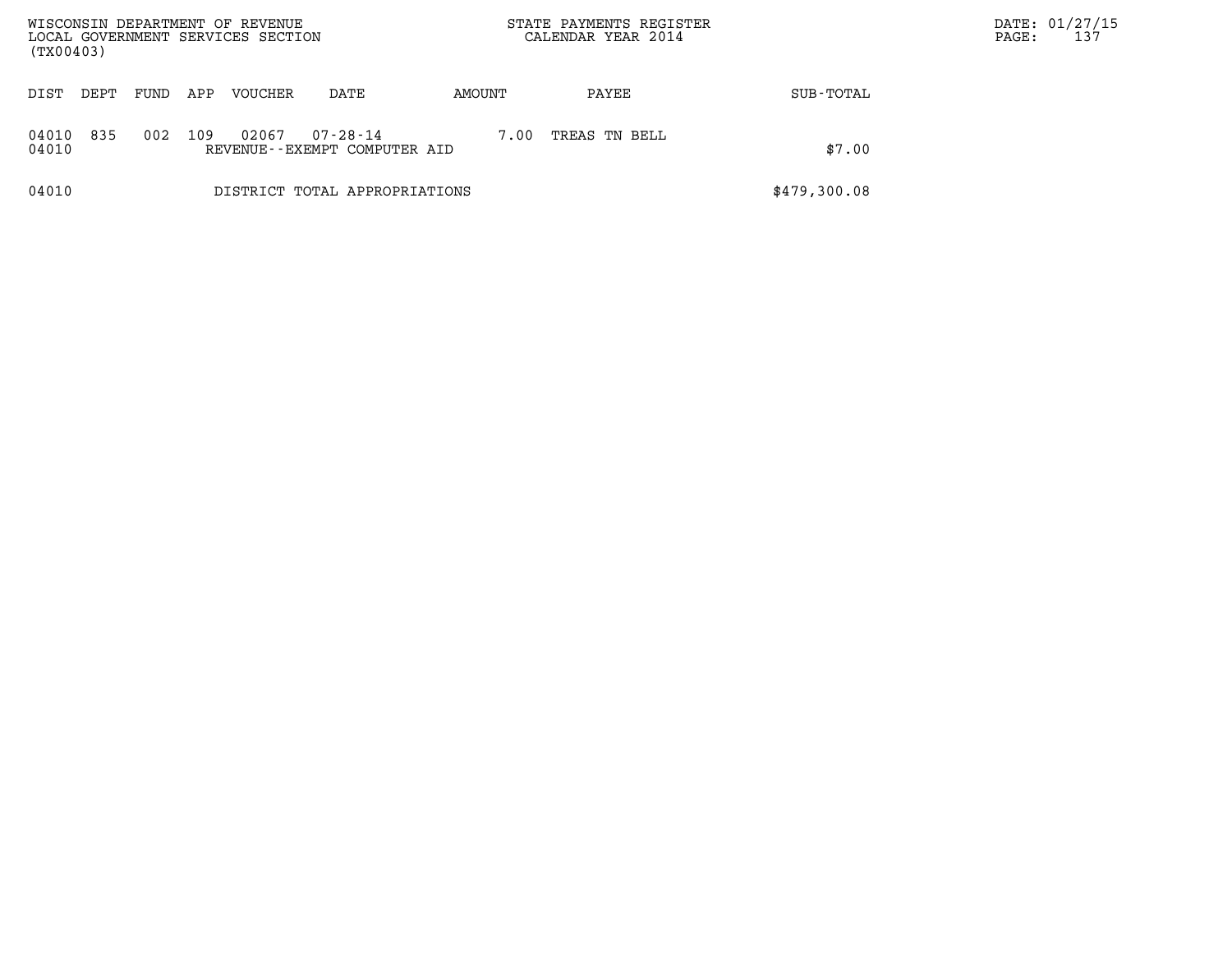WISCONSIN DEPARTMENT OF REVENUE
LOCAL GOVERNMENT SERVICES SECTION
(TX00403)

STATE PAYMENTS REGISTER
CALENDAR YEAR 2014

DATE: 01/27/15

| DIST | DEPT | FUND | APP | VOUCHER | DATE | AMOUNT | PAYEE | SUB-TOTAL |
|---|---|---|---|---|---|---|---|---|
| 04010 | 835 | 002 | 109 | 02067 | 07-28-14 | 7.00 | TREAS TN BELL | |
| 04010 | | | | REVENUE--EXEMPT COMPUTER AID | | | | $7.00 |
| 04010 | | | | DISTRICT TOTAL APPROPRIATIONS | | | | $479,300.08 |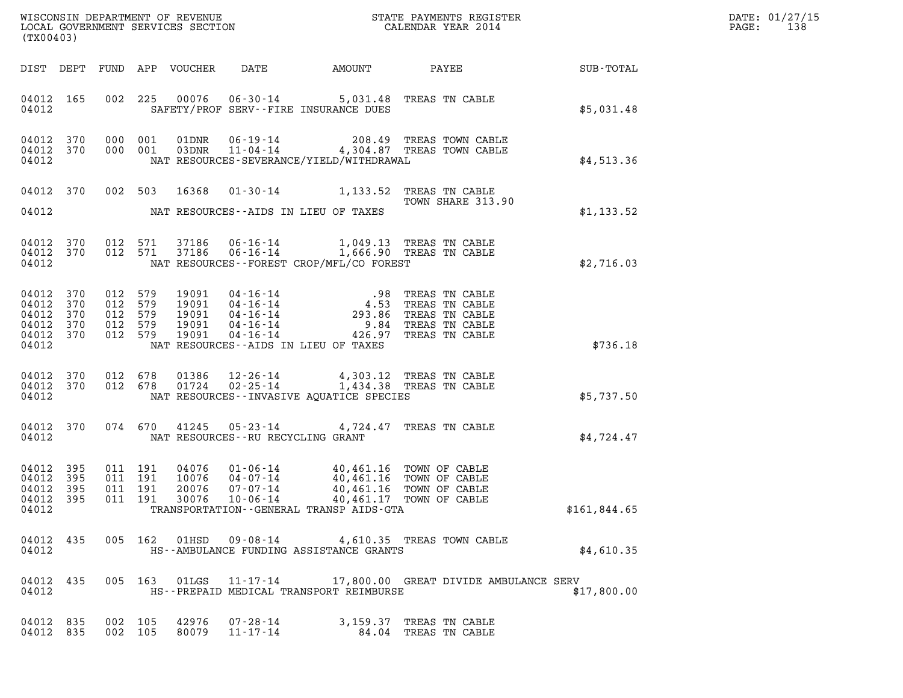WISCONSIN DEPARTMENT OF REVENUE
LOCAL GOVERNMENT SERVICES SECTION
(TX00403)

STATE PAYMENTS REGISTER
CALENDAR YEAR 2014

DATE: 01/27/15
PAGE: 138

| DIST | DEPT | FUND | APP | VOUCHER | DATE | AMOUNT | PAYEE | SUB-TOTAL |
|---|---|---|---|---|---|---|---|---|
| 04012 | 165 | 002 | 225 | 00076 | 06-30-14 | 5,031.48 | TREAS TN CABLE | |
| 04012 | | | | | SAFETY/PROF SERV--FIRE INSURANCE DUES | | | $5,031.48 |
| 04012 | 370 | 000 | 001 | 01DNR | 06-19-14 | 208.49 | TREAS TOWN CABLE | |
| 04012 | 370 | 000 | 001 | 03DNR | 11-04-14 | 4,304.87 | TREAS TOWN CABLE | |
| 04012 | | | | | NAT RESOURCES-SEVERANCE/YIELD/WITHDRAWAL | | | $4,513.36 |
| 04012 | 370 | 002 | 503 | 16368 | 01-30-14 | 1,133.52 | TREAS TN CABLE TOWN SHARE 313.90 | |
| 04012 | | | | | NAT RESOURCES--AIDS IN LIEU OF TAXES | | | $1,133.52 |
| 04012 | 370 | 012 | 571 | 37186 | 06-16-14 | 1,049.13 | TREAS TN CABLE | |
| 04012 | 370 | 012 | 571 | 37186 | 06-16-14 | 1,666.90 | TREAS TN CABLE | |
| 04012 | | | | | NAT RESOURCES--FOREST CROP/MFL/CO FOREST | | | $2,716.03 |
| 04012 | 370 | 012 | 579 | 19091 | 04-16-14 | .98 | TREAS TN CABLE | |
| 04012 | 370 | 012 | 579 | 19091 | 04-16-14 | 4.53 | TREAS TN CABLE | |
| 04012 | 370 | 012 | 579 | 19091 | 04-16-14 | 293.86 | TREAS TN CABLE | |
| 04012 | 370 | 012 | 579 | 19091 | 04-16-14 | 9.84 | TREAS TN CABLE | |
| 04012 | 370 | 012 | 579 | 19091 | 04-16-14 | 426.97 | TREAS TN CABLE | |
| 04012 | | | | | NAT RESOURCES--AIDS IN LIEU OF TAXES | | | $736.18 |
| 04012 | 370 | 012 | 678 | 01386 | 12-26-14 | 4,303.12 | TREAS TN CABLE | |
| 04012 | 370 | 012 | 678 | 01724 | 02-25-14 | 1,434.38 | TREAS TN CABLE | |
| 04012 | | | | | NAT RESOURCES--INVASIVE AQUATICE SPECIES | | | $5,737.50 |
| 04012 | 370 | 074 | 670 | 41245 | 05-23-14 | 4,724.47 | TREAS TN CABLE | |
| 04012 | | | | | NAT RESOURCES--RU RECYCLING GRANT | | | $4,724.47 |
| 04012 | 395 | 011 | 191 | 04076 | 01-06-14 | 40,461.16 | TOWN OF CABLE | |
| 04012 | 395 | 011 | 191 | 10076 | 04-07-14 | 40,461.16 | TOWN OF CABLE | |
| 04012 | 395 | 011 | 191 | 20076 | 07-07-14 | 40,461.16 | TOWN OF CABLE | |
| 04012 | 395 | 011 | 191 | 30076 | 10-06-14 | 40,461.17 | TOWN OF CABLE | |
| 04012 | | | | | TRANSPORTATION--GENERAL TRANSP AIDS-GTA | | | $161,844.65 |
| 04012 | 435 | 005 | 162 | 01HSD | 09-08-14 | 4,610.35 | TREAS TOWN CABLE | |
| 04012 | | | | | HS--AMBULANCE FUNDING ASSISTANCE GRANTS | | | $4,610.35 |
| 04012 | 435 | 005 | 163 | 01LGS | 11-17-14 | 17,800.00 | GREAT DIVIDE AMBULANCE SERV | |
| 04012 | | | | | HS--PREPAID MEDICAL TRANSPORT REIMBURSE | | | $17,800.00 |
| 04012 | 835 | 002 | 105 | 42976 | 07-28-14 | 3,159.37 | TREAS TN CABLE | |
| 04012 | 835 | 002 | 105 | 80079 | 11-17-14 | 84.04 | TREAS TN CABLE | |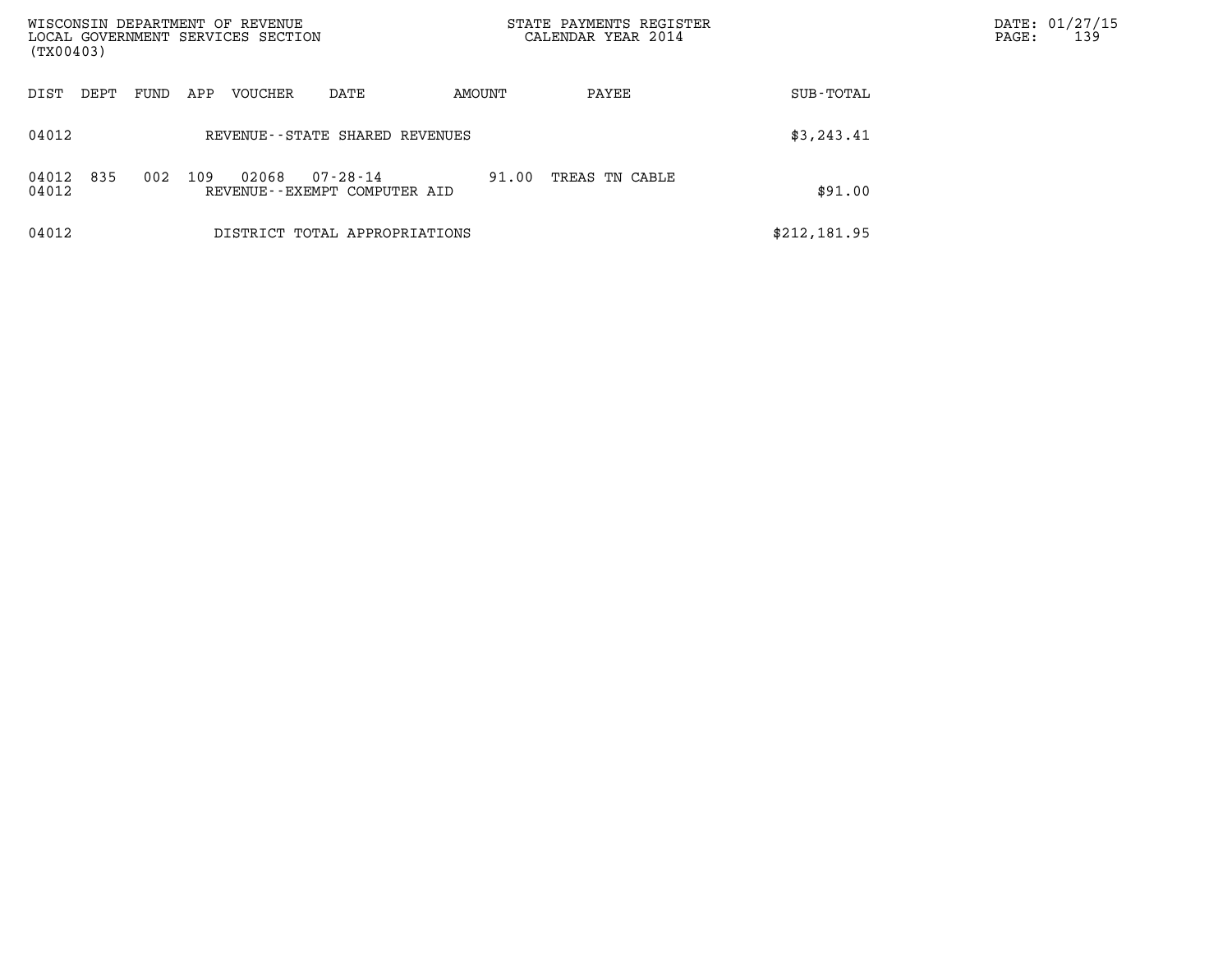| DIST | DEPT | FUND | APP | VOUCHER | DATE | AMOUNT | PAYEE | SUB-TOTAL |
|---|---|---|---|---|---|---|---|---|
| 04012 | | | | REVENUE--STATE SHARED REVENUES | | | | $3,243.41 |
| 04012 | 835 | 002 | 109 | 02068 | 07-28-14 | 91.00 | TREAS TN CABLE | |
| 04012 | | | | REVENUE--EXEMPT COMPUTER AID | | | | $91.00 |
| 04012 | | | | DISTRICT TOTAL APPROPRIATIONS | | | | $212,181.95 |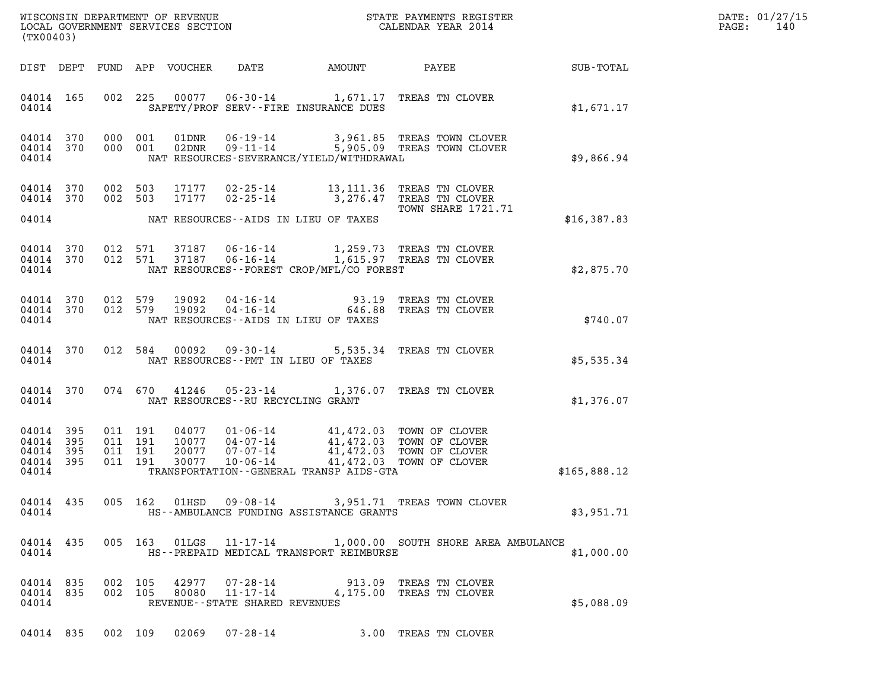WISCONSIN DEPARTMENT OF REVENUE
LOCAL GOVERNMENT SERVICES SECTION
(TX00403)

STATE PAYMENTS REGISTER
CALENDAR YEAR 2014

DATE: 01/27/15
PAGE: 140

| DIST | DEPT | FUND | APP | VOUCHER | DATE | AMOUNT | PAYEE | SUB-TOTAL |
|---|---|---|---|---|---|---|---|---|
| 04014 | 165 | 002 | 225 | 00077 | 06-30-14 | 1,671.17 | TREAS TN CLOVER | |
| 04014 | | | | SAFETY/PROF SERV--FIRE INSURANCE DUES | | | | $1,671.17 |
| 04014 | 370 | 000 | 001 | 01DNR | 06-19-14 | 3,961.85 | TREAS TOWN CLOVER | |
| 04014 | 370 | 000 | 001 | 02DNR | 09-11-14 | 5,905.09 | TREAS TOWN CLOVER | |
| 04014 | | | | NAT RESOURCES-SEVERANCE/YIELD/WITHDRAWAL | | | | $9,866.94 |
| 04014 | 370 | 002 | 503 | 17177 | 02-25-14 | 13,111.36 | TREAS TN CLOVER | |
| 04014 | 370 | 002 | 503 | 17177 | 02-25-14 | 3,276.47 | TREAS TN CLOVER<br>TOWN SHARE 1721.71 | |
| 04014 | | | | NAT RESOURCES--AIDS IN LIEU OF TAXES | | | | $16,387.83 |
| 04014 | 370 | 012 | 571 | 37187 | 06-16-14 | 1,259.73 | TREAS TN CLOVER | |
| 04014 | 370 | 012 | 571 | 37187 | 06-16-14 | 1,615.97 | TREAS TN CLOVER | |
| 04014 | | | | NAT RESOURCES--FOREST CROP/MFL/CO FOREST | | | | $2,875.70 |
| 04014 | 370 | 012 | 579 | 19092 | 04-16-14 | 93.19 | TREAS TN CLOVER | |
| 04014 | 370 | 012 | 579 | 19092 | 04-16-14 | 646.88 | TREAS TN CLOVER | |
| 04014 | | | | NAT RESOURCES--AIDS IN LIEU OF TAXES | | | | $740.07 |
| 04014 | 370 | 012 | 584 | 00092 | 09-30-14 | 5,535.34 | TREAS TN CLOVER | |
| 04014 | | | | NAT RESOURCES--PMT IN LIEU OF TAXES | | | | $5,535.34 |
| 04014 | 370 | 074 | 670 | 41246 | 05-23-14 | 1,376.07 | TREAS TN CLOVER | |
| 04014 | | | | NAT RESOURCES--RU RECYCLING GRANT | | | | $1,376.07 |
| 04014 | 395 | 011 | 191 | 04077 | 01-06-14 | 41,472.03 | TOWN OF CLOVER | |
| 04014 | 395 | 011 | 191 | 10077 | 04-07-14 | 41,472.03 | TOWN OF CLOVER | |
| 04014 | 395 | 011 | 191 | 20077 | 07-07-14 | 41,472.03 | TOWN OF CLOVER | |
| 04014 | 395 | 011 | 191 | 30077 | 10-06-14 | 41,472.03 | TOWN OF CLOVER | |
| 04014 | | | | TRANSPORTATION--GENERAL TRANSP AIDS-GTA | | | | $165,888.12 |
| 04014 | 435 | 005 | 162 | 01HSD | 09-08-14 | 3,951.71 | TREAS TOWN CLOVER | |
| 04014 | | | | HS--AMBULANCE FUNDING ASSISTANCE GRANTS | | | | $3,951.71 |
| 04014 | 435 | 005 | 163 | 01LGS | 11-17-14 | 1,000.00 | SOUTH SHORE AREA AMBULANCE | |
| 04014 | | | | HS--PREPAID MEDICAL TRANSPORT REIMBURSE | | | | $1,000.00 |
| 04014 | 835 | 002 | 105 | 42977 | 07-28-14 | 913.09 | TREAS TN CLOVER | |
| 04014 | 835 | 002 | 105 | 80080 | 11-17-14 | 4,175.00 | TREAS TN CLOVER | |
| 04014 | | | | REVENUE--STATE SHARED REVENUES | | | | $5,088.09 |
| 04014 | 835 | 002 | 109 | 02069 | 07-28-14 | 3.00 | TREAS TN CLOVER | |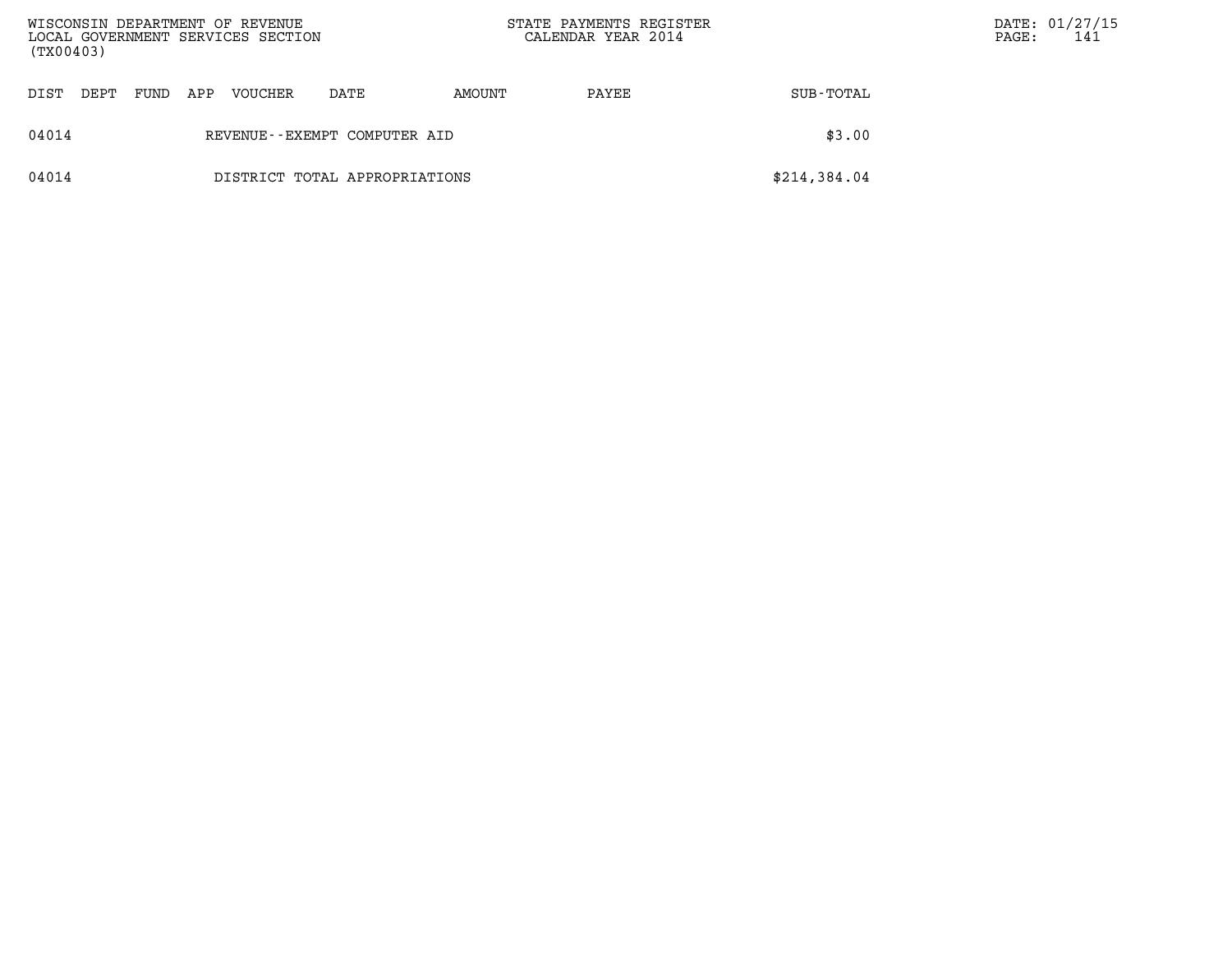| DIST | DEPT | FUND | APP | VOUCHER | DATE | AMOUNT | PAYEE | SUB-TOTAL |
|---|---|---|---|---|---|---|---|---|
| 04014 | | | | REVENUE--EXEMPT COMPUTER AID | | | | $3.00 |
| 04014 | | | | DISTRICT TOTAL APPROPRIATIONS | | | | $214,384.04 |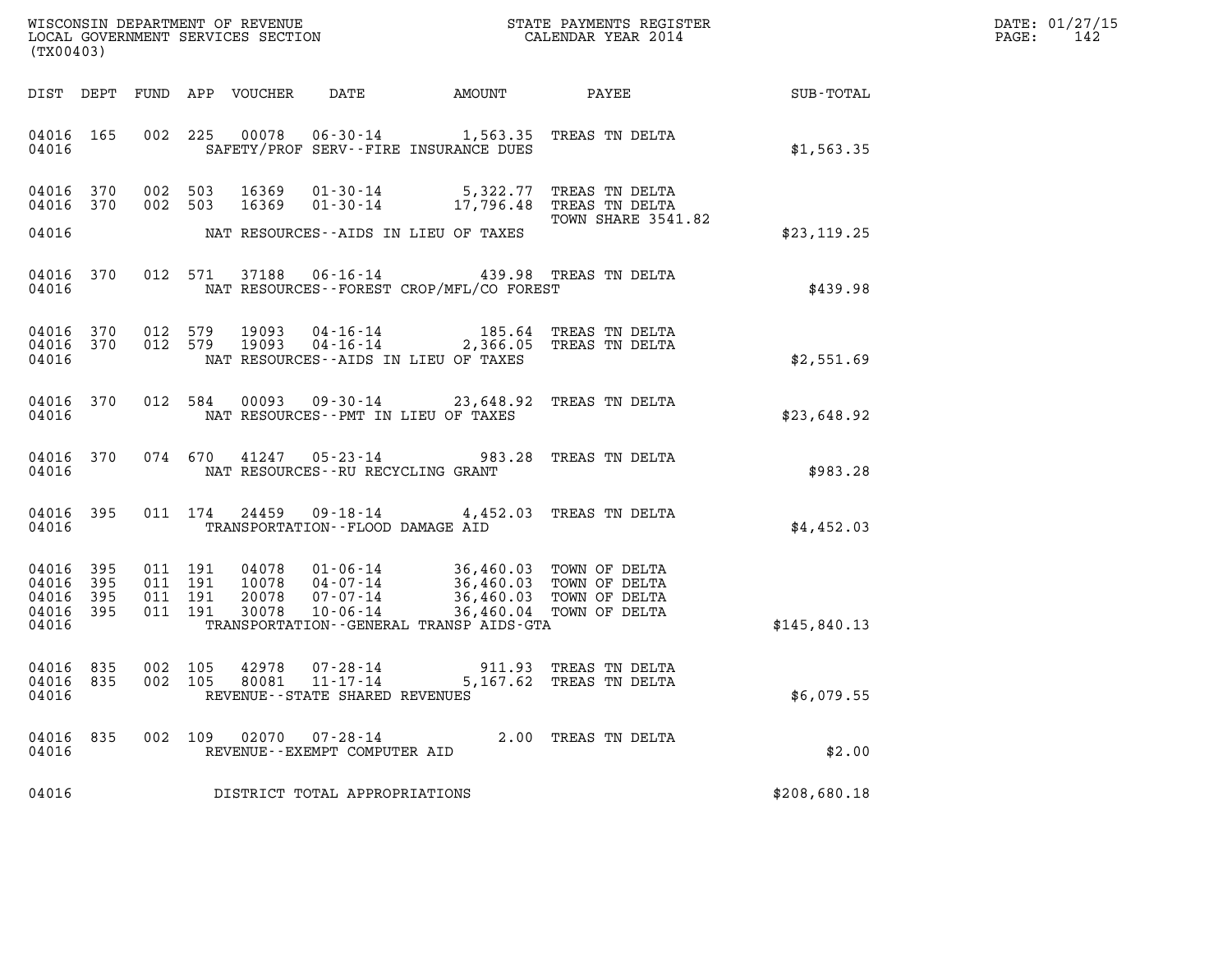WISCONSIN DEPARTMENT OF REVENUE
LOCAL GOVERNMENT SERVICES SECTION
(TX00403)

STATE PAYMENTS REGISTER
CALENDAR YEAR 2014

DATE: 01/27/15
PAGE: 142

| DIST | DEPT | FUND | APP | VOUCHER | DATE | AMOUNT | PAYEE | SUB-TOTAL |
|---|---|---|---|---|---|---|---|---|
| 04016 | 165 | 002 | 225 | 00078 | 06-30-14 | 1,563.35 | TREAS TN DELTA | |
| 04016 | | | | | SAFETY/PROF SERV--FIRE INSURANCE DUES | | | $1,563.35 |
| 04016 | 370 | 002 | 503 | 16369 | 01-30-14 | 5,322.77 | TREAS TN DELTA | |
| 04016 | 370 | 002 | 503 | 16369 | 01-30-14 | 17,796.48 | TREAS TN DELTA | |
| | | | | | | | TOWN SHARE 3541.82 | |
| 04016 | | | | | NAT RESOURCES--AIDS IN LIEU OF TAXES | | | $23,119.25 |
| 04016 | 370 | 012 | 571 | 37188 | 06-16-14 | 439.98 | TREAS TN DELTA | |
| 04016 | | | | | NAT RESOURCES--FOREST CROP/MFL/CO FOREST | | | $439.98 |
| 04016 | 370 | 012 | 579 | 19093 | 04-16-14 | 185.64 | TREAS TN DELTA | |
| 04016 | 370 | 012 | 579 | 19093 | 04-16-14 | 2,366.05 | TREAS TN DELTA | |
| 04016 | | | | | NAT RESOURCES--AIDS IN LIEU OF TAXES | | | $2,551.69 |
| 04016 | 370 | 012 | 584 | 00093 | 09-30-14 | 23,648.92 | TREAS TN DELTA | |
| 04016 | | | | | NAT RESOURCES--PMT IN LIEU OF TAXES | | | $23,648.92 |
| 04016 | 370 | 074 | 670 | 41247 | 05-23-14 | 983.28 | TREAS TN DELTA | |
| 04016 | | | | | NAT RESOURCES--RU RECYCLING GRANT | | | $983.28 |
| 04016 | 395 | 011 | 174 | 24459 | 09-18-14 | 4,452.03 | TREAS TN DELTA | |
| 04016 | | | | | TRANSPORTATION--FLOOD DAMAGE AID | | | $4,452.03 |
| 04016 | 395 | 011 | 191 | 04078 | 01-06-14 | 36,460.03 | TOWN OF DELTA | |
| 04016 | 395 | 011 | 191 | 10078 | 04-07-14 | 36,460.03 | TOWN OF DELTA | |
| 04016 | 395 | 011 | 191 | 20078 | 07-07-14 | 36,460.03 | TOWN OF DELTA | |
| 04016 | 395 | 011 | 191 | 30078 | 10-06-14 | 36,460.04 | TOWN OF DELTA | |
| 04016 | | | | | TRANSPORTATION--GENERAL TRANSP AIDS-GTA | | | $145,840.13 |
| 04016 | 835 | 002 | 105 | 42978 | 07-28-14 | 911.93 | TREAS TN DELTA | |
| 04016 | 835 | 002 | 105 | 80081 | 11-17-14 | 5,167.62 | TREAS TN DELTA | |
| 04016 | | | | | REVENUE--STATE SHARED REVENUES | | | $6,079.55 |
| 04016 | 835 | 002 | 109 | 02070 | 07-28-14 | 2.00 | TREAS TN DELTA | |
| 04016 | | | | | REVENUE--EXEMPT COMPUTER AID | | | $2.00 |
| 04016 | | | | | DISTRICT TOTAL APPROPRIATIONS | | | $208,680.18 |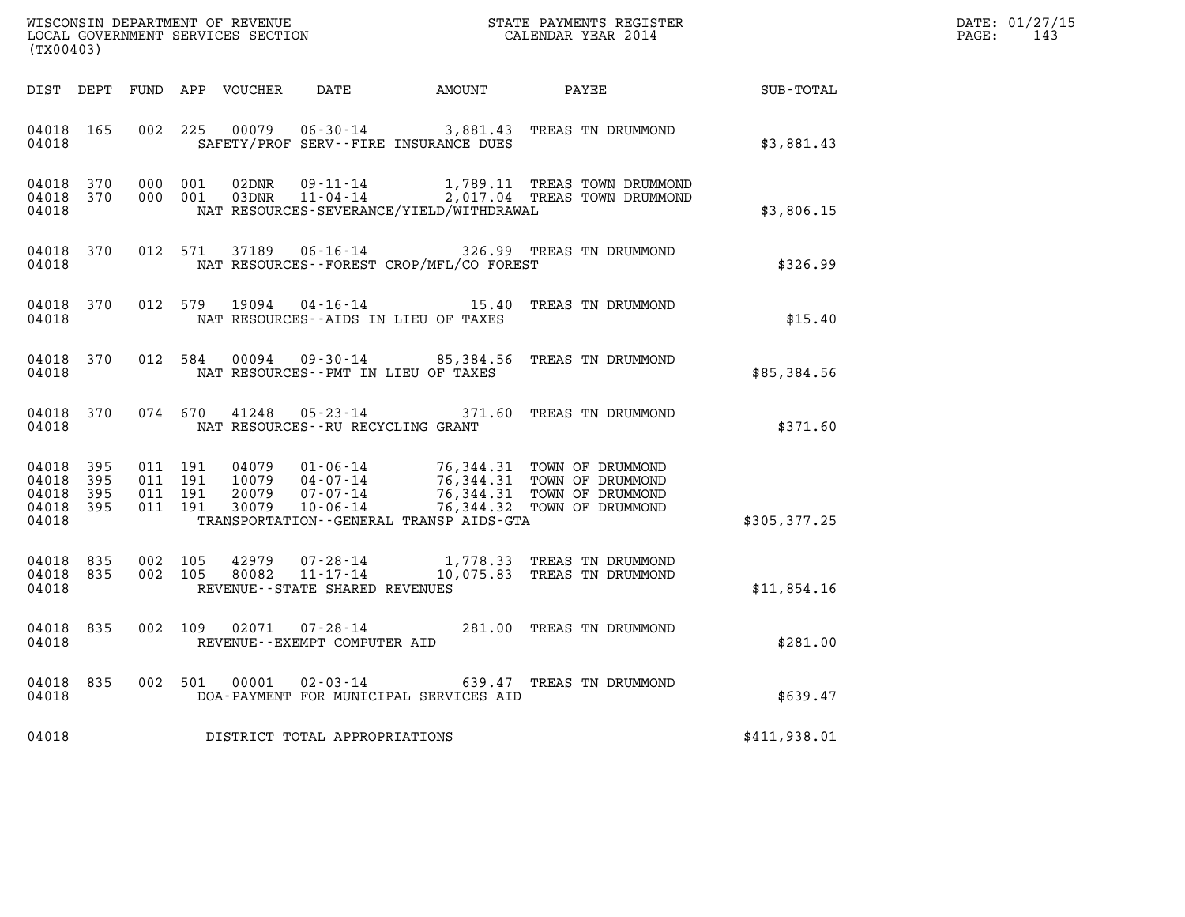WISCONSIN DEPARTMENT OF REVENUE
LOCAL GOVERNMENT SERVICES SECTION
(TX00403)

STATE PAYMENTS REGISTER
CALENDAR YEAR 2014

DATE: 01/27/15

| DIST | DEPT | FUND | APP | VOUCHER | DATE | AMOUNT | PAYEE | SUB-TOTAL |
|---|---|---|---|---|---|---|---|---|
| 04018 | 165 | 002 | 225 | 00079 | 06-30-14 | 3,881.43 | TREAS TN DRUMMOND | |
| 04018 | | | | SAFETY/PROF SERV--FIRE INSURANCE DUES | | | | $3,881.43 |
| 04018 | 370 | 000 | 001 | 02DNR | 09-11-14 | 1,789.11 | TREAS TOWN DRUMMOND | |
| 04018 | 370 | 000 | 001 | 03DNR | 11-04-14 | 2,017.04 | TREAS TOWN DRUMMOND | |
| 04018 | | | | NAT RESOURCES-SEVERANCE/YIELD/WITHDRAWAL | | | | $3,806.15 |
| 04018 | 370 | 012 | 571 | 37189 | 06-16-14 | 326.99 | TREAS TN DRUMMOND | |
| 04018 | | | | NAT RESOURCES--FOREST CROP/MFL/CO FOREST | | | | $326.99 |
| 04018 | 370 | 012 | 579 | 19094 | 04-16-14 | 15.40 | TREAS TN DRUMMOND | |
| 04018 | | | | NAT RESOURCES--AIDS IN LIEU OF TAXES | | | | $15.40 |
| 04018 | 370 | 012 | 584 | 00094 | 09-30-14 | 85,384.56 | TREAS TN DRUMMOND | |
| 04018 | | | | NAT RESOURCES--PMT IN LIEU OF TAXES | | | | $85,384.56 |
| 04018 | 370 | 074 | 670 | 41248 | 05-23-14 | 371.60 | TREAS TN DRUMMOND | |
| 04018 | | | | NAT RESOURCES--RU RECYCLING GRANT | | | | $371.60 |
| 04018 | 395 | 011 | 191 | 04079 | 01-06-14 | 76,344.31 | TOWN OF DRUMMOND | |
| 04018 | 395 | 011 | 191 | 10079 | 04-07-14 | 76,344.31 | TOWN OF DRUMMOND | |
| 04018 | 395 | 011 | 191 | 20079 | 07-07-14 | 76,344.31 | TOWN OF DRUMMOND | |
| 04018 | 395 | 011 | 191 | 30079 | 10-06-14 | 76,344.32 | TOWN OF DRUMMOND | |
| 04018 | | | | TRANSPORTATION--GENERAL TRANSP AIDS-GTA | | | | $305,377.25 |
| 04018 | 835 | 002 | 105 | 42979 | 07-28-14 | 1,778.33 | TREAS TN DRUMMOND | |
| 04018 | 835 | 002 | 105 | 80082 | 11-17-14 | 10,075.83 | TREAS TN DRUMMOND | |
| 04018 | | | | REVENUE--STATE SHARED REVENUES | | | | $11,854.16 |
| 04018 | 835 | 002 | 109 | 02071 | 07-28-14 | 281.00 | TREAS TN DRUMMOND | |
| 04018 | | | | REVENUE--EXEMPT COMPUTER AID | | | | $281.00 |
| 04018 | 835 | 002 | 501 | 00001 | 02-03-14 | 639.47 | TREAS TN DRUMMOND | |
| 04018 | | | | DOA-PAYMENT FOR MUNICIPAL SERVICES AID | | | | $639.47 |
| 04018 | | | | DISTRICT TOTAL APPROPRIATIONS | | | | $411,938.01 |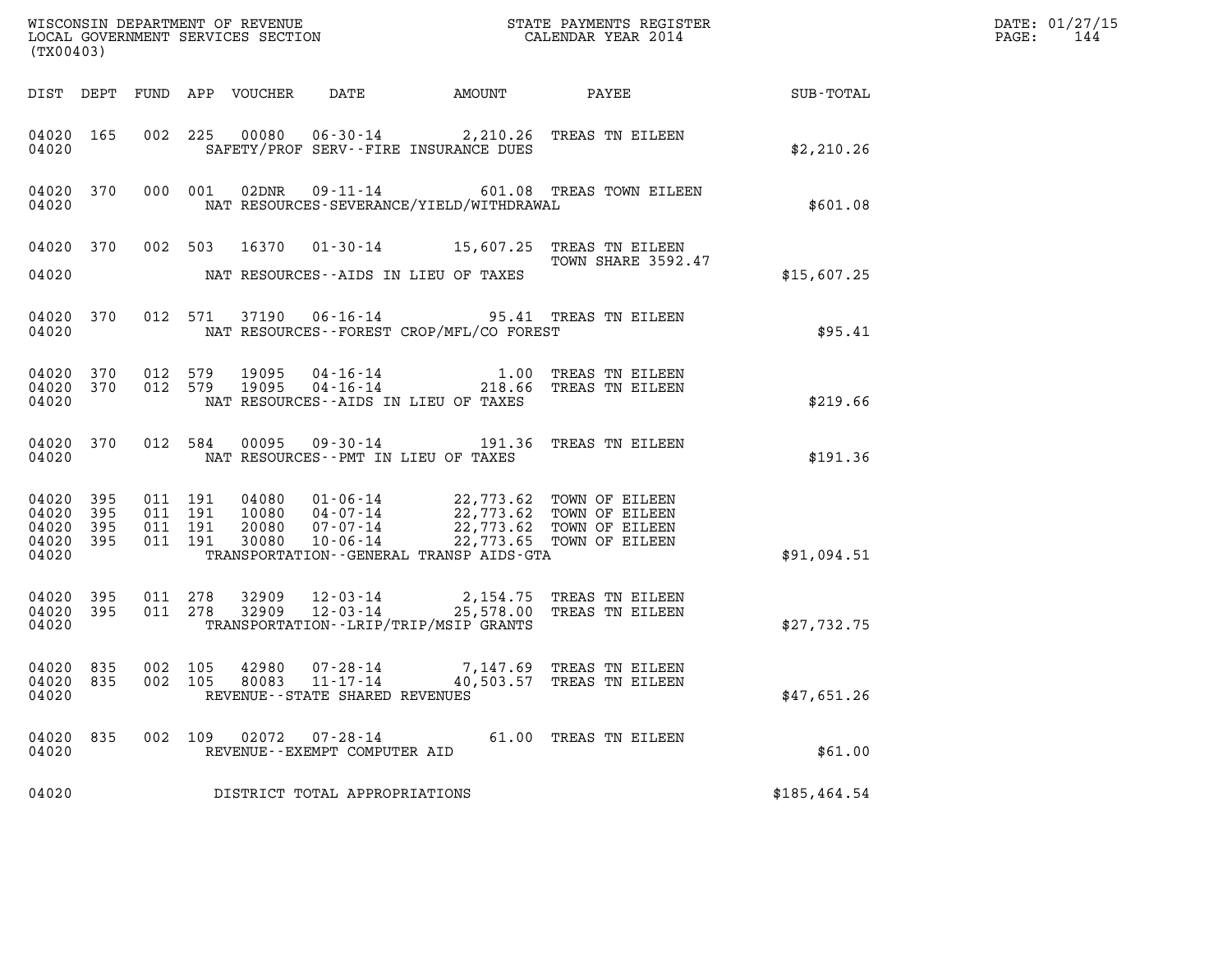WISCONSIN DEPARTMENT OF REVENUE
LOCAL GOVERNMENT SERVICES SECTION
(TX00403)

STATE PAYMENTS REGISTER
CALENDAR YEAR 2014

DATE: 01/27/15
PAGE: 144

| DIST | DEPT | FUND | APP | VOUCHER | DATE | AMOUNT | PAYEE | SUB-TOTAL |
|---|---|---|---|---|---|---|---|---|
| 04020 | 165 | 002 | 225 | 00080 | 06-30-14 | 2,210.26 | TREAS TN EILEEN | |
| 04020 | | | | | SAFETY/PROF SERV--FIRE INSURANCE DUES | | | $2,210.26 |
| 04020 | 370 | 000 | 001 | 02DNR | 09-11-14 | 601.08 | TREAS TOWN EILEEN | |
| 04020 | | | | | NAT RESOURCES-SEVERANCE/YIELD/WITHDRAWAL | | | $601.08 |
| 04020 | 370 | 002 | 503 | 16370 | 01-30-14 | 15,607.25 | TREAS TN EILEEN TOWN SHARE 3592.47 | |
| 04020 | | | | | NAT RESOURCES--AIDS IN LIEU OF TAXES | | | $15,607.25 |
| 04020 | 370 | 012 | 571 | 37190 | 06-16-14 | 95.41 | TREAS TN EILEEN | |
| 04020 | | | | | NAT RESOURCES--FOREST CROP/MFL/CO FOREST | | | $95.41 |
| 04020 | 370 | 012 | 579 | 19095 | 04-16-14 | 1.00 | TREAS TN EILEEN | |
| 04020 | 370 | 012 | 579 | 19095 | 04-16-14 | 218.66 | TREAS TN EILEEN | |
| 04020 | | | | | NAT RESOURCES--AIDS IN LIEU OF TAXES | | | $219.66 |
| 04020 | 370 | 012 | 584 | 00095 | 09-30-14 | 191.36 | TREAS TN EILEEN | |
| 04020 | | | | | NAT RESOURCES--PMT IN LIEU OF TAXES | | | $191.36 |
| 04020 | 395 | 011 | 191 | 04080 | 01-06-14 | 22,773.62 | TOWN OF EILEEN | |
| 04020 | 395 | 011 | 191 | 10080 | 04-07-14 | 22,773.62 | TOWN OF EILEEN | |
| 04020 | 395 | 011 | 191 | 20080 | 07-07-14 | 22,773.62 | TOWN OF EILEEN | |
| 04020 | 395 | 011 | 191 | 30080 | 10-06-14 | 22,773.65 | TOWN OF EILEEN | |
| 04020 | | | | | TRANSPORTATION--GENERAL TRANSP AIDS-GTA | | | $91,094.51 |
| 04020 | 395 | 011 | 278 | 32909 | 12-03-14 | 2,154.75 | TREAS TN EILEEN | |
| 04020 | 395 | 011 | 278 | 32909 | 12-03-14 | 25,578.00 | TREAS TN EILEEN | |
| 04020 | | | | | TRANSPORTATION--LRIP/TRIP/MSIP GRANTS | | | $27,732.75 |
| 04020 | 835 | 002 | 105 | 42980 | 07-28-14 | 7,147.69 | TREAS TN EILEEN | |
| 04020 | 835 | 002 | 105 | 80083 | 11-17-14 | 40,503.57 | TREAS TN EILEEN | |
| 04020 | | | | | REVENUE--STATE SHARED REVENUES | | | $47,651.26 |
| 04020 | 835 | 002 | 109 | 02072 | 07-28-14 | 61.00 | TREAS TN EILEEN | |
| 04020 | | | | | REVENUE--EXEMPT COMPUTER AID | | | $61.00 |
| 04020 | | | | | DISTRICT TOTAL APPROPRIATIONS | | | $185,464.54 |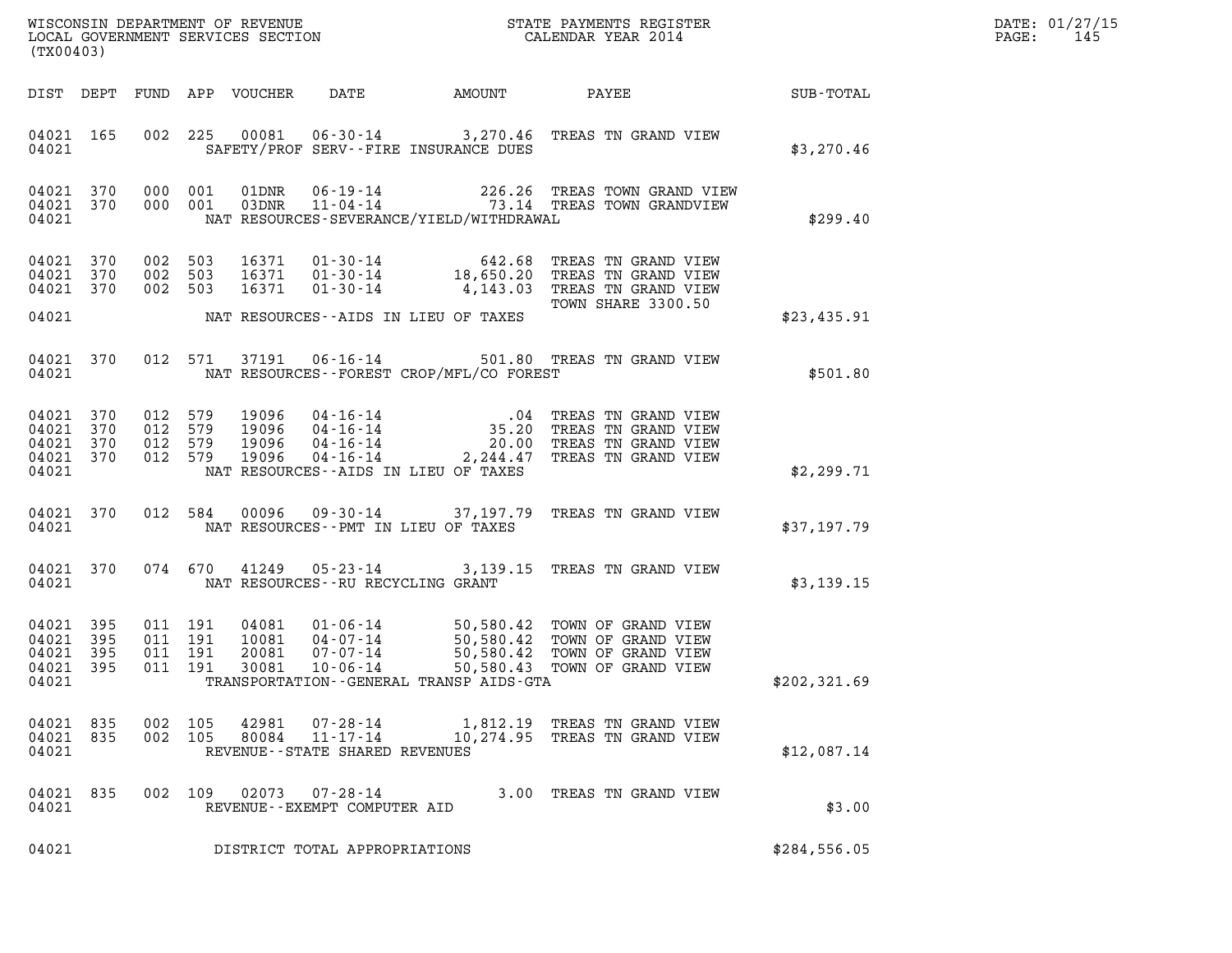WISCONSIN DEPARTMENT OF REVENUE
LOCAL GOVERNMENT SERVICES SECTION
(TX00403)

STATE PAYMENTS REGISTER
CALENDAR YEAR 2014

DATE: 01/27/15

| DIST | DEPT | FUND | APP | VOUCHER | DATE | AMOUNT | PAYEE | SUB-TOTAL |
|---|---|---|---|---|---|---|---|---|
| 04021 | 165 | 002 | 225 | 00081 | 06-30-14 | 3,270.46 | TREAS TN GRAND VIEW | |
| 04021 | | | | | SAFETY/PROF SERV--FIRE INSURANCE DUES | | | $3,270.46 |
| 04021 | 370 | 000 | 001 | 01DNR | 06-19-14 | 226.26 | TREAS TOWN GRAND VIEW | |
| 04021 | 370 | 000 | 001 | 03DNR | 11-04-14 | 73.14 | TREAS TOWN GRANDVIEW | |
| 04021 | | | | | NAT RESOURCES-SEVERANCE/YIELD/WITHDRAWAL | | | $299.40 |
| 04021 | 370 | 002 | 503 | 16371 | 01-30-14 | 642.68 | TREAS TN GRAND VIEW | |
| 04021 | 370 | 002 | 503 | 16371 | 01-30-14 | 18,650.20 | TREAS TN GRAND VIEW | |
| 04021 | 370 | 002 | 503 | 16371 | 01-30-14 | 4,143.03 | TREAS TN GRAND VIEW TOWN SHARE 3300.50 | |
| 04021 | | | | | NAT RESOURCES--AIDS IN LIEU OF TAXES | | | $23,435.91 |
| 04021 | 370 | 012 | 571 | 37191 | 06-16-14 | 501.80 | TREAS TN GRAND VIEW | |
| 04021 | | | | | NAT RESOURCES--FOREST CROP/MFL/CO FOREST | | | $501.80 |
| 04021 | 370 | 012 | 579 | 19096 | 04-16-14 | .04 | TREAS TN GRAND VIEW | |
| 04021 | 370 | 012 | 579 | 19096 | 04-16-14 | 35.20 | TREAS TN GRAND VIEW | |
| 04021 | 370 | 012 | 579 | 19096 | 04-16-14 | 20.00 | TREAS TN GRAND VIEW | |
| 04021 | 370 | 012 | 579 | 19096 | 04-16-14 | 2,244.47 | TREAS TN GRAND VIEW | |
| 04021 | | | | | NAT RESOURCES--AIDS IN LIEU OF TAXES | | | $2,299.71 |
| 04021 | 370 | 012 | 584 | 00096 | 09-30-14 | 37,197.79 | TREAS TN GRAND VIEW | |
| 04021 | | | | | NAT RESOURCES--PMT IN LIEU OF TAXES | | | $37,197.79 |
| 04021 | 370 | 074 | 670 | 41249 | 05-23-14 | 3,139.15 | TREAS TN GRAND VIEW | |
| 04021 | | | | | NAT RESOURCES--RU RECYCLING GRANT | | | $3,139.15 |
| 04021 | 395 | 011 | 191 | 04081 | 01-06-14 | 50,580.42 | TOWN OF GRAND VIEW | |
| 04021 | 395 | 011 | 191 | 10081 | 04-07-14 | 50,580.42 | TOWN OF GRAND VIEW | |
| 04021 | 395 | 011 | 191 | 20081 | 07-07-14 | 50,580.42 | TOWN OF GRAND VIEW | |
| 04021 | 395 | 011 | 191 | 30081 | 10-06-14 | 50,580.43 | TOWN OF GRAND VIEW | |
| 04021 | | | | | TRANSPORTATION--GENERAL TRANSP AIDS-GTA | | | $202,321.69 |
| 04021 | 835 | 002 | 105 | 42981 | 07-28-14 | 1,812.19 | TREAS TN GRAND VIEW | |
| 04021 | 835 | 002 | 105 | 80084 | 11-17-14 | 10,274.95 | TREAS TN GRAND VIEW | |
| 04021 | | | | | REVENUE--STATE SHARED REVENUES | | | $12,087.14 |
| 04021 | 835 | 002 | 109 | 02073 | 07-28-14 | 3.00 | TREAS TN GRAND VIEW | |
| 04021 | | | | | REVENUE--EXEMPT COMPUTER AID | | | $3.00 |
| 04021 | | | | | DISTRICT TOTAL APPROPRIATIONS | | | $284,556.05 |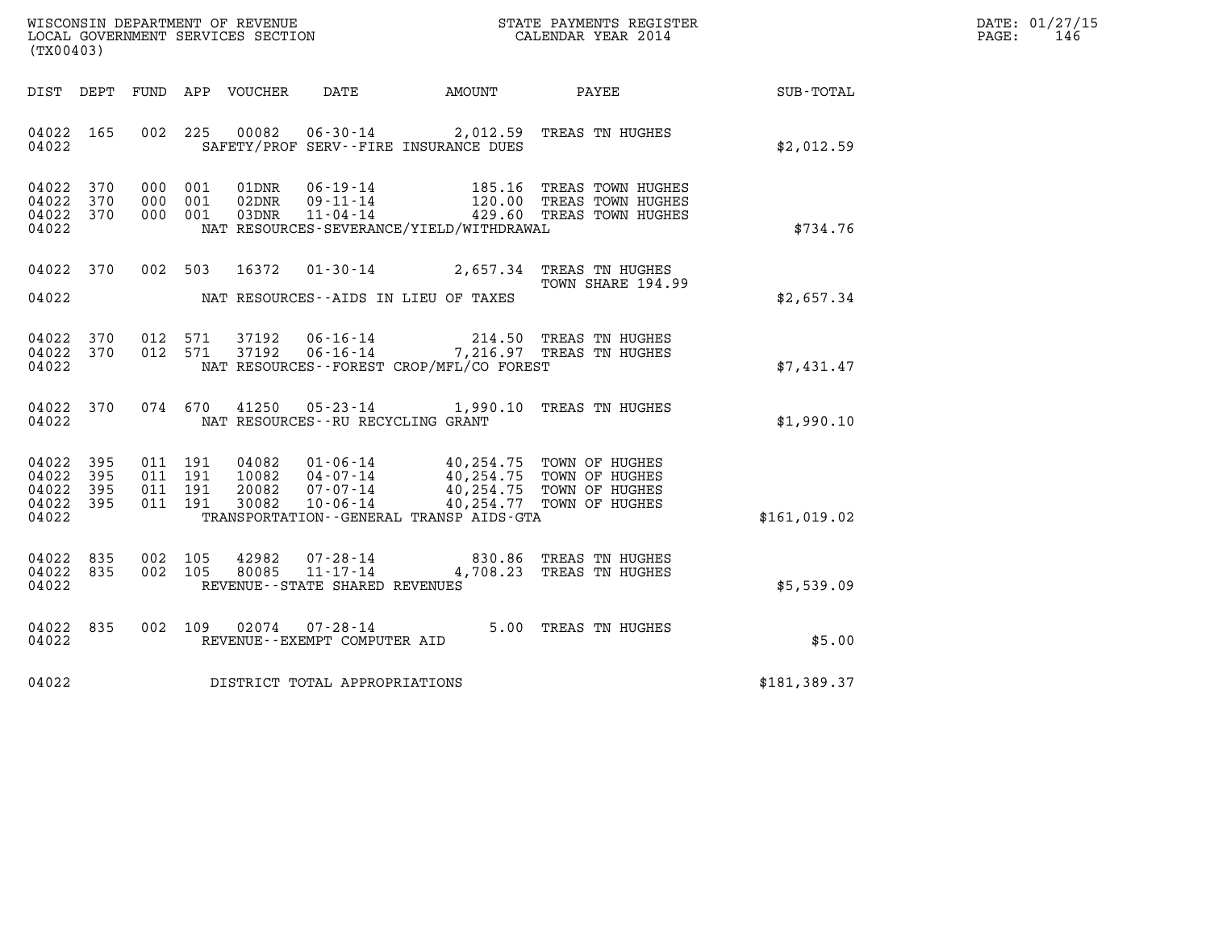WISCONSIN DEPARTMENT OF REVENUE
LOCAL GOVERNMENT SERVICES SECTION
(TX00403)

STATE PAYMENTS REGISTER
CALENDAR YEAR 2014

DATE: 01/27/15
PAGE: 146

| DIST | DEPT | FUND | APP | VOUCHER | DATE | AMOUNT | PAYEE | SUB-TOTAL |
|---|---|---|---|---|---|---|---|---|
| 04022 | 165 | 002 | 225 | 00082 | 06-30-14 | 2,012.59 | TREAS TN HUGHES | |
| 04022 | | | | | SAFETY/PROF SERV--FIRE INSURANCE DUES | | | $2,012.59 |
| 04022 | 370 | 000 | 001 | 01DNR | 06-19-14 | 185.16 | TREAS TOWN HUGHES | |
| 04022 | 370 | 000 | 001 | 02DNR | 09-11-14 | 120.00 | TREAS TOWN HUGHES | |
| 04022 | 370 | 000 | 001 | 03DNR | 11-04-14 | 429.60 | TREAS TOWN HUGHES | |
| 04022 | | | | | NAT RESOURCES-SEVERANCE/YIELD/WITHDRAWAL | | | $734.76 |
| 04022 | 370 | 002 | 503 | 16372 | 01-30-14 | 2,657.34 | TREAS TN HUGHES<br>TOWN SHARE 194.99 | |
| 04022 | | | | | NAT RESOURCES--AIDS IN LIEU OF TAXES | | | $2,657.34 |
| 04022 | 370 | 012 | 571 | 37192 | 06-16-14 | 214.50 | TREAS TN HUGHES | |
| 04022 | 370 | 012 | 571 | 37192 | 06-16-14 | 7,216.97 | TREAS TN HUGHES | |
| 04022 | | | | | NAT RESOURCES--FOREST CROP/MFL/CO FOREST | | | $7,431.47 |
| 04022 | 370 | 074 | 670 | 41250 | 05-23-14 | 1,990.10 | TREAS TN HUGHES | |
| 04022 | | | | | NAT RESOURCES--RU RECYCLING GRANT | | | $1,990.10 |
| 04022 | 395 | 011 | 191 | 04082 | 01-06-14 | 40,254.75 | TOWN OF HUGHES | |
| 04022 | 395 | 011 | 191 | 10082 | 04-07-14 | 40,254.75 | TOWN OF HUGHES | |
| 04022 | 395 | 011 | 191 | 20082 | 07-07-14 | 40,254.75 | TOWN OF HUGHES | |
| 04022 | 395 | 011 | 191 | 30082 | 10-06-14 | 40,254.77 | TOWN OF HUGHES | |
| 04022 | | | | | TRANSPORTATION--GENERAL TRANSP AIDS-GTA | | | $161,019.02 |
| 04022 | 835 | 002 | 105 | 42982 | 07-28-14 | 830.86 | TREAS TN HUGHES | |
| 04022 | 835 | 002 | 105 | 80085 | 11-17-14 | 4,708.23 | TREAS TN HUGHES | |
| 04022 | | | | | REVENUE--STATE SHARED REVENUES | | | $5,539.09 |
| 04022 | 835 | 002 | 109 | 02074 | 07-28-14 | 5.00 | TREAS TN HUGHES | |
| 04022 | | | | | REVENUE--EXEMPT COMPUTER AID | | | $5.00 |
| 04022 | | | | | DISTRICT TOTAL APPROPRIATIONS | | | $181,389.37 |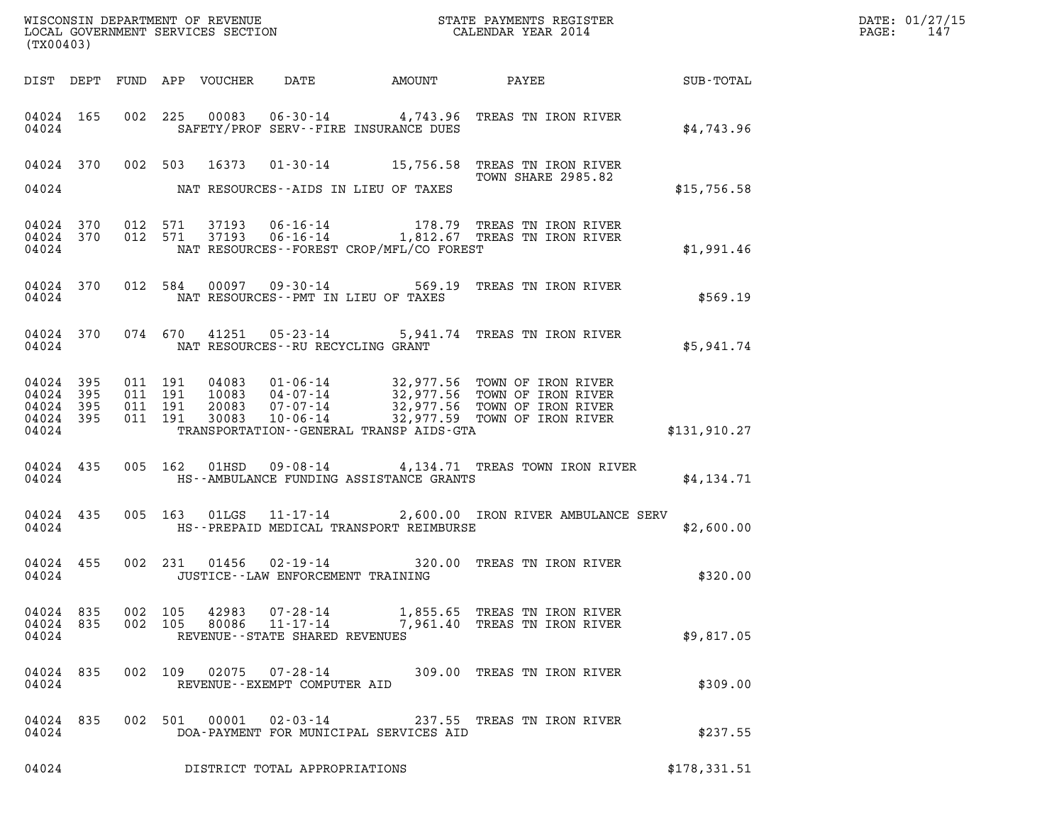WISCONSIN DEPARTMENT OF REVENUE
LOCAL GOVERNMENT SERVICES SECTION
(TX00403)

STATE PAYMENTS REGISTER
CALENDAR YEAR 2014

DATE: 01/27/15

| DIST | DEPT | FUND | APP | VOUCHER | DATE | AMOUNT | PAYEE | SUB-TOTAL |
|---|---|---|---|---|---|---|---|---|
| 04024 | 165 | 002 | 225 | 00083 | 06-30-14 | 4,743.96 | TREAS TN IRON RIVER | |
| 04024 | | | | SAFETY/PROF SERV--FIRE INSURANCE DUES | | | | $4,743.96 |
| 04024 | 370 | 002 | 503 | 16373 | 01-30-14 | 15,756.58 | TREAS TN IRON RIVER TOWN SHARE 2985.82 | |
| 04024 | | | | NAT RESOURCES--AIDS IN LIEU OF TAXES | | | | $15,756.58 |
| 04024 | 370 | 012 | 571 | 37193 | 06-16-14 | 178.79 | TREAS TN IRON RIVER | |
| 04024 | 370 | 012 | 571 | 37193 | 06-16-14 | 1,812.67 | TREAS TN IRON RIVER | |
| 04024 | | | | NAT RESOURCES--FOREST CROP/MFL/CO FOREST | | | | $1,991.46 |
| 04024 | 370 | 012 | 584 | 00097 | 09-30-14 | 569.19 | TREAS TN IRON RIVER | |
| 04024 | | | | NAT RESOURCES--PMT IN LIEU OF TAXES | | | | $569.19 |
| 04024 | 370 | 074 | 670 | 41251 | 05-23-14 | 5,941.74 | TREAS TN IRON RIVER | |
| 04024 | | | | NAT RESOURCES--RU RECYCLING GRANT | | | | $5,941.74 |
| 04024 | 395 | 011 | 191 | 04083 | 01-06-14 | 32,977.56 | TOWN OF IRON RIVER | |
| 04024 | 395 | 011 | 191 | 10083 | 04-07-14 | 32,977.56 | TOWN OF IRON RIVER | |
| 04024 | 395 | 011 | 191 | 20083 | 07-07-14 | 32,977.56 | TOWN OF IRON RIVER | |
| 04024 | 395 | 011 | 191 | 30083 | 10-06-14 | 32,977.59 | TOWN OF IRON RIVER | |
| 04024 | | | | TRANSPORTATION--GENERAL TRANSP AIDS-GTA | | | | $131,910.27 |
| 04024 | 435 | 005 | 162 | 01HSD | 09-08-14 | 4,134.71 | TREAS TOWN IRON RIVER | |
| 04024 | | | | HS--AMBULANCE FUNDING ASSISTANCE GRANTS | | | | $4,134.71 |
| 04024 | 435 | 005 | 163 | 01LGS | 11-17-14 | 2,600.00 | IRON RIVER AMBULANCE SERV | |
| 04024 | | | | HS--PREPAID MEDICAL TRANSPORT REIMBURSE | | | | $2,600.00 |
| 04024 | 455 | 002 | 231 | 01456 | 02-19-14 | 320.00 | TREAS TN IRON RIVER | |
| 04024 | | | | JUSTICE--LAW ENFORCEMENT TRAINING | | | | $320.00 |
| 04024 | 835 | 002 | 105 | 42983 | 07-28-14 | 1,855.65 | TREAS TN IRON RIVER | |
| 04024 | 835 | 002 | 105 | 80086 | 11-17-14 | 7,961.40 | TREAS TN IRON RIVER | |
| 04024 | | | | REVENUE--STATE SHARED REVENUES | | | | $9,817.05 |
| 04024 | 835 | 002 | 109 | 02075 | 07-28-14 | 309.00 | TREAS TN IRON RIVER | |
| 04024 | | | | REVENUE--EXEMPT COMPUTER AID | | | | $309.00 |
| 04024 | 835 | 002 | 501 | 00001 | 02-03-14 | 237.55 | TREAS TN IRON RIVER | |
| 04024 | | | | DOA-PAYMENT FOR MUNICIPAL SERVICES AID | | | | $237.55 |
| 04024 | | | | DISTRICT TOTAL APPROPRIATIONS | | | | $178,331.51 |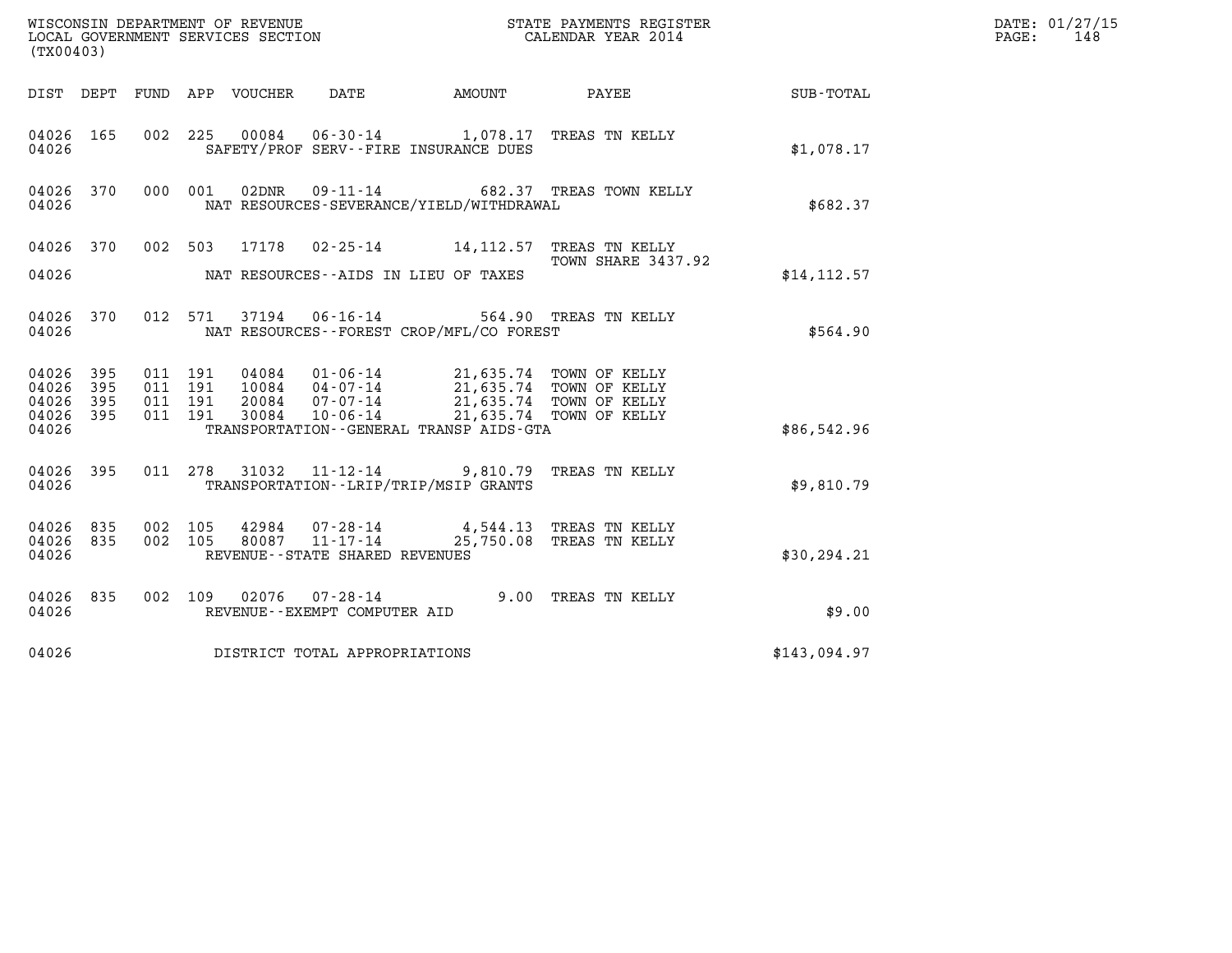WISCONSIN DEPARTMENT OF REVENUE
LOCAL GOVERNMENT SERVICES SECTION
(TX00403)

STATE PAYMENTS REGISTER
CALENDAR YEAR 2014

DATE: 01/27/15

| DIST | DEPT | FUND | APP | VOUCHER | DATE | AMOUNT | PAYEE | SUB-TOTAL |
|---|---|---|---|---|---|---|---|---|
| 04026 | 165 | 002 | 225 | 00084 | 06-30-14 | 1,078.17 | TREAS TN KELLY | |
| 04026 | | | | SAFETY/PROF SERV--FIRE INSURANCE DUES | | | | $1,078.17 |
| 04026 | 370 | 000 | 001 | 02DNR | 09-11-14 | 682.37 | TREAS TOWN KELLY | |
| 04026 | | | | NAT RESOURCES-SEVERANCE/YIELD/WITHDRAWAL | | | | $682.37 |
| 04026 | 370 | 002 | 503 | 17178 | 02-25-14 | 14,112.57 | TREAS TN KELLY TOWN SHARE 3437.92 | |
| 04026 | | | | NAT RESOURCES--AIDS IN LIEU OF TAXES | | | | $14,112.57 |
| 04026 | 370 | 012 | 571 | 37194 | 06-16-14 | 564.90 | TREAS TN KELLY | |
| 04026 | | | | NAT RESOURCES--FOREST CROP/MFL/CO FOREST | | | | $564.90 |
| 04026 | 395 | 011 | 191 | 04084 | 01-06-14 | 21,635.74 | TOWN OF KELLY | |
| 04026 | 395 | 011 | 191 | 10084 | 04-07-14 | 21,635.74 | TOWN OF KELLY | |
| 04026 | 395 | 011 | 191 | 20084 | 07-07-14 | 21,635.74 | TOWN OF KELLY | |
| 04026 | 395 | 011 | 191 | 30084 | 10-06-14 | 21,635.74 | TOWN OF KELLY | |
| 04026 | | | | TRANSPORTATION--GENERAL TRANSP AIDS-GTA | | | | $86,542.96 |
| 04026 | 395 | 011 | 278 | 31032 | 11-12-14 | 9,810.79 | TREAS TN KELLY | |
| 04026 | | | | TRANSPORTATION--LRIP/TRIP/MSIP GRANTS | | | | $9,810.79 |
| 04026 | 835 | 002 | 105 | 42984 | 07-28-14 | 4,544.13 | TREAS TN KELLY | |
| 04026 | 835 | 002 | 105 | 80087 | 11-17-14 | 25,750.08 | TREAS TN KELLY | |
| 04026 | | | | REVENUE--STATE SHARED REVENUES | | | | $30,294.21 |
| 04026 | 835 | 002 | 109 | 02076 | 07-28-14 | 9.00 | TREAS TN KELLY | |
| 04026 | | | | REVENUE--EXEMPT COMPUTER AID | | | | $9.00 |
| 04026 | | | | DISTRICT TOTAL APPROPRIATIONS | | | | $143,094.97 |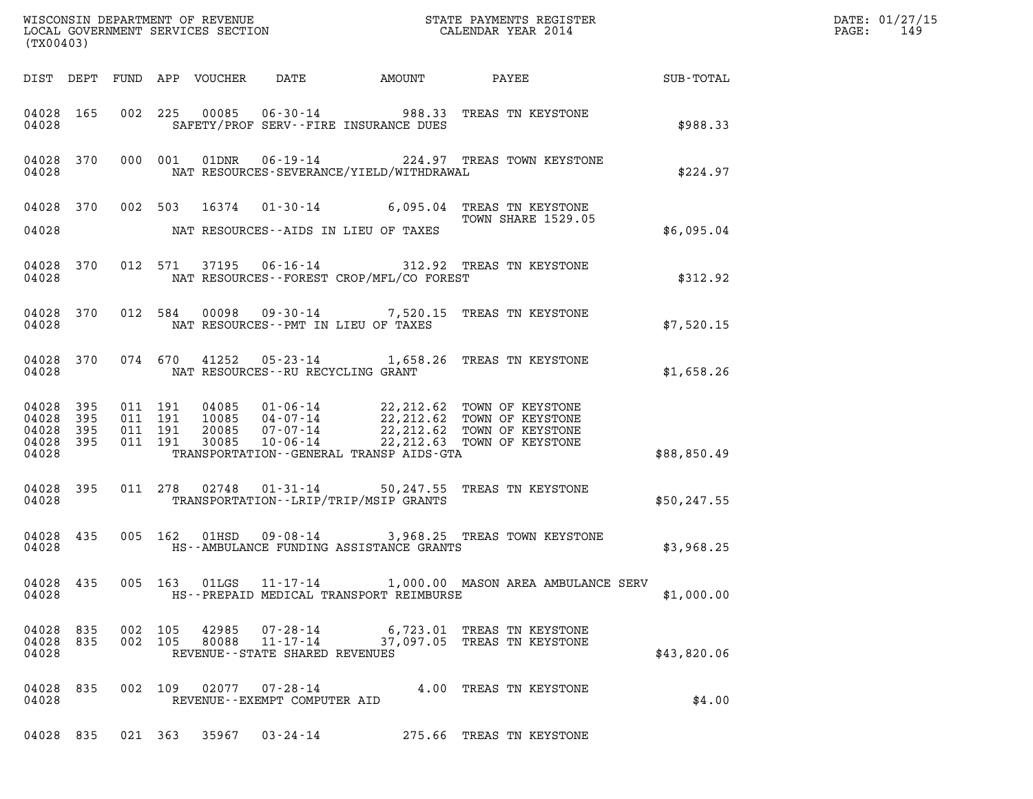WISCONSIN DEPARTMENT OF REVENUE
LOCAL GOVERNMENT SERVICES SECTION
(TX00403)

STATE PAYMENTS REGISTER
CALENDAR YEAR 2014

DATE: 01/27/15

| DIST | DEPT | FUND | APP | VOUCHER | DATE | AMOUNT | PAYEE | SUB-TOTAL |
|---|---|---|---|---|---|---|---|---|
| 04028 | 165 | 002 | 225 | 00085 | 06-30-14 | 988.33 | TREAS TN KEYSTONE | |
| 04028 | | | | | SAFETY/PROF SERV--FIRE INSURANCE DUES | | | $988.33 |
| 04028 | 370 | 000 | 001 | 01DNR | 06-19-14 | 224.97 | TREAS TOWN KEYSTONE | |
| 04028 | | | | | NAT RESOURCES-SEVERANCE/YIELD/WITHDRAWAL | | | $224.97 |
| 04028 | 370 | 002 | 503 | 16374 | 01-30-14 | 6,095.04 | TREAS TN KEYSTONE TOWN SHARE 1529.05 | |
| 04028 | | | | | NAT RESOURCES--AIDS IN LIEU OF TAXES | | | $6,095.04 |
| 04028 | 370 | 012 | 571 | 37195 | 06-16-14 | 312.92 | TREAS TN KEYSTONE | |
| 04028 | | | | | NAT RESOURCES--FOREST CROP/MFL/CO FOREST | | | $312.92 |
| 04028 | 370 | 012 | 584 | 00098 | 09-30-14 | 7,520.15 | TREAS TN KEYSTONE | |
| 04028 | | | | | NAT RESOURCES--PMT IN LIEU OF TAXES | | | $7,520.15 |
| 04028 | 370 | 074 | 670 | 41252 | 05-23-14 | 1,658.26 | TREAS TN KEYSTONE | |
| 04028 | | | | | NAT RESOURCES--RU RECYCLING GRANT | | | $1,658.26 |
| 04028 | 395 | 011 | 191 | 04085 | 01-06-14 | 22,212.62 | TOWN OF KEYSTONE | |
| 04028 | 395 | 011 | 191 | 10085 | 04-07-14 | 22,212.62 | TOWN OF KEYSTONE | |
| 04028 | 395 | 011 | 191 | 20085 | 07-07-14 | 22,212.62 | TOWN OF KEYSTONE | |
| 04028 | 395 | 011 | 191 | 30085 | 10-06-14 | 22,212.63 | TOWN OF KEYSTONE | |
| 04028 | | | | | TRANSPORTATION--GENERAL TRANSP AIDS-GTA | | | $88,850.49 |
| 04028 | 395 | 011 | 278 | 02748 | 01-31-14 | 50,247.55 | TREAS TN KEYSTONE | |
| 04028 | | | | | TRANSPORTATION--LRIP/TRIP/MSIP GRANTS | | | $50,247.55 |
| 04028 | 435 | 005 | 162 | 01HSD | 09-08-14 | 3,968.25 | TREAS TOWN KEYSTONE | |
| 04028 | | | | | HS--AMBULANCE FUNDING ASSISTANCE GRANTS | | | $3,968.25 |
| 04028 | 435 | 005 | 163 | 01LGS | 11-17-14 | 1,000.00 | MASON AREA AMBULANCE SERV | |
| 04028 | | | | | HS--PREPAID MEDICAL TRANSPORT REIMBURSE | | | $1,000.00 |
| 04028 | 835 | 002 | 105 | 42985 | 07-28-14 | 6,723.01 | TREAS TN KEYSTONE | |
| 04028 | 835 | 002 | 105 | 80088 | 11-17-14 | 37,097.05 | TREAS TN KEYSTONE | |
| 04028 | | | | | REVENUE--STATE SHARED REVENUES | | | $43,820.06 |
| 04028 | 835 | 002 | 109 | 02077 | 07-28-14 | 4.00 | TREAS TN KEYSTONE | |
| 04028 | | | | | REVENUE--EXEMPT COMPUTER AID | | | $4.00 |
| 04028 | 835 | 021 | 363 | 35967 | 03-24-14 | 275.66 | TREAS TN KEYSTONE | |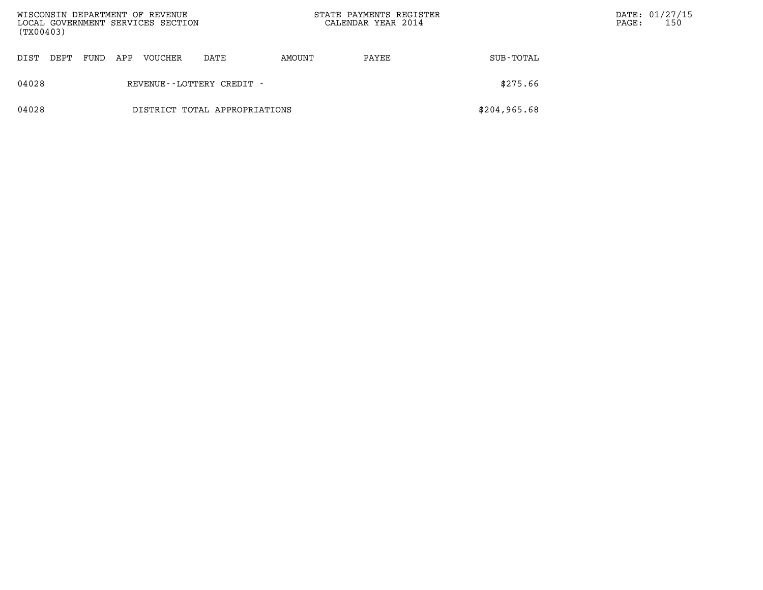| DIST | DEPT | FUND | APP | VOUCHER | DATE | AMOUNT | PAYEE | SUB-TOTAL |
|---|---|---|---|---|---|---|---|---|
| 04028 | | | | REVENUE--LOTTERY CREDIT - | | | | $275.66 |
| 04028 | | | | DISTRICT TOTAL APPROPRIATIONS | | | | $204,965.68 |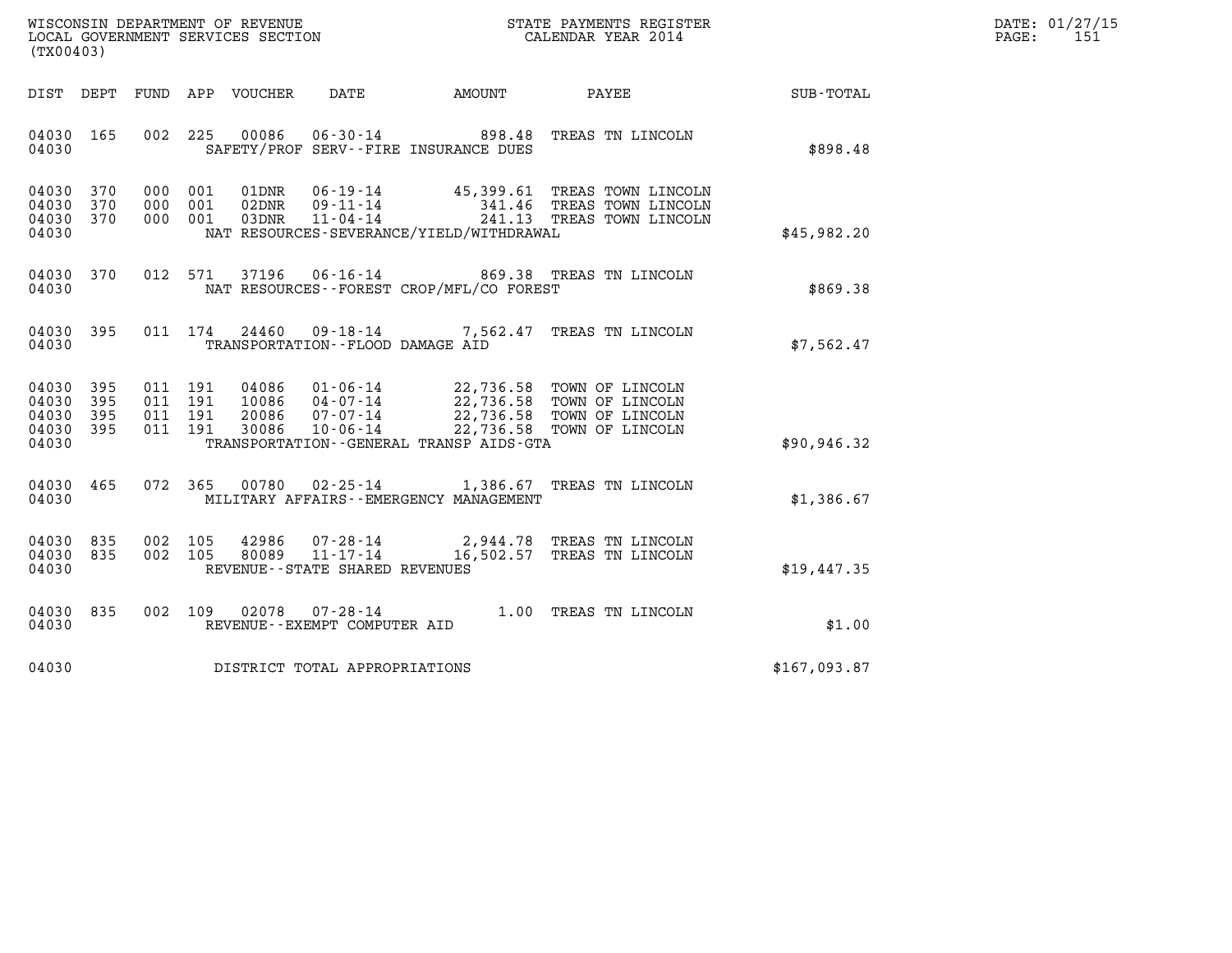WISCONSIN DEPARTMENT OF REVENUE
LOCAL GOVERNMENT SERVICES SECTION
(TX00403)

STATE PAYMENTS REGISTER
CALENDAR YEAR 2014

DATE: 01/27/15
PAGE: 151

| DIST | DEPT | FUND | APP | VOUCHER | DATE | AMOUNT | PAYEE | SUB-TOTAL |
|---|---|---|---|---|---|---|---|---|
| 04030 | 165 | 002 | 225 | 00086 | 06-30-14 | 898.48 | TREAS TN LINCOLN | |
| 04030 | | | | | SAFETY/PROF SERV--FIRE INSURANCE DUES | | | $898.48 |
| 04030 | 370 | 000 | 001 | 01DNR | 06-19-14 | 45,399.61 | TREAS TOWN LINCOLN | |
| 04030 | 370 | 000 | 001 | 02DNR | 09-11-14 | 341.46 | TREAS TOWN LINCOLN | |
| 04030 | 370 | 000 | 001 | 03DNR | 11-04-14 | 241.13 | TREAS TOWN LINCOLN | |
| 04030 | | | | | NAT RESOURCES-SEVERANCE/YIELD/WITHDRAWAL | | | $45,982.20 |
| 04030 | 370 | 012 | 571 | 37196 | 06-16-14 | 869.38 | TREAS TN LINCOLN | |
| 04030 | | | | | NAT RESOURCES--FOREST CROP/MFL/CO FOREST | | | $869.38 |
| 04030 | 395 | 011 | 174 | 24460 | 09-18-14 | 7,562.47 | TREAS TN LINCOLN | |
| 04030 | | | | | TRANSPORTATION--FLOOD DAMAGE AID | | | $7,562.47 |
| 04030 | 395 | 011 | 191 | 04086 | 01-06-14 | 22,736.58 | TOWN OF LINCOLN | |
| 04030 | 395 | 011 | 191 | 10086 | 04-07-14 | 22,736.58 | TOWN OF LINCOLN | |
| 04030 | 395 | 011 | 191 | 20086 | 07-07-14 | 22,736.58 | TOWN OF LINCOLN | |
| 04030 | 395 | 011 | 191 | 30086 | 10-06-14 | 22,736.58 | TOWN OF LINCOLN | |
| 04030 | | | | | TRANSPORTATION--GENERAL TRANSP AIDS-GTA | | | $90,946.32 |
| 04030 | 465 | 072 | 365 | 00780 | 02-25-14 | 1,386.67 | TREAS TN LINCOLN | |
| 04030 | | | | | MILITARY AFFAIRS--EMERGENCY MANAGEMENT | | | $1,386.67 |
| 04030 | 835 | 002 | 105 | 42986 | 07-28-14 | 2,944.78 | TREAS TN LINCOLN | |
| 04030 | 835 | 002 | 105 | 80089 | 11-17-14 | 16,502.57 | TREAS TN LINCOLN | |
| 04030 | | | | | REVENUE--STATE SHARED REVENUES | | | $19,447.35 |
| 04030 | 835 | 002 | 109 | 02078 | 07-28-14 | 1.00 | TREAS TN LINCOLN | |
| 04030 | | | | | REVENUE--EXEMPT COMPUTER AID | | | $1.00 |
| 04030 | | | | | DISTRICT TOTAL APPROPRIATIONS | | | $167,093.87 |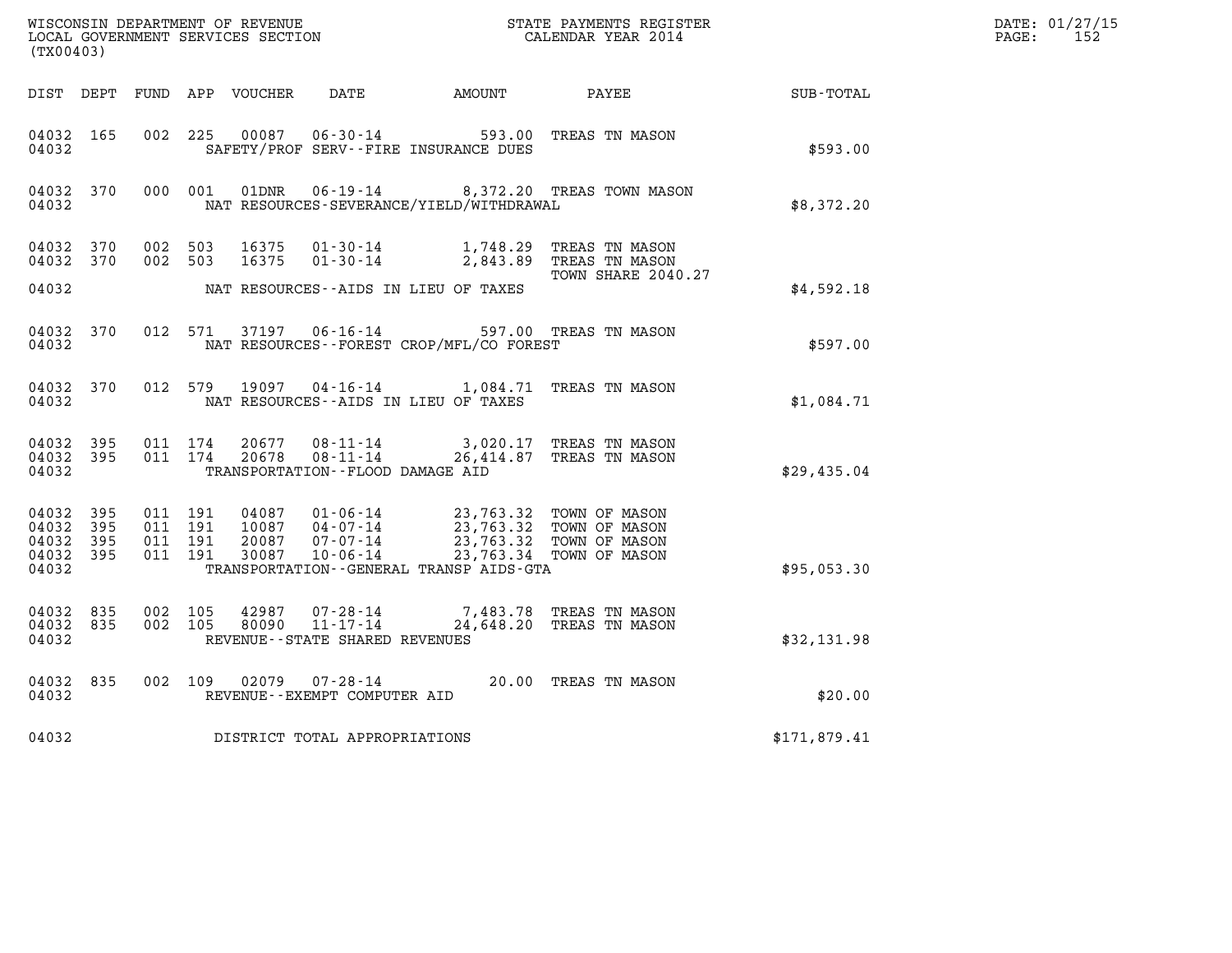WISCONSIN DEPARTMENT OF REVENUE
LOCAL GOVERNMENT SERVICES SECTION
(TX00403)

STATE PAYMENTS REGISTER
CALENDAR YEAR 2014

DATE: 01/27/15
PAGE: 152

| DIST | DEPT | FUND | APP | VOUCHER | DATE | AMOUNT | PAYEE | SUB-TOTAL |
|---|---|---|---|---|---|---|---|---|
| 04032 | 165 | 002 | 225 | 00087 | 06-30-14 | 593.00 | TREAS TN MASON | |
| 04032 | | | | | SAFETY/PROF SERV--FIRE INSURANCE DUES | | | $593.00 |
| 04032 | 370 | 000 | 001 | 01DNR | 06-19-14 | 8,372.20 | TREAS TOWN MASON | |
| 04032 | | | | | NAT RESOURCES-SEVERANCE/YIELD/WITHDRAWAL | | | $8,372.20 |
| 04032 | 370 | 002 | 503 | 16375 | 01-30-14 | 1,748.29 | TREAS TN MASON | |
| 04032 | 370 | 002 | 503 | 16375 | 01-30-14 | 2,843.89 | TREAS TN MASON TOWN SHARE 2040.27 | |
| 04032 | | | | | NAT RESOURCES--AIDS IN LIEU OF TAXES | | | $4,592.18 |
| 04032 | 370 | 012 | 571 | 37197 | 06-16-14 | 597.00 | TREAS TN MASON | |
| 04032 | | | | | NAT RESOURCES--FOREST CROP/MFL/CO FOREST | | | $597.00 |
| 04032 | 370 | 012 | 579 | 19097 | 04-16-14 | 1,084.71 | TREAS TN MASON | |
| 04032 | | | | | NAT RESOURCES--AIDS IN LIEU OF TAXES | | | $1,084.71 |
| 04032 | 395 | 011 | 174 | 20677 | 08-11-14 | 3,020.17 | TREAS TN MASON | |
| 04032 | 395 | 011 | 174 | 20678 | 08-11-14 | 26,414.87 | TREAS TN MASON | |
| 04032 | | | | | TRANSPORTATION--FLOOD DAMAGE AID | | | $29,435.04 |
| 04032 | 395 | 011 | 191 | 04087 | 01-06-14 | 23,763.32 | TOWN OF MASON | |
| 04032 | 395 | 011 | 191 | 10087 | 04-07-14 | 23,763.32 | TOWN OF MASON | |
| 04032 | 395 | 011 | 191 | 20087 | 07-07-14 | 23,763.32 | TOWN OF MASON | |
| 04032 | 395 | 011 | 191 | 30087 | 10-06-14 | 23,763.34 | TOWN OF MASON | |
| 04032 | | | | | TRANSPORTATION--GENERAL TRANSP AIDS-GTA | | | $95,053.30 |
| 04032 | 835 | 002 | 105 | 42987 | 07-28-14 | 7,483.78 | TREAS TN MASON | |
| 04032 | 835 | 002 | 105 | 80090 | 11-17-14 | 24,648.20 | TREAS TN MASON | |
| 04032 | | | | | REVENUE--STATE SHARED REVENUES | | | $32,131.98 |
| 04032 | 835 | 002 | 109 | 02079 | 07-28-14 | 20.00 | TREAS TN MASON | |
| 04032 | | | | | REVENUE--EXEMPT COMPUTER AID | | | $20.00 |
| 04032 | | | | | DISTRICT TOTAL APPROPRIATIONS | | | $171,879.41 |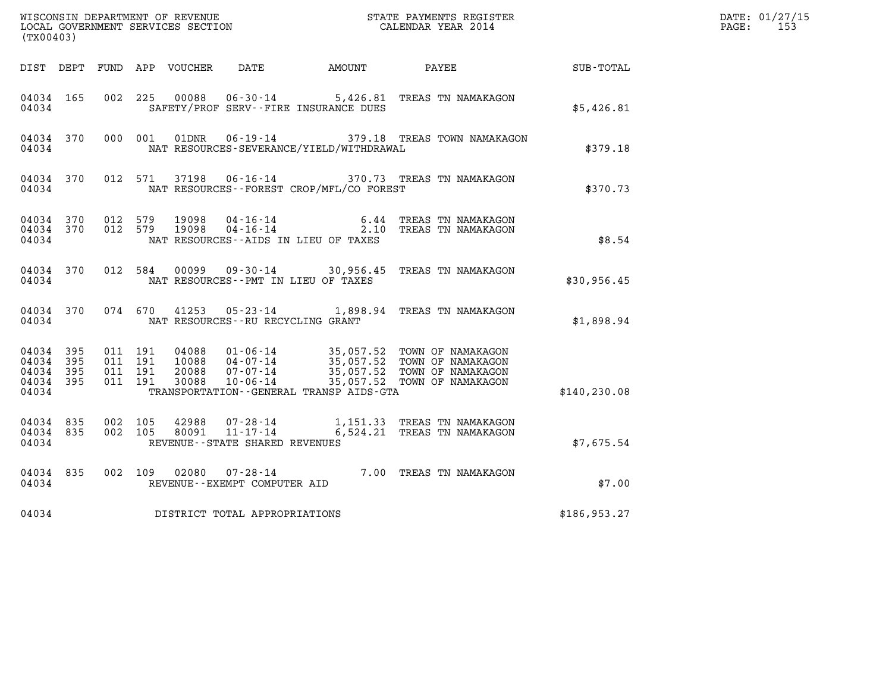WISCONSIN DEPARTMENT OF REVENUE
LOCAL GOVERNMENT SERVICES SECTION
(TX00403)

STATE PAYMENTS REGISTER
CALENDAR YEAR 2014

DATE: 01/27/15

| DIST | DEPT | FUND | APP | VOUCHER | DATE | AMOUNT | PAYEE | SUB-TOTAL |
|---|---|---|---|---|---|---|---|---|
| 04034 | 165 | 002 | 225 | 00088 | 06-30-14 | 5,426.81 | TREAS TN NAMAKAGON | |
| 04034 | | | | | SAFETY/PROF SERV--FIRE INSURANCE DUES | | | $5,426.81 |
| 04034 | 370 | 000 | 001 | 01DNR | 06-19-14 | 379.18 | TREAS TOWN NAMAKAGON | |
| 04034 | | | | | NAT RESOURCES-SEVERANCE/YIELD/WITHDRAWAL | | | $379.18 |
| 04034 | 370 | 012 | 571 | 37198 | 06-16-14 | 370.73 | TREAS TN NAMAKAGON | |
| 04034 | | | | | NAT RESOURCES--FOREST CROP/MFL/CO FOREST | | | $370.73 |
| 04034 | 370 | 012 | 579 | 19098 | 04-16-14 | 6.44 | TREAS TN NAMAKAGON | |
| 04034 | 370 | 012 | 579 | 19098 | 04-16-14 | 2.10 | TREAS TN NAMAKAGON | |
| 04034 | | | | | NAT RESOURCES--AIDS IN LIEU OF TAXES | | | $8.54 |
| 04034 | 370 | 012 | 584 | 00099 | 09-30-14 | 30,956.45 | TREAS TN NAMAKAGON | |
| 04034 | | | | | NAT RESOURCES--PMT IN LIEU OF TAXES | | | $30,956.45 |
| 04034 | 370 | 074 | 670 | 41253 | 05-23-14 | 1,898.94 | TREAS TN NAMAKAGON | |
| 04034 | | | | | NAT RESOURCES--RU RECYCLING GRANT | | | $1,898.94 |
| 04034 | 395 | 011 | 191 | 04088 | 01-06-14 | 35,057.52 | TOWN OF NAMAKAGON | |
| 04034 | 395 | 011 | 191 | 10088 | 04-07-14 | 35,057.52 | TOWN OF NAMAKAGON | |
| 04034 | 395 | 011 | 191 | 20088 | 07-07-14 | 35,057.52 | TOWN OF NAMAKAGON | |
| 04034 | 395 | 011 | 191 | 30088 | 10-06-14 | 35,057.52 | TOWN OF NAMAKAGON | |
| 04034 | | | | | TRANSPORTATION--GENERAL TRANSP AIDS-GTA | | | $140,230.08 |
| 04034 | 835 | 002 | 105 | 42988 | 07-28-14 | 1,151.33 | TREAS TN NAMAKAGON | |
| 04034 | 835 | 002 | 105 | 80091 | 11-17-14 | 6,524.21 | TREAS TN NAMAKAGON | |
| 04034 | | | | | REVENUE--STATE SHARED REVENUES | | | $7,675.54 |
| 04034 | 835 | 002 | 109 | 02080 | 07-28-14 | 7.00 | TREAS TN NAMAKAGON | |
| 04034 | | | | | REVENUE--EXEMPT COMPUTER AID | | | $7.00 |
| 04034 | | | | | DISTRICT TOTAL APPROPRIATIONS | | | $186,953.27 |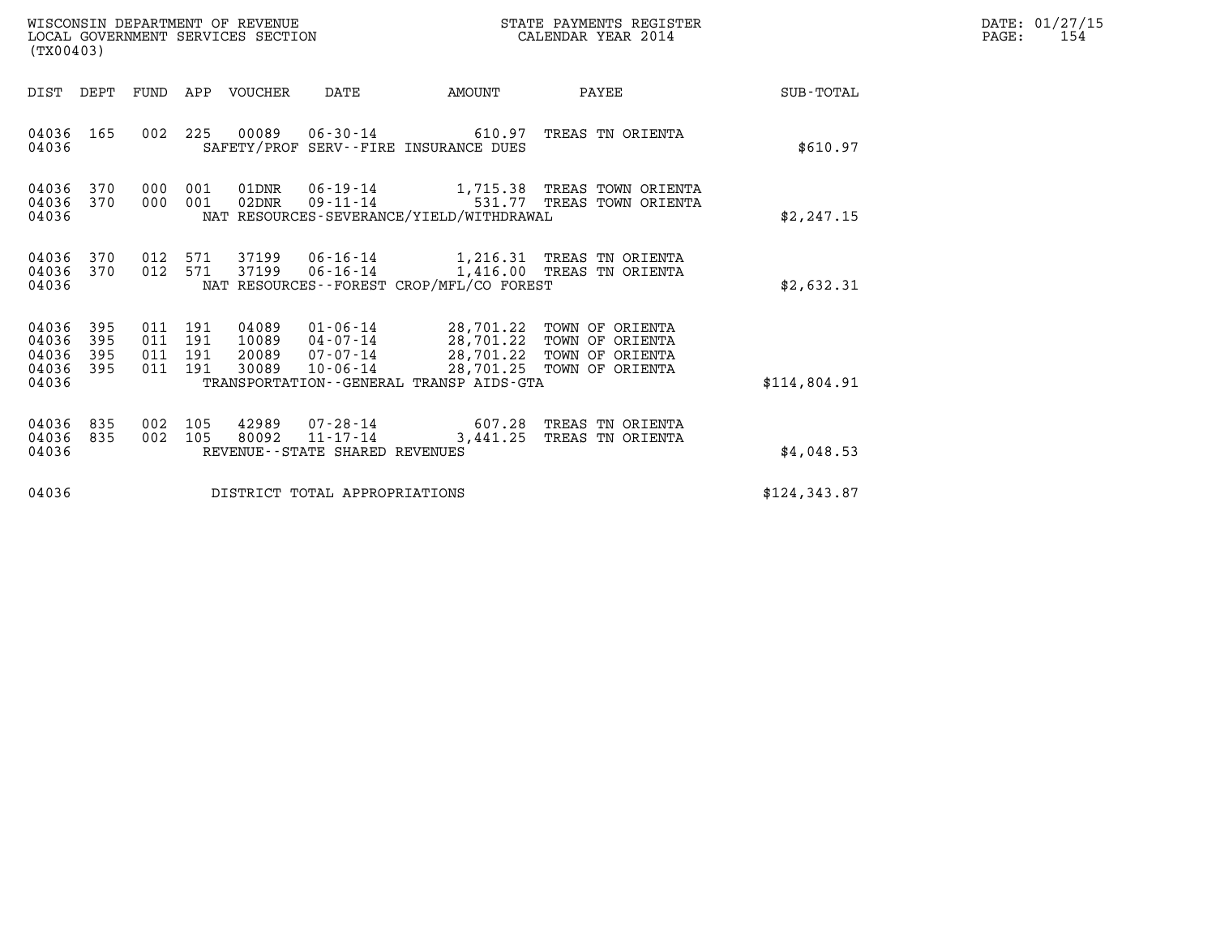WISCONSIN DEPARTMENT OF REVENUE
LOCAL GOVERNMENT SERVICES SECTION
(TX00403)

STATE PAYMENTS REGISTER
CALENDAR YEAR 2014

DATE: 01/27/15

| DIST | DEPT | FUND | APP | VOUCHER | DATE | AMOUNT | PAYEE | SUB-TOTAL |
|---|---|---|---|---|---|---|---|---|
| 04036 | 165 | 002 | 225 | 00089 | 06-30-14 | 610.97 | TREAS TN ORIENTA | |
| 04036 | | | | | SAFETY/PROF SERV--FIRE INSURANCE DUES | | | $610.97 |
| 04036 | 370 | 000 | 001 | 01DNR | 06-19-14 | 1,715.38 | TREAS TOWN ORIENTA | |
| 04036 | 370 | 000 | 001 | 02DNR | 09-11-14 | 531.77 | TREAS TOWN ORIENTA | |
| 04036 | | | | | NAT RESOURCES-SEVERANCE/YIELD/WITHDRAWAL | | | $2,247.15 |
| 04036 | 370 | 012 | 571 | 37199 | 06-16-14 | 1,216.31 | TREAS TN ORIENTA | |
| 04036 | 370 | 012 | 571 | 37199 | 06-16-14 | 1,416.00 | TREAS TN ORIENTA | |
| 04036 | | | | | NAT RESOURCES--FOREST CROP/MFL/CO FOREST | | | $2,632.31 |
| 04036 | 395 | 011 | 191 | 04089 | 01-06-14 | 28,701.22 | TOWN OF ORIENTA | |
| 04036 | 395 | 011 | 191 | 10089 | 04-07-14 | 28,701.22 | TOWN OF ORIENTA | |
| 04036 | 395 | 011 | 191 | 20089 | 07-07-14 | 28,701.22 | TOWN OF ORIENTA | |
| 04036 | 395 | 011 | 191 | 30089 | 10-06-14 | 28,701.25 | TOWN OF ORIENTA | |
| 04036 | | | | | TRANSPORTATION--GENERAL TRANSP AIDS-GTA | | | $114,804.91 |
| 04036 | 835 | 002 | 105 | 42989 | 07-28-14 | 607.28 | TREAS TN ORIENTA | |
| 04036 | 835 | 002 | 105 | 80092 | 11-17-14 | 3,441.25 | TREAS TN ORIENTA | |
| 04036 | | | | | REVENUE--STATE SHARED REVENUES | | | $4,048.53 |
| 04036 | | | | | DISTRICT TOTAL APPROPRIATIONS | | | $124,343.87 |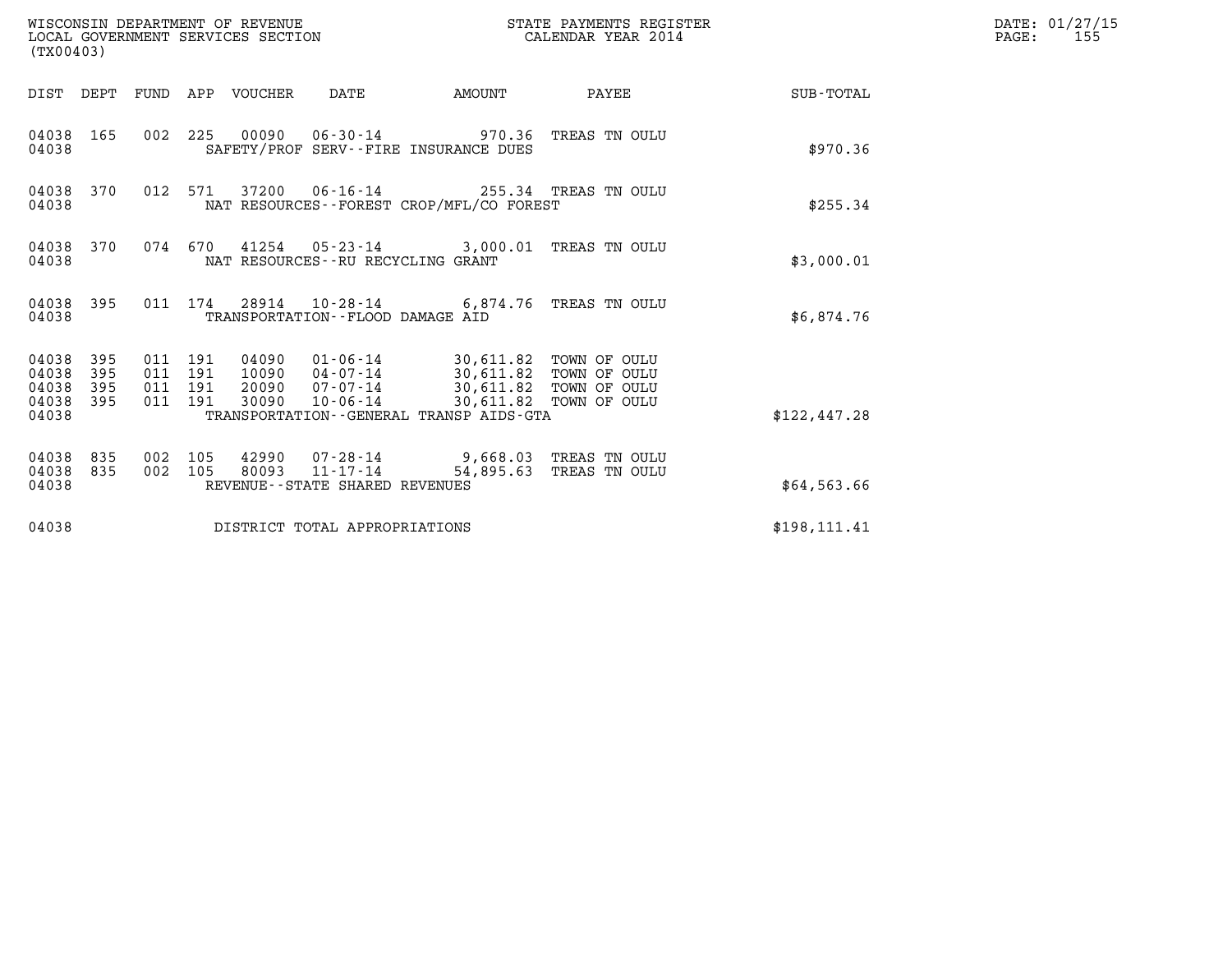WISCONSIN DEPARTMENT OF REVENUE
LOCAL GOVERNMENT SERVICES SECTION
(TX00403)

STATE PAYMENTS REGISTER
CALENDAR YEAR 2014

DATE: 01/27/15
PAGE: 155

| DIST | DEPT | FUND | APP | VOUCHER | DATE | AMOUNT | PAYEE | SUB-TOTAL |
|---|---|---|---|---|---|---|---|---|
| 04038 | 165 | 002 | 225 | 00090 | 06-30-14 | 970.36 | TREAS TN OULU | |
| 04038 | | | | | SAFETY/PROF SERV--FIRE INSURANCE DUES | | | $970.36 |
| 04038 | 370 | 012 | 571 | 37200 | 06-16-14 | 255.34 | TREAS TN OULU | |
| 04038 | | | | | NAT RESOURCES--FOREST CROP/MFL/CO FOREST | | | $255.34 |
| 04038 | 370 | 074 | 670 | 41254 | 05-23-14 | 3,000.01 | TREAS TN OULU | |
| 04038 | | | | | NAT RESOURCES--RU RECYCLING GRANT | | | $3,000.01 |
| 04038 | 395 | 011 | 174 | 28914 | 10-28-14 | 6,874.76 | TREAS TN OULU | |
| 04038 | | | | | TRANSPORTATION--FLOOD DAMAGE AID | | | $6,874.76 |
| 04038 | 395 | 011 | 191 | 04090 | 01-06-14 | 30,611.82 | TOWN OF OULU | |
| 04038 | 395 | 011 | 191 | 10090 | 04-07-14 | 30,611.82 | TOWN OF OULU | |
| 04038 | 395 | 011 | 191 | 20090 | 07-07-14 | 30,611.82 | TOWN OF OULU | |
| 04038 | 395 | 011 | 191 | 30090 | 10-06-14 | 30,611.82 | TOWN OF OULU | |
| 04038 | | | | | TRANSPORTATION--GENERAL TRANSP AIDS-GTA | | | $122,447.28 |
| 04038 | 835 | 002 | 105 | 42990 | 07-28-14 | 9,668.03 | TREAS TN OULU | |
| 04038 | 835 | 002 | 105 | 80093 | 11-17-14 | 54,895.63 | TREAS TN OULU | |
| 04038 | | | | | REVENUE--STATE SHARED REVENUES | | | $64,563.66 |
| 04038 | | | | | DISTRICT TOTAL APPROPRIATIONS | | | $198,111.41 |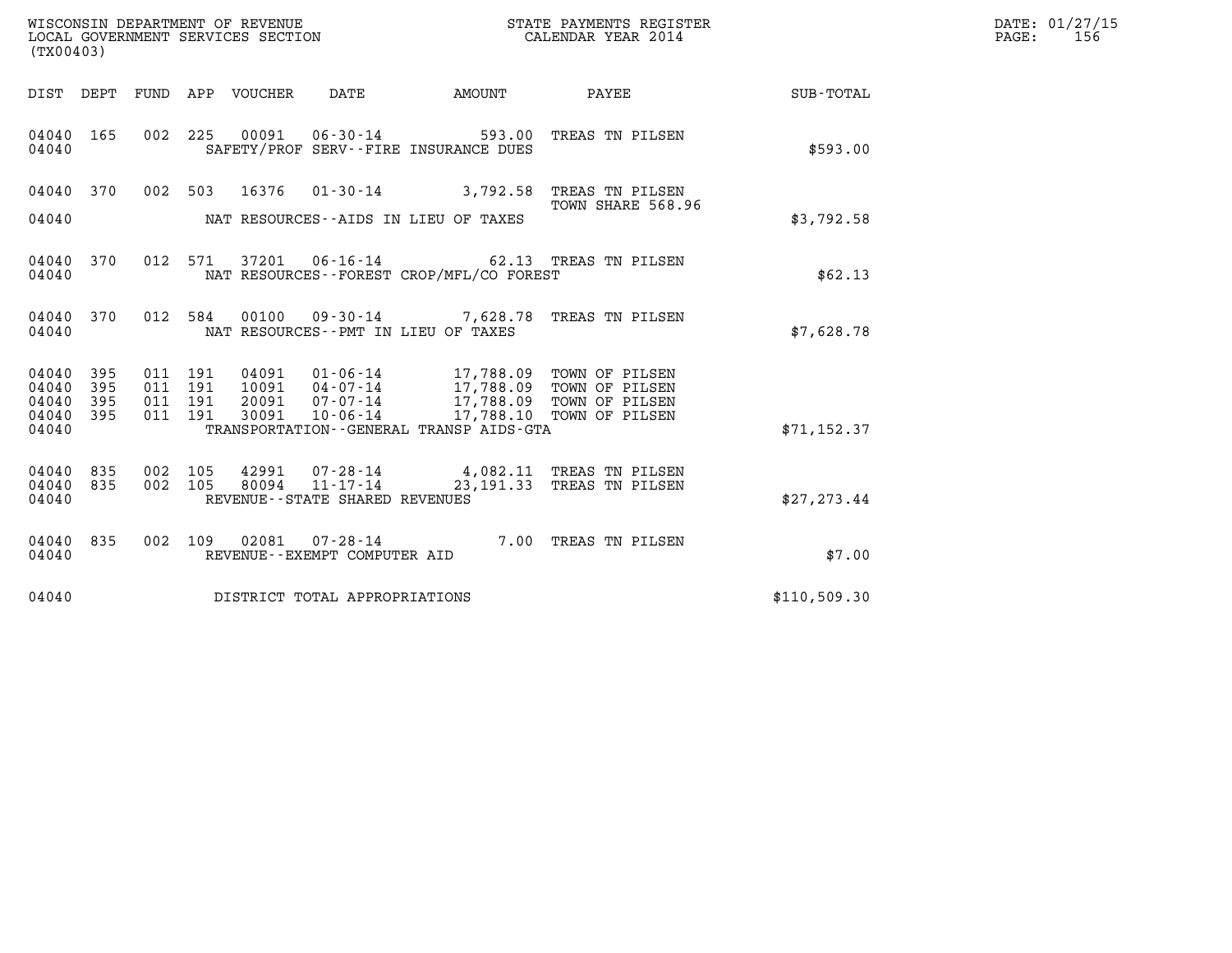WISCONSIN DEPARTMENT OF REVENUE
LOCAL GOVERNMENT SERVICES SECTION
(TX00403)

STATE PAYMENTS REGISTER
CALENDAR YEAR 2014

DATE: 01/27/15
PAGE: 156

| DIST | DEPT | FUND | APP | VOUCHER | DATE | AMOUNT | PAYEE | SUB-TOTAL |
|---|---|---|---|---|---|---|---|---|
| 04040 | 165 | 002 | 225 | 00091 | 06-30-14 | 593.00 | TREAS TN PILSEN | |
| 04040 | | | | | SAFETY/PROF SERV--FIRE INSURANCE DUES | | | $593.00 |
| 04040 | 370 | 002 | 503 | 16376 | 01-30-14 | 3,792.58 | TREAS TN PILSEN TOWN SHARE 568.96 | |
| 04040 | | | | | NAT RESOURCES--AIDS IN LIEU OF TAXES | | | $3,792.58 |
| 04040 | 370 | 012 | 571 | 37201 | 06-16-14 | 62.13 | TREAS TN PILSEN | |
| 04040 | | | | | NAT RESOURCES--FOREST CROP/MFL/CO FOREST | | | $62.13 |
| 04040 | 370 | 012 | 584 | 00100 | 09-30-14 | 7,628.78 | TREAS TN PILSEN | |
| 04040 | | | | | NAT RESOURCES--PMT IN LIEU OF TAXES | | | $7,628.78 |
| 04040 | 395 | 011 | 191 | 04091 | 01-06-14 | 17,788.09 | TOWN OF PILSEN | |
| 04040 | 395 | 011 | 191 | 10091 | 04-07-14 | 17,788.09 | TOWN OF PILSEN | |
| 04040 | 395 | 011 | 191 | 20091 | 07-07-14 | 17,788.09 | TOWN OF PILSEN | |
| 04040 | 395 | 011 | 191 | 30091 | 10-06-14 | 17,788.10 | TOWN OF PILSEN | |
| 04040 | | | | | TRANSPORTATION--GENERAL TRANSP AIDS-GTA | | | $71,152.37 |
| 04040 | 835 | 002 | 105 | 42991 | 07-28-14 | 4,082.11 | TREAS TN PILSEN | |
| 04040 | 835 | 002 | 105 | 80094 | 11-17-14 | 23,191.33 | TREAS TN PILSEN | |
| 04040 | | | | | REVENUE--STATE SHARED REVENUES | | | $27,273.44 |
| 04040 | 835 | 002 | 109 | 02081 | 07-28-14 | 7.00 | TREAS TN PILSEN | |
| 04040 | | | | | REVENUE--EXEMPT COMPUTER AID | | | $7.00 |
| 04040 | | | | | DISTRICT TOTAL APPROPRIATIONS | | | $110,509.30 |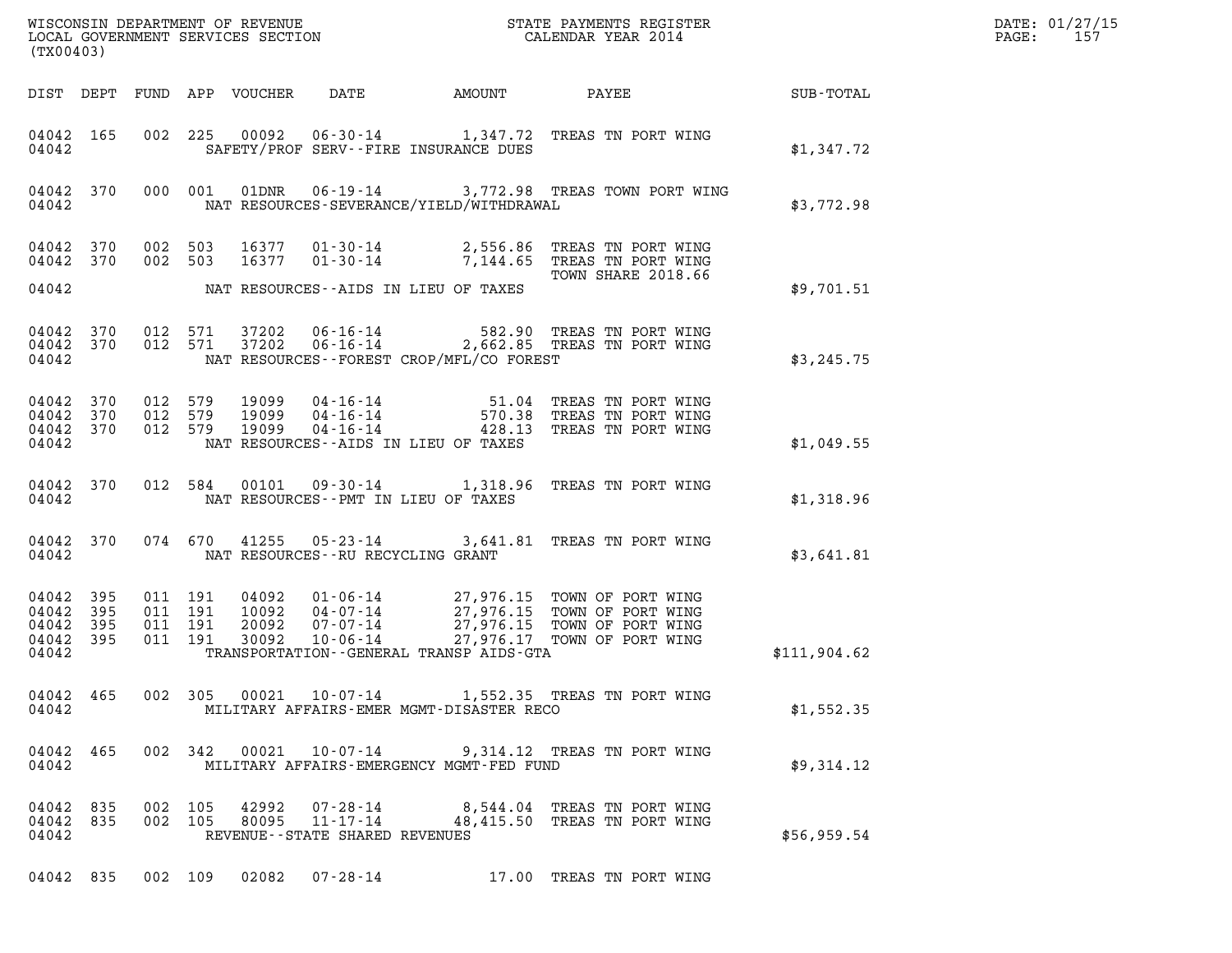WISCONSIN DEPARTMENT OF REVENUE
LOCAL GOVERNMENT SERVICES SECTION
(TX00403)

STATE PAYMENTS REGISTER
CALENDAR YEAR 2014

DATE: 01/27/15

| DIST | DEPT | FUND | APP | VOUCHER | DATE | AMOUNT | PAYEE | SUB-TOTAL |
|---|---|---|---|---|---|---|---|---|
| 04042 | 165 | 002 | 225 | 00092 | 06-30-14 | 1,347.72 | TREAS TN PORT WING | |
| 04042 | | | | | SAFETY/PROF SERV--FIRE INSURANCE DUES | | | $1,347.72 |
| 04042 | 370 | 000 | 001 | 01DNR | 06-19-14 | 3,772.98 | TREAS TOWN PORT WING | |
| 04042 | | | | | NAT RESOURCES-SEVERANCE/YIELD/WITHDRAWAL | | | $3,772.98 |
| 04042 | 370 | 002 | 503 | 16377 | 01-30-14 | 2,556.86 | TREAS TN PORT WING | |
| 04042 | 370 | 002 | 503 | 16377 | 01-30-14 | 7,144.65 | TREAS TN PORT WING | |
| | | | | | | | TOWN SHARE 2018.66 | |
| 04042 | | | | | NAT RESOURCES--AIDS IN LIEU OF TAXES | | | $9,701.51 |
| 04042 | 370 | 012 | 571 | 37202 | 06-16-14 | 582.90 | TREAS TN PORT WING | |
| 04042 | 370 | 012 | 571 | 37202 | 06-16-14 | 2,662.85 | TREAS TN PORT WING | |
| 04042 | | | | | NAT RESOURCES--FOREST CROP/MFL/CO FOREST | | | $3,245.75 |
| 04042 | 370 | 012 | 579 | 19099 | 04-16-14 | 51.04 | TREAS TN PORT WING | |
| 04042 | 370 | 012 | 579 | 19099 | 04-16-14 | 570.38 | TREAS TN PORT WING | |
| 04042 | 370 | 012 | 579 | 19099 | 04-16-14 | 428.13 | TREAS TN PORT WING | |
| 04042 | | | | | NAT RESOURCES--AIDS IN LIEU OF TAXES | | | $1,049.55 |
| 04042 | 370 | 012 | 584 | 00101 | 09-30-14 | 1,318.96 | TREAS TN PORT WING | |
| 04042 | | | | | NAT RESOURCES--PMT IN LIEU OF TAXES | | | $1,318.96 |
| 04042 | 370 | 074 | 670 | 41255 | 05-23-14 | 3,641.81 | TREAS TN PORT WING | |
| 04042 | | | | | NAT RESOURCES--RU RECYCLING GRANT | | | $3,641.81 |
| 04042 | 395 | 011 | 191 | 04092 | 01-06-14 | 27,976.15 | TOWN OF PORT WING | |
| 04042 | 395 | 011 | 191 | 10092 | 04-07-14 | 27,976.15 | TOWN OF PORT WING | |
| 04042 | 395 | 011 | 191 | 20092 | 07-07-14 | 27,976.15 | TOWN OF PORT WING | |
| 04042 | 395 | 011 | 191 | 30092 | 10-06-14 | 27,976.17 | TOWN OF PORT WING | |
| 04042 | | | | | TRANSPORTATION--GENERAL TRANSP AIDS-GTA | | | $111,904.62 |
| 04042 | 465 | 002 | 305 | 00021 | 10-07-14 | 1,552.35 | TREAS TN PORT WING | |
| 04042 | | | | | MILITARY AFFAIRS-EMER MGMT-DISASTER RECO | | | $1,552.35 |
| 04042 | 465 | 002 | 342 | 00021 | 10-07-14 | 9,314.12 | TREAS TN PORT WING | |
| 04042 | | | | | MILITARY AFFAIRS-EMERGENCY MGMT-FED FUND | | | $9,314.12 |
| 04042 | 835 | 002 | 105 | 42992 | 07-28-14 | 8,544.04 | TREAS TN PORT WING | |
| 04042 | 835 | 002 | 105 | 80095 | 11-17-14 | 48,415.50 | TREAS TN PORT WING | |
| 04042 | | | | | REVENUE--STATE SHARED REVENUES | | | $56,959.54 |
| 04042 | 835 | 002 | 109 | 02082 | 07-28-14 | 17.00 | TREAS TN PORT WING | |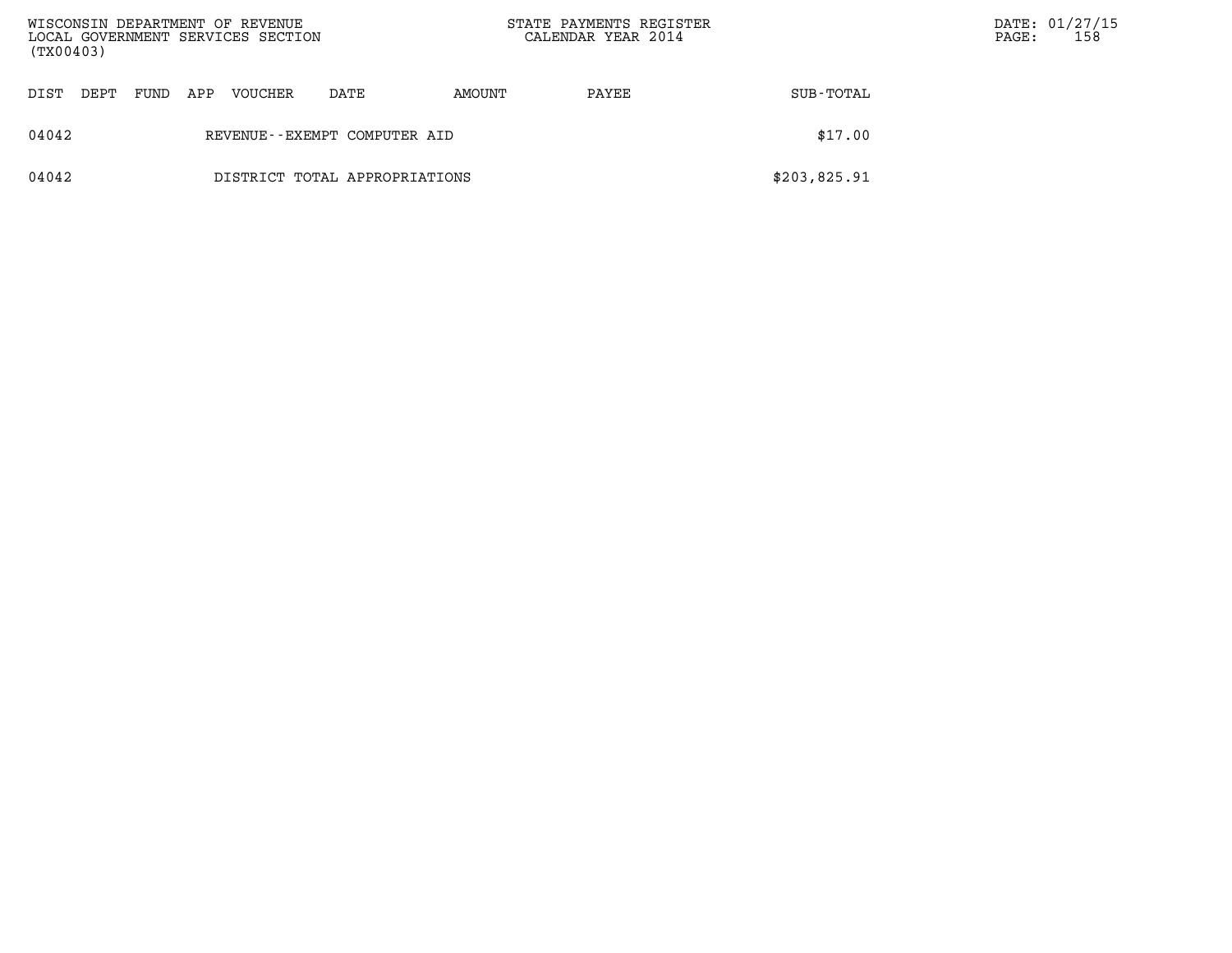| DIST | DEPT | FUND | APP | VOUCHER | DATE | AMOUNT | PAYEE | SUB-TOTAL |
|---|---|---|---|---|---|---|---|---|
| 04042 | | | | REVENUE--EXEMPT COMPUTER AID | | | | $17.00 |
| 04042 | | | | DISTRICT TOTAL APPROPRIATIONS | | | | $203,825.91 |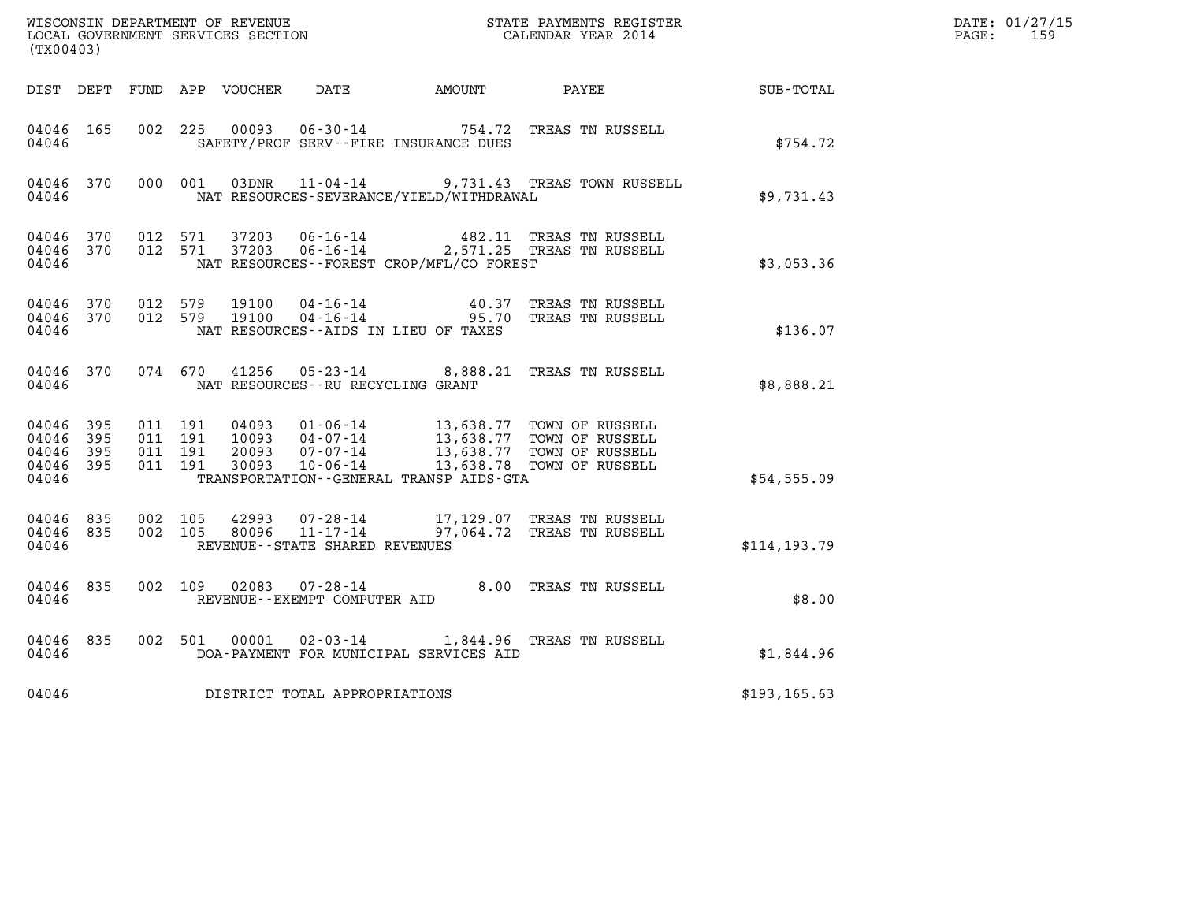WISCONSIN DEPARTMENT OF REVENUE
LOCAL GOVERNMENT SERVICES SECTION
(TX00403)

STATE PAYMENTS REGISTER
CALENDAR YEAR 2014

DATE: 01/27/15

| DIST | DEPT | FUND | APP | VOUCHER | DATE | AMOUNT | PAYEE | SUB-TOTAL |
|---|---|---|---|---|---|---|---|---|
| 04046 | 165 | 002 | 225 | 00093 | 06-30-14 | 754.72 | TREAS TN RUSSELL | |
| 04046 | | | | | SAFETY/PROF SERV--FIRE INSURANCE DUES | | | $754.72 |
| 04046 | 370 | 000 | 001 | 03DNR | 11-04-14 | 9,731.43 | TREAS TOWN RUSSELL | |
| 04046 | | | | | NAT RESOURCES-SEVERANCE/YIELD/WITHDRAWAL | | | $9,731.43 |
| 04046 | 370 | 012 | 571 | 37203 | 06-16-14 | 482.11 | TREAS TN RUSSELL | |
| 04046 | 370 | 012 | 571 | 37203 | 06-16-14 | 2,571.25 | TREAS TN RUSSELL | |
| 04046 | | | | | NAT RESOURCES--FOREST CROP/MFL/CO FOREST | | | $3,053.36 |
| 04046 | 370 | 012 | 579 | 19100 | 04-16-14 | 40.37 | TREAS TN RUSSELL | |
| 04046 | 370 | 012 | 579 | 19100 | 04-16-14 | 95.70 | TREAS TN RUSSELL | |
| 04046 | | | | | NAT RESOURCES--AIDS IN LIEU OF TAXES | | | $136.07 |
| 04046 | 370 | 074 | 670 | 41256 | 05-23-14 | 8,888.21 | TREAS TN RUSSELL | |
| 04046 | | | | | NAT RESOURCES--RU RECYCLING GRANT | | | $8,888.21 |
| 04046 | 395 | 011 | 191 | 04093 | 01-06-14 | 13,638.77 | TOWN OF RUSSELL | |
| 04046 | 395 | 011 | 191 | 10093 | 04-07-14 | 13,638.77 | TOWN OF RUSSELL | |
| 04046 | 395 | 011 | 191 | 20093 | 07-07-14 | 13,638.77 | TOWN OF RUSSELL | |
| 04046 | 395 | 011 | 191 | 30093 | 10-06-14 | 13,638.78 | TOWN OF RUSSELL | |
| 04046 | | | | | TRANSPORTATION--GENERAL TRANSP AIDS-GTA | | | $54,555.09 |
| 04046 | 835 | 002 | 105 | 42993 | 07-28-14 | 17,129.07 | TREAS TN RUSSELL | |
| 04046 | 835 | 002 | 105 | 80096 | 11-17-14 | 97,064.72 | TREAS TN RUSSELL | |
| 04046 | | | | | REVENUE--STATE SHARED REVENUES | | | $114,193.79 |
| 04046 | 835 | 002 | 109 | 02083 | 07-28-14 | 8.00 | TREAS TN RUSSELL | |
| 04046 | | | | | REVENUE--EXEMPT COMPUTER AID | | | $8.00 |
| 04046 | 835 | 002 | 501 | 00001 | 02-03-14 | 1,844.96 | TREAS TN RUSSELL | |
| 04046 | | | | | DOA-PAYMENT FOR MUNICIPAL SERVICES AID | | | $1,844.96 |
| 04046 | | | | | DISTRICT TOTAL APPROPRIATIONS | | | $193,165.63 |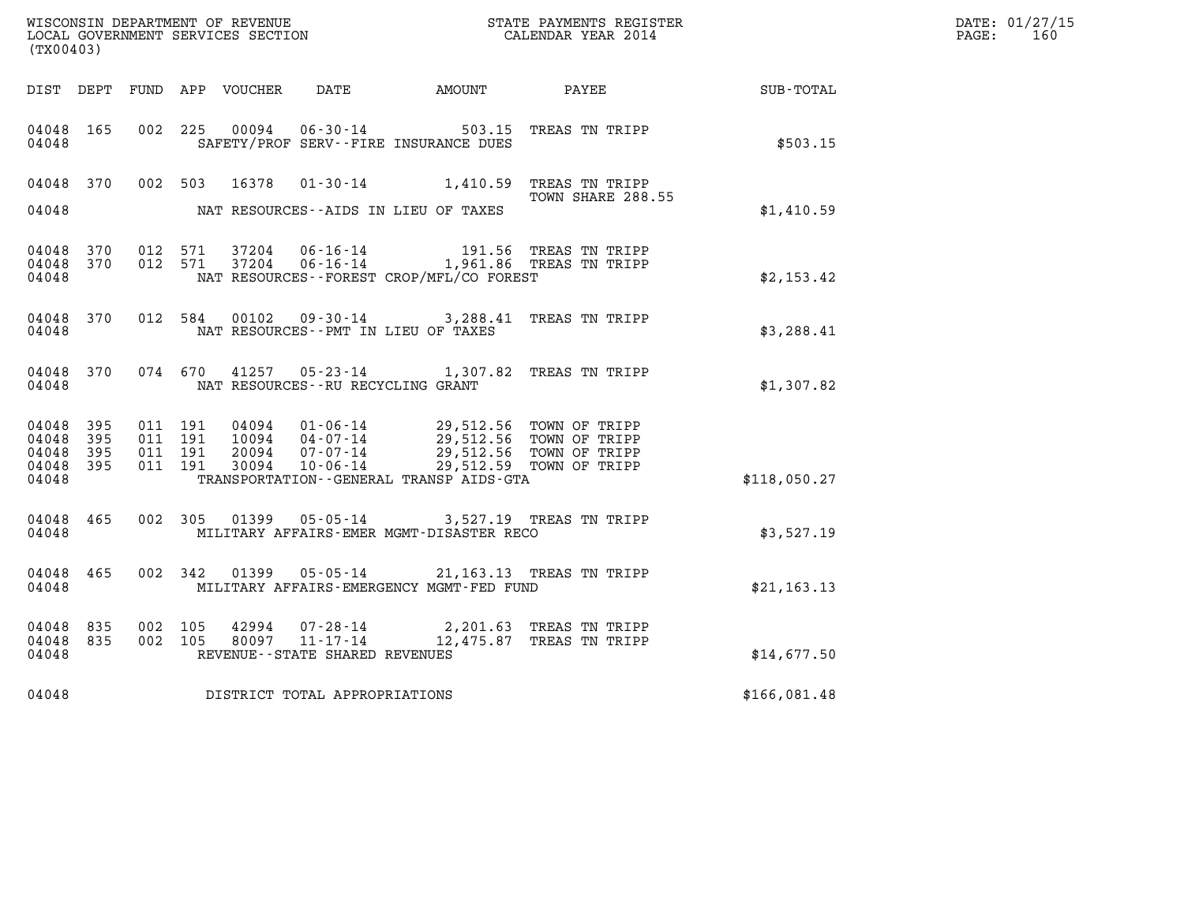WISCONSIN DEPARTMENT OF REVENUE
LOCAL GOVERNMENT SERVICES SECTION
(TX00403)

STATE PAYMENTS REGISTER
CALENDAR YEAR 2014

| DIST | DEPT | FUND | APP | VOUCHER | DATE | AMOUNT | PAYEE | SUB-TOTAL |
|---|---|---|---|---|---|---|---|---|
| 04048 | 165 | 002 | 225 | 00094 | 06-30-14 | 503.15 | TREAS TN TRIPP | |
| 04048 | | | | | SAFETY/PROF SERV--FIRE INSURANCE DUES | | | $503.15 |
| 04048 | 370 | 002 | 503 | 16378 | 01-30-14 | 1,410.59 | TREAS TN TRIPP TOWN SHARE 288.55 | |
| 04048 | | | | | NAT RESOURCES--AIDS IN LIEU OF TAXES | | | $1,410.59 |
| 04048 | 370 | 012 | 571 | 37204 | 06-16-14 | 191.56 | TREAS TN TRIPP | |
| 04048 | 370 | 012 | 571 | 37204 | 06-16-14 | 1,961.86 | TREAS TN TRIPP | |
| 04048 | | | | | NAT RESOURCES--FOREST CROP/MFL/CO FOREST | | | $2,153.42 |
| 04048 | 370 | 012 | 584 | 00102 | 09-30-14 | 3,288.41 | TREAS TN TRIPP | |
| 04048 | | | | | NAT RESOURCES--PMT IN LIEU OF TAXES | | | $3,288.41 |
| 04048 | 370 | 074 | 670 | 41257 | 05-23-14 | 1,307.82 | TREAS TN TRIPP | |
| 04048 | | | | | NAT RESOURCES--RU RECYCLING GRANT | | | $1,307.82 |
| 04048 | 395 | 011 | 191 | 04094 | 01-06-14 | 29,512.56 | TOWN OF TRIPP | |
| 04048 | 395 | 011 | 191 | 10094 | 04-07-14 | 29,512.56 | TOWN OF TRIPP | |
| 04048 | 395 | 011 | 191 | 20094 | 07-07-14 | 29,512.56 | TOWN OF TRIPP | |
| 04048 | 395 | 011 | 191 | 30094 | 10-06-14 | 29,512.59 | TOWN OF TRIPP | |
| 04048 | | | | | TRANSPORTATION--GENERAL TRANSP AIDS-GTA | | | $118,050.27 |
| 04048 | 465 | 002 | 305 | 01399 | 05-05-14 | 3,527.19 | TREAS TN TRIPP | |
| 04048 | | | | | MILITARY AFFAIRS-EMER MGMT-DISASTER RECO | | | $3,527.19 |
| 04048 | 465 | 002 | 342 | 01399 | 05-05-14 | 21,163.13 | TREAS TN TRIPP | |
| 04048 | | | | | MILITARY AFFAIRS-EMERGENCY MGMT-FED FUND | | | $21,163.13 |
| 04048 | 835 | 002 | 105 | 42994 | 07-28-14 | 2,201.63 | TREAS TN TRIPP | |
| 04048 | 835 | 002 | 105 | 80097 | 11-17-14 | 12,475.87 | TREAS TN TRIPP | |
| 04048 | | | | | REVENUE--STATE SHARED REVENUES | | | $14,677.50 |
| 04048 | | | | | DISTRICT TOTAL APPROPRIATIONS | | | $166,081.48 |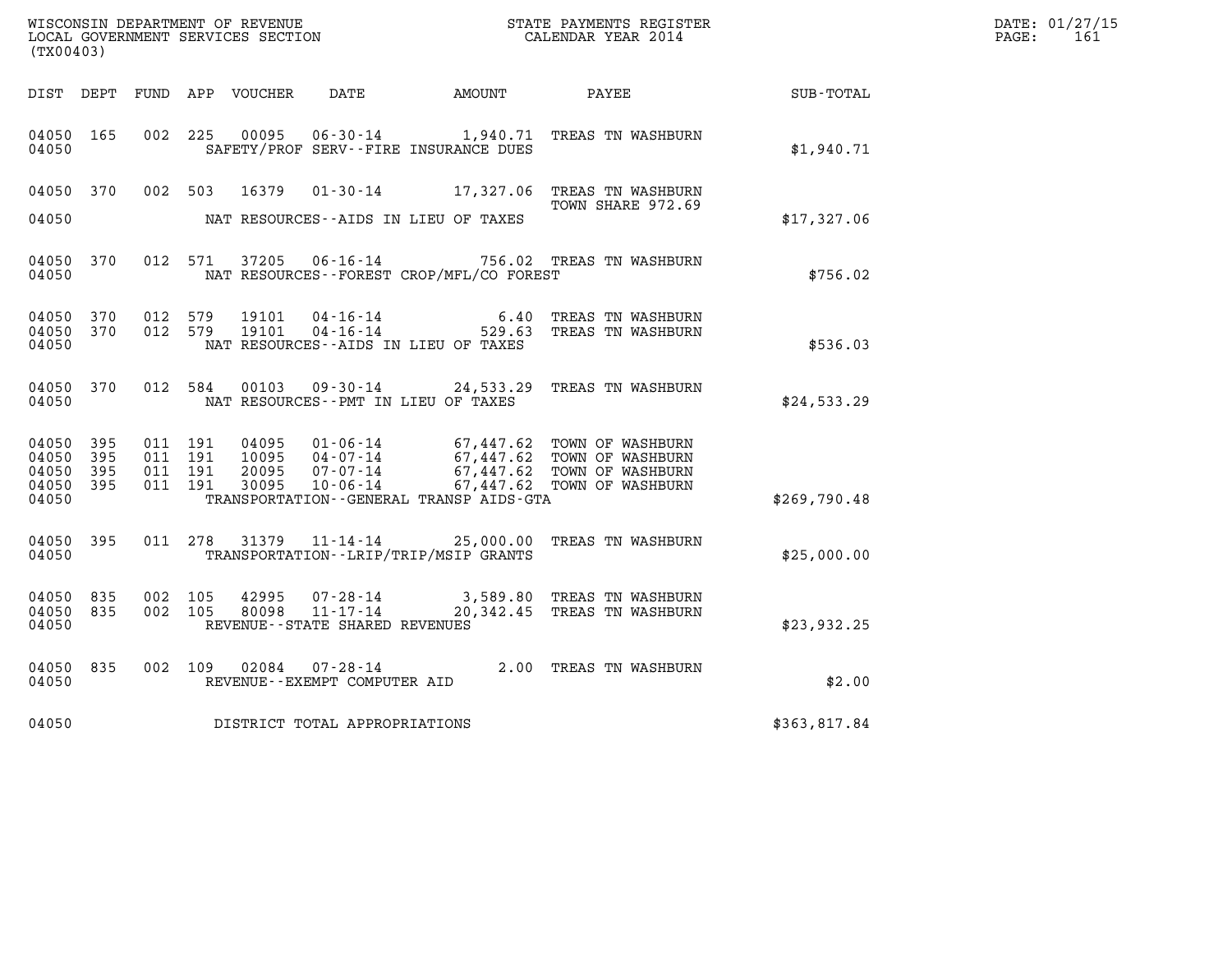WISCONSIN DEPARTMENT OF REVENUE
LOCAL GOVERNMENT SERVICES SECTION
(TX00403)

STATE PAYMENTS REGISTER
CALENDAR YEAR 2014

DATE: 01/27/15
PAGE: 161

| DIST | DEPT | FUND | APP | VOUCHER | DATE | AMOUNT | PAYEE | SUB-TOTAL |
|---|---|---|---|---|---|---|---|---|
| 04050 | 165 | 002 | 225 | 00095 | 06-30-14 | 1,940.71 | TREAS TN WASHBURN | |
| 04050 | | | | | SAFETY/PROF SERV--FIRE INSURANCE DUES | | | $1,940.71 |
| 04050 | 370 | 002 | 503 | 16379 | 01-30-14 | 17,327.06 | TREAS TN WASHBURN TOWN SHARE 972.69 | |
| 04050 | | | | | NAT RESOURCES--AIDS IN LIEU OF TAXES | | | $17,327.06 |
| 04050 | 370 | 012 | 571 | 37205 | 06-16-14 | 756.02 | TREAS TN WASHBURN | |
| 04050 | | | | | NAT RESOURCES--FOREST CROP/MFL/CO FOREST | | | $756.02 |
| 04050 | 370 | 012 | 579 | 19101 | 04-16-14 | 6.40 | TREAS TN WASHBURN | |
| 04050 | 370 | 012 | 579 | 19101 | 04-16-14 | 529.63 | TREAS TN WASHBURN | |
| 04050 | | | | | NAT RESOURCES--AIDS IN LIEU OF TAXES | | | $536.03 |
| 04050 | 370 | 012 | 584 | 00103 | 09-30-14 | 24,533.29 | TREAS TN WASHBURN | |
| 04050 | | | | | NAT RESOURCES--PMT IN LIEU OF TAXES | | | $24,533.29 |
| 04050 | 395 | 011 | 191 | 04095 | 01-06-14 | 67,447.62 | TOWN OF WASHBURN | |
| 04050 | 395 | 011 | 191 | 10095 | 04-07-14 | 67,447.62 | TOWN OF WASHBURN | |
| 04050 | 395 | 011 | 191 | 20095 | 07-07-14 | 67,447.62 | TOWN OF WASHBURN | |
| 04050 | 395 | 011 | 191 | 30095 | 10-06-14 | 67,447.62 | TOWN OF WASHBURN | |
| 04050 | | | | | TRANSPORTATION--GENERAL TRANSP AIDS-GTA | | | $269,790.48 |
| 04050 | 395 | 011 | 278 | 31379 | 11-14-14 | 25,000.00 | TREAS TN WASHBURN | |
| 04050 | | | | | TRANSPORTATION--LRIP/TRIP/MSIP GRANTS | | | $25,000.00 |
| 04050 | 835 | 002 | 105 | 42995 | 07-28-14 | 3,589.80 | TREAS TN WASHBURN | |
| 04050 | 835 | 002 | 105 | 80098 | 11-17-14 | 20,342.45 | TREAS TN WASHBURN | |
| 04050 | | | | | REVENUE--STATE SHARED REVENUES | | | $23,932.25 |
| 04050 | 835 | 002 | 109 | 02084 | 07-28-14 | 2.00 | TREAS TN WASHBURN | |
| 04050 | | | | | REVENUE--EXEMPT COMPUTER AID | | | $2.00 |
| 04050 | | | | | DISTRICT TOTAL APPROPRIATIONS | | | $363,817.84 |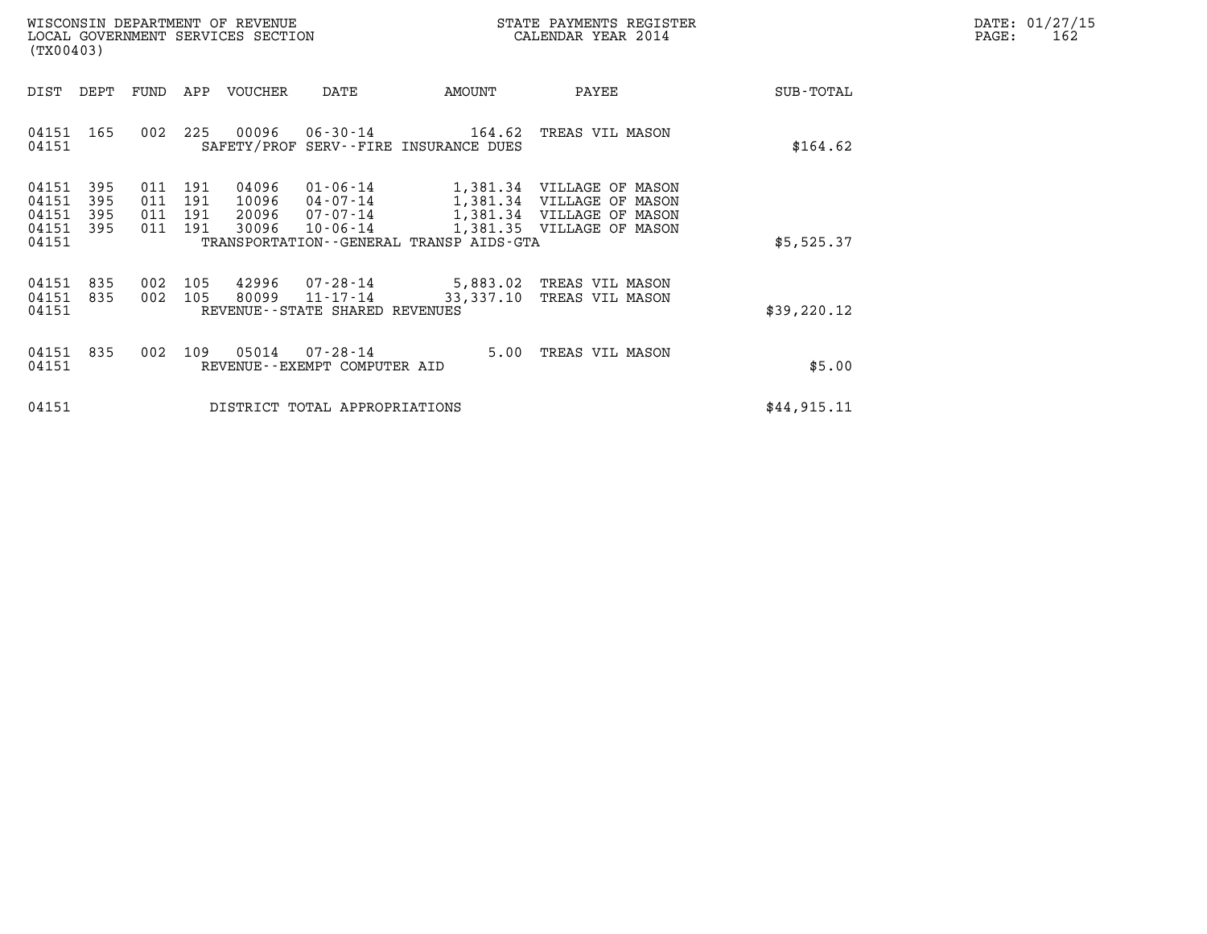WISCONSIN DEPARTMENT OF REVENUE
LOCAL GOVERNMENT SERVICES SECTION
(TX00403)

STATE PAYMENTS REGISTER
CALENDAR YEAR 2014

DATE: 01/27/15

| DIST | DEPT | FUND | APP | VOUCHER | DATE | AMOUNT | PAYEE | SUB-TOTAL |
|---|---|---|---|---|---|---|---|---|
| 04151 | 165 | 002 | 225 | 00096 | 06-30-14 | 164.62 | TREAS VIL MASON | |
| 04151 | | | | SAFETY/PROF SERV--FIRE INSURANCE DUES | | | | $164.62 |
| 04151 | 395 | 011 | 191 | 04096 | 01-06-14 | 1,381.34 | VILLAGE OF MASON | |
| 04151 | 395 | 011 | 191 | 10096 | 04-07-14 | 1,381.34 | VILLAGE OF MASON | |
| 04151 | 395 | 011 | 191 | 20096 | 07-07-14 | 1,381.34 | VILLAGE OF MASON | |
| 04151 | 395 | 011 | 191 | 30096 | 10-06-14 | 1,381.35 | VILLAGE OF MASON | |
| 04151 | | | | TRANSPORTATION--GENERAL TRANSP AIDS-GTA | | | | $5,525.37 |
| 04151 | 835 | 002 | 105 | 42996 | 07-28-14 | 5,883.02 | TREAS VIL MASON | |
| 04151 | 835 | 002 | 105 | 80099 | 11-17-14 | 33,337.10 | TREAS VIL MASON | |
| 04151 | | | | REVENUE--STATE SHARED REVENUES | | | | $39,220.12 |
| 04151 | 835 | 002 | 109 | 05014 | 07-28-14 | 5.00 | TREAS VIL MASON | |
| 04151 | | | | REVENUE--EXEMPT COMPUTER AID | | | | $5.00 |
| 04151 | | | | DISTRICT TOTAL APPROPRIATIONS | | | | $44,915.11 |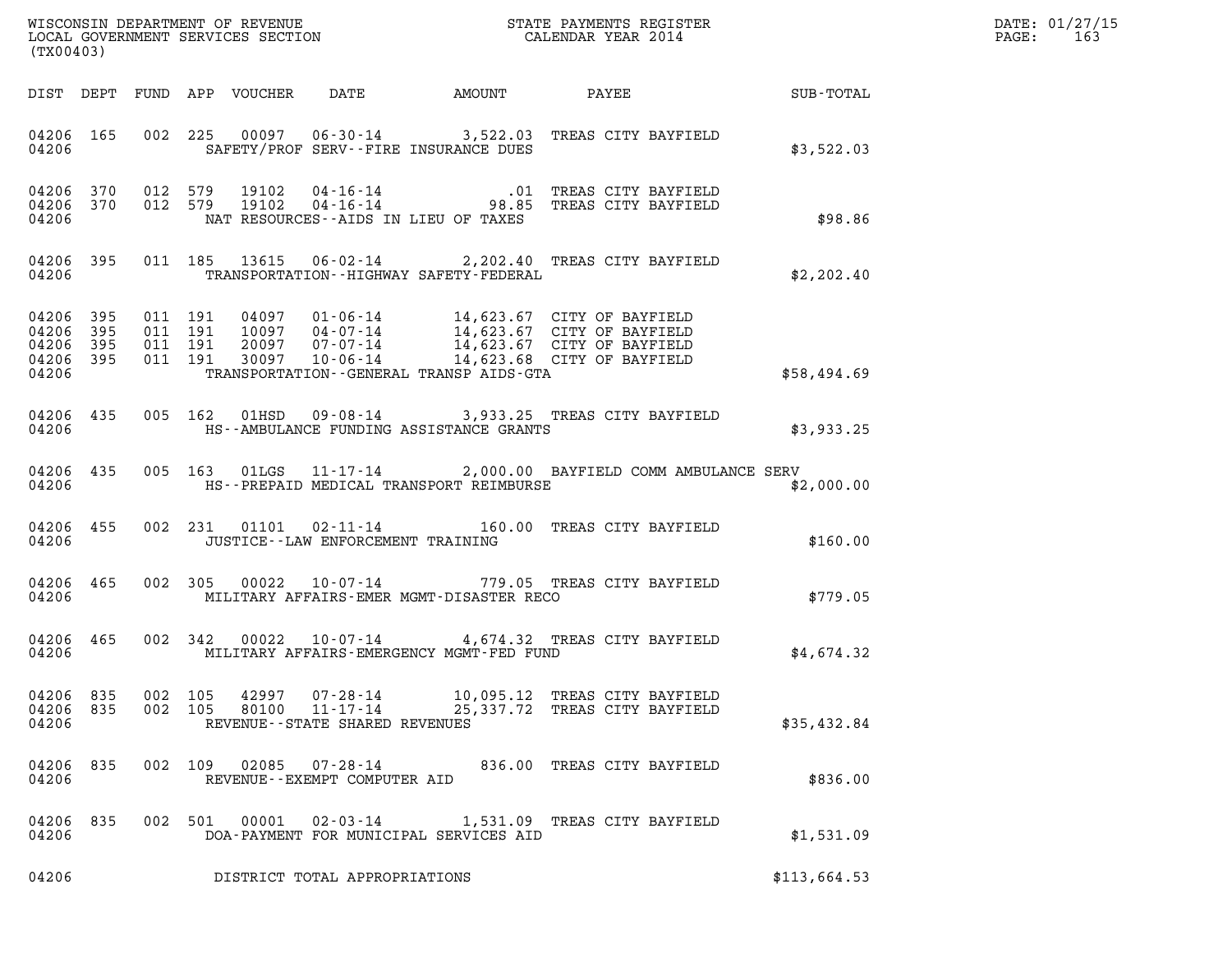WISCONSIN DEPARTMENT OF REVENUE
LOCAL GOVERNMENT SERVICES SECTION
(TX00403)

STATE PAYMENTS REGISTER
CALENDAR YEAR 2014

DATE: 01/27/15

| DIST | DEPT | FUND | APP | VOUCHER | DATE | AMOUNT | PAYEE | SUB-TOTAL |
|---|---|---|---|---|---|---|---|---|
| 04206 | 165 | 002 | 225 | 00097 | 06-30-14 | 3,522.03 | TREAS CITY BAYFIELD | |
| 04206 | | | | SAFETY/PROF SERV--FIRE INSURANCE DUES | | | | $3,522.03 |
| 04206 | 370 | 012 | 579 | 19102 | 04-16-14 | .01 | TREAS CITY BAYFIELD | |
| 04206 | 370 | 012 | 579 | 19102 | 04-16-14 | 98.85 | TREAS CITY BAYFIELD | |
| 04206 | | | | NAT RESOURCES--AIDS IN LIEU OF TAXES | | | | $98.86 |
| 04206 | 395 | 011 | 185 | 13615 | 06-02-14 | 2,202.40 | TREAS CITY BAYFIELD | |
| 04206 | | | | TRANSPORTATION--HIGHWAY SAFETY-FEDERAL | | | | $2,202.40 |
| 04206 | 395 | 011 | 191 | 04097 | 01-06-14 | 14,623.67 | CITY OF BAYFIELD | |
| 04206 | 395 | 011 | 191 | 10097 | 04-07-14 | 14,623.67 | CITY OF BAYFIELD | |
| 04206 | 395 | 011 | 191 | 20097 | 07-07-14 | 14,623.67 | CITY OF BAYFIELD | |
| 04206 | 395 | 011 | 191 | 30097 | 10-06-14 | 14,623.68 | CITY OF BAYFIELD | |
| 04206 | | | | TRANSPORTATION--GENERAL TRANSP AIDS-GTA | | | | $58,494.69 |
| 04206 | 435 | 005 | 162 | 01HSD | 09-08-14 | 3,933.25 | TREAS CITY BAYFIELD | |
| 04206 | | | | HS--AMBULANCE FUNDING ASSISTANCE GRANTS | | | | $3,933.25 |
| 04206 | 435 | 005 | 163 | 01LGS | 11-17-14 | 2,000.00 | BAYFIELD COMM AMBULANCE SERV | |
| 04206 | | | | HS--PREPAID MEDICAL TRANSPORT REIMBURSE | | | | $2,000.00 |
| 04206 | 455 | 002 | 231 | 01101 | 02-11-14 | 160.00 | TREAS CITY BAYFIELD | |
| 04206 | | | | JUSTICE--LAW ENFORCEMENT TRAINING | | | | $160.00 |
| 04206 | 465 | 002 | 305 | 00022 | 10-07-14 | 779.05 | TREAS CITY BAYFIELD | |
| 04206 | | | | MILITARY AFFAIRS-EMER MGMT-DISASTER RECO | | | | $779.05 |
| 04206 | 465 | 002 | 342 | 00022 | 10-07-14 | 4,674.32 | TREAS CITY BAYFIELD | |
| 04206 | | | | MILITARY AFFAIRS-EMERGENCY MGMT-FED FUND | | | | $4,674.32 |
| 04206 | 835 | 002 | 105 | 42997 | 07-28-14 | 10,095.12 | TREAS CITY BAYFIELD | |
| 04206 | 835 | 002 | 105 | 80100 | 11-17-14 | 25,337.72 | TREAS CITY BAYFIELD | |
| 04206 | | | | REVENUE--STATE SHARED REVENUES | | | | $35,432.84 |
| 04206 | 835 | 002 | 109 | 02085 | 07-28-14 | 836.00 | TREAS CITY BAYFIELD | |
| 04206 | | | | REVENUE--EXEMPT COMPUTER AID | | | | $836.00 |
| 04206 | 835 | 002 | 501 | 00001 | 02-03-14 | 1,531.09 | TREAS CITY BAYFIELD | |
| 04206 | | | | DOA-PAYMENT FOR MUNICIPAL SERVICES AID | | | | $1,531.09 |
| 04206 | | | | DISTRICT TOTAL APPROPRIATIONS | | | | $113,664.53 |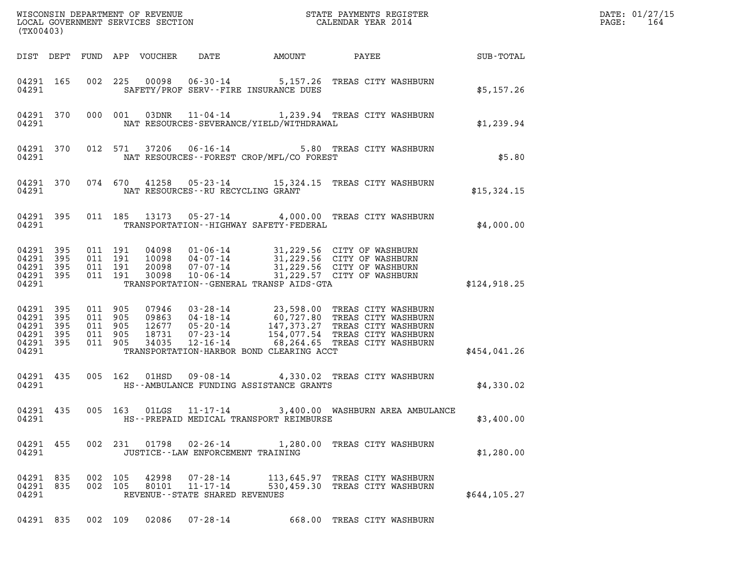WISCONSIN DEPARTMENT OF REVENUE
LOCAL GOVERNMENT SERVICES SECTION
(TX00403)

STATE PAYMENTS REGISTER
CALENDAR YEAR 2014

DATE: 01/27/15
PAGE: 164

| DIST | DEPT | FUND | APP | VOUCHER | DATE | AMOUNT | PAYEE | SUB-TOTAL |
|---|---|---|---|---|---|---|---|---|
| 04291 | 165 | 002 | 225 | 00098 | 06-30-14 | 5,157.26 | TREAS CITY WASHBURN | |
| 04291 | | | | | SAFETY/PROF SERV--FIRE INSURANCE DUES | | | $5,157.26 |
| 04291 | 370 | 000 | 001 | 03DNR | 11-04-14 | 1,239.94 | TREAS CITY WASHBURN | |
| 04291 | | | | | NAT RESOURCES-SEVERANCE/YIELD/WITHDRAWAL | | | $1,239.94 |
| 04291 | 370 | 012 | 571 | 37206 | 06-16-14 | 5.80 | TREAS CITY WASHBURN | |
| 04291 | | | | | NAT RESOURCES--FOREST CROP/MFL/CO FOREST | | | $5.80 |
| 04291 | 370 | 074 | 670 | 41258 | 05-23-14 | 15,324.15 | TREAS CITY WASHBURN | |
| 04291 | | | | | NAT RESOURCES--RU RECYCLING GRANT | | | $15,324.15 |
| 04291 | 395 | 011 | 185 | 13173 | 05-27-14 | 4,000.00 | TREAS CITY WASHBURN | |
| 04291 | | | | | TRANSPORTATION--HIGHWAY SAFETY-FEDERAL | | | $4,000.00 |
| 04291 | 395 | 011 | 191 | 04098 | 01-06-14 | 31,229.56 | CITY OF WASHBURN | |
| 04291 | 395 | 011 | 191 | 10098 | 04-07-14 | 31,229.56 | CITY OF WASHBURN | |
| 04291 | 395 | 011 | 191 | 20098 | 07-07-14 | 31,229.56 | CITY OF WASHBURN | |
| 04291 | 395 | 011 | 191 | 30098 | 10-06-14 | 31,229.57 | CITY OF WASHBURN | |
| 04291 | | | | | TRANSPORTATION--GENERAL TRANSP AIDS-GTA | | | $124,918.25 |
| 04291 | 395 | 011 | 905 | 07946 | 03-28-14 | 23,598.00 | TREAS CITY WASHBURN | |
| 04291 | 395 | 011 | 905 | 09863 | 04-18-14 | 60,727.80 | TREAS CITY WASHBURN | |
| 04291 | 395 | 011 | 905 | 12677 | 05-20-14 | 147,373.27 | TREAS CITY WASHBURN | |
| 04291 | 395 | 011 | 905 | 18731 | 07-23-14 | 154,077.54 | TREAS CITY WASHBURN | |
| 04291 | 395 | 011 | 905 | 34035 | 12-16-14 | 68,264.65 | TREAS CITY WASHBURN | |
| 04291 | | | | | TRANSPORTATION-HARBOR BOND CLEARING ACCT | | | $454,041.26 |
| 04291 | 435 | 005 | 162 | 01HSD | 09-08-14 | 4,330.02 | TREAS CITY WASHBURN | |
| 04291 | | | | | HS--AMBULANCE FUNDING ASSISTANCE GRANTS | | | $4,330.02 |
| 04291 | 435 | 005 | 163 | 01LGS | 11-17-14 | 3,400.00 | WASHBURN AREA AMBULANCE | |
| 04291 | | | | | HS--PREPAID MEDICAL TRANSPORT REIMBURSE | | | $3,400.00 |
| 04291 | 455 | 002 | 231 | 01798 | 02-26-14 | 1,280.00 | TREAS CITY WASHBURN | |
| 04291 | | | | | JUSTICE--LAW ENFORCEMENT TRAINING | | | $1,280.00 |
| 04291 | 835 | 002 | 105 | 42998 | 07-28-14 | 113,645.97 | TREAS CITY WASHBURN | |
| 04291 | 835 | 002 | 105 | 80101 | 11-17-14 | 530,459.30 | TREAS CITY WASHBURN | |
| 04291 | | | | | REVENUE--STATE SHARED REVENUES | | | $644,105.27 |
| 04291 | 835 | 002 | 109 | 02086 | 07-28-14 | 668.00 | TREAS CITY WASHBURN | |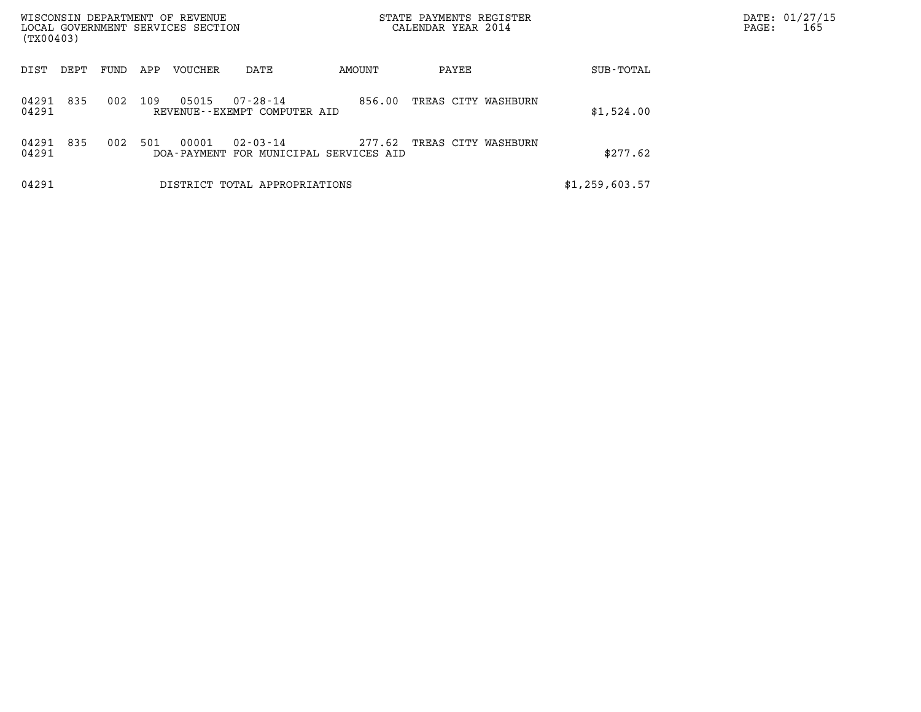WISCONSIN DEPARTMENT OF REVENUE
LOCAL GOVERNMENT SERVICES SECTION
(TX00403)

STATE PAYMENTS REGISTER
CALENDAR YEAR 2014

| DIST | DEPT | FUND | APP | VOUCHER | DATE | AMOUNT | PAYEE | SUB-TOTAL |
|---|---|---|---|---|---|---|---|---|
| 04291 | 835 | 002 | 109 | 05015 | 07-28-14 | 856.00 | TREAS CITY WASHBURN | |
| 04291 | | | | REVENUE--EXEMPT COMPUTER AID | | | | $1,524.00 |
| 04291 | 835 | 002 | 501 | 00001 | 02-03-14 | 277.62 | TREAS CITY WASHBURN | |
| 04291 | | | | DOA-PAYMENT FOR MUNICIPAL SERVICES AID | | | | $277.62 |
| 04291 | | | | DISTRICT TOTAL APPROPRIATIONS | | | | $1,259,603.57 |